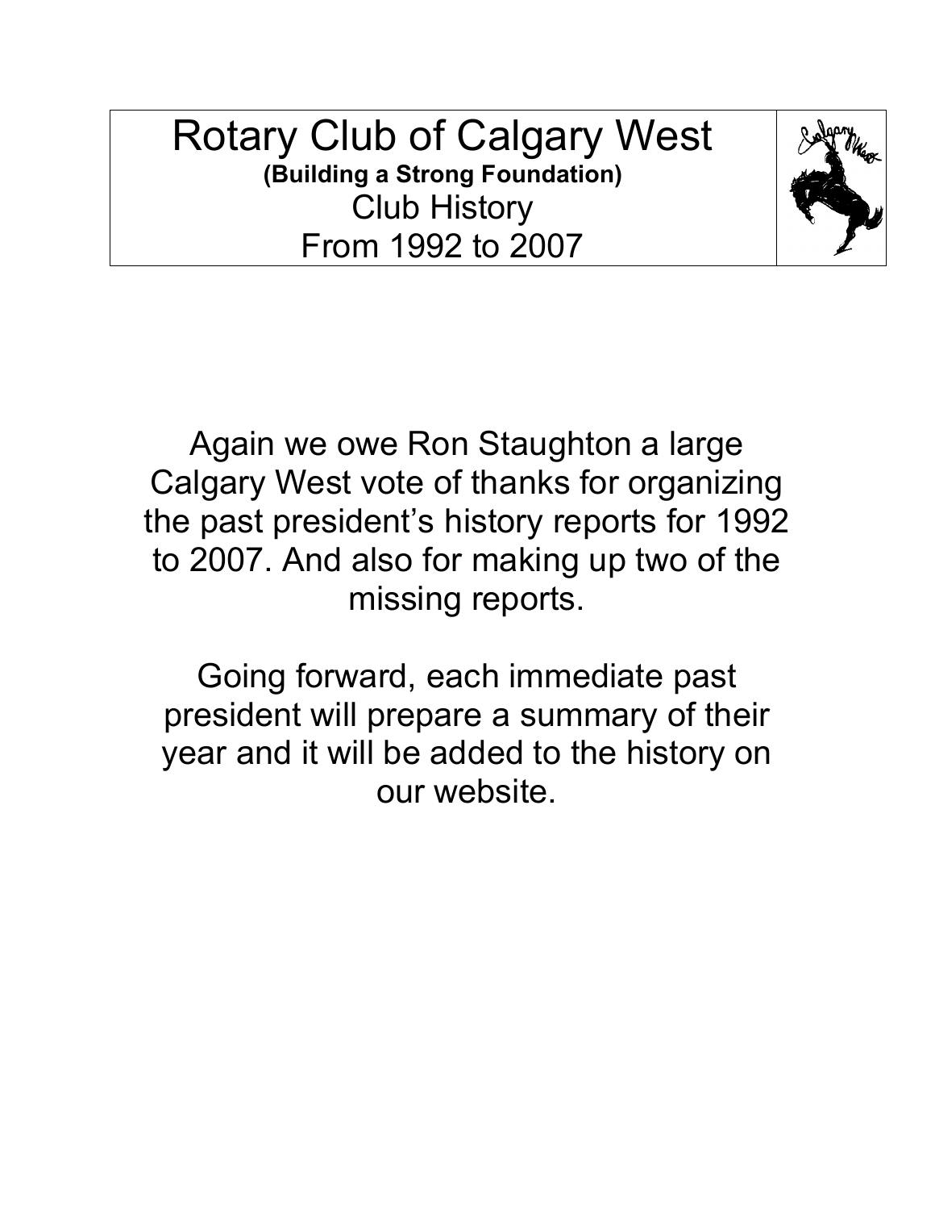# Rotary Club of Calgary West

**(Building a Strong Foundation)**

Club History

From 1992 to 2007

Again we owe Ron Staughton a large Calgary West vote of thanks for organizing the past president's history reports for 1992 to 2007. And also for making up two of the missing reports.

Going forward, each immediate past president will prepare a summary of their year and it will be added to the history on our website.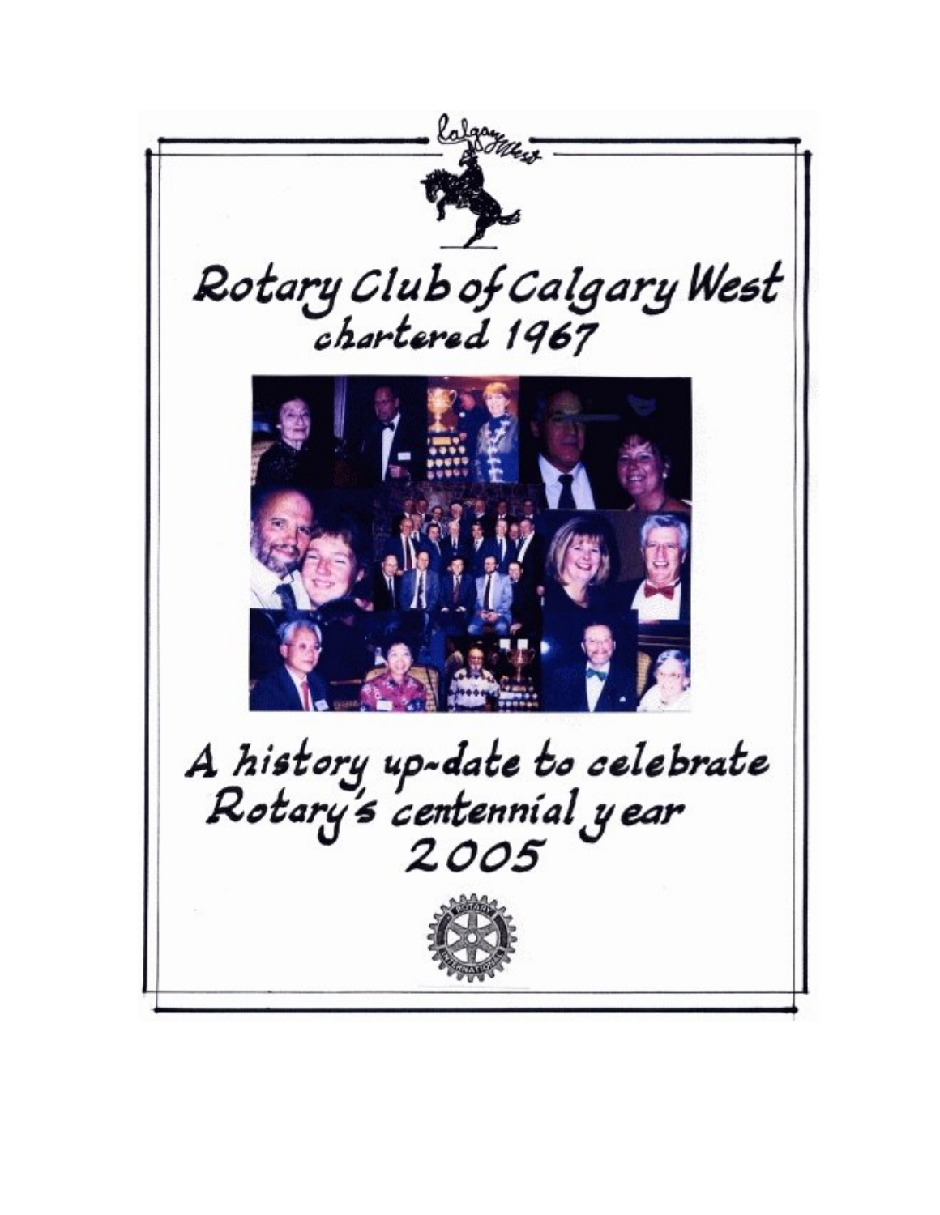# Rotary Club of Calgary West

chartered 1967

A history up-date to celebrate Rotary's centennial year 2005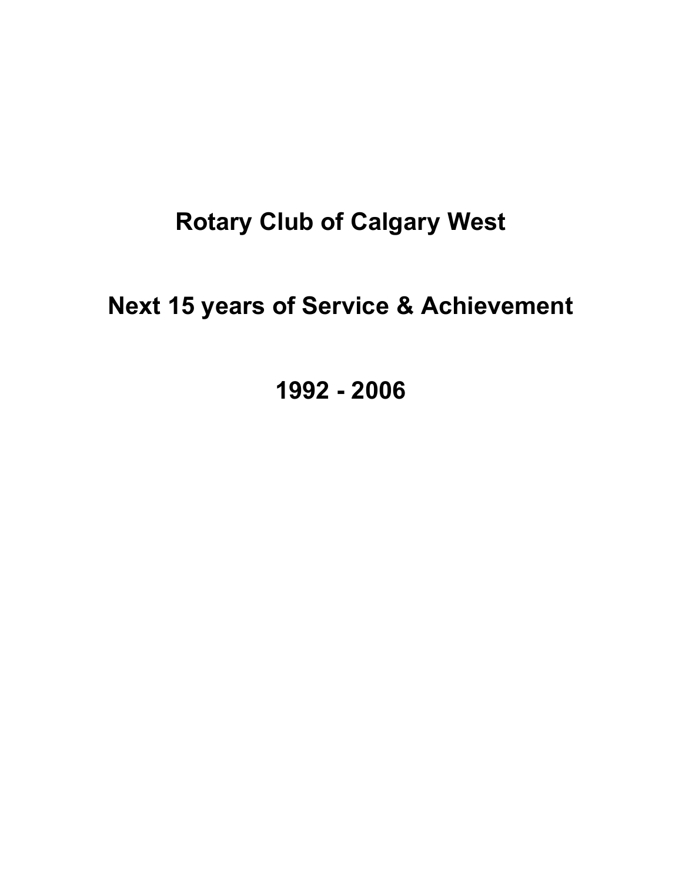# Rotary Club of Calgary West

# Next 15 years of Service & Achievement

# 1992 - 2006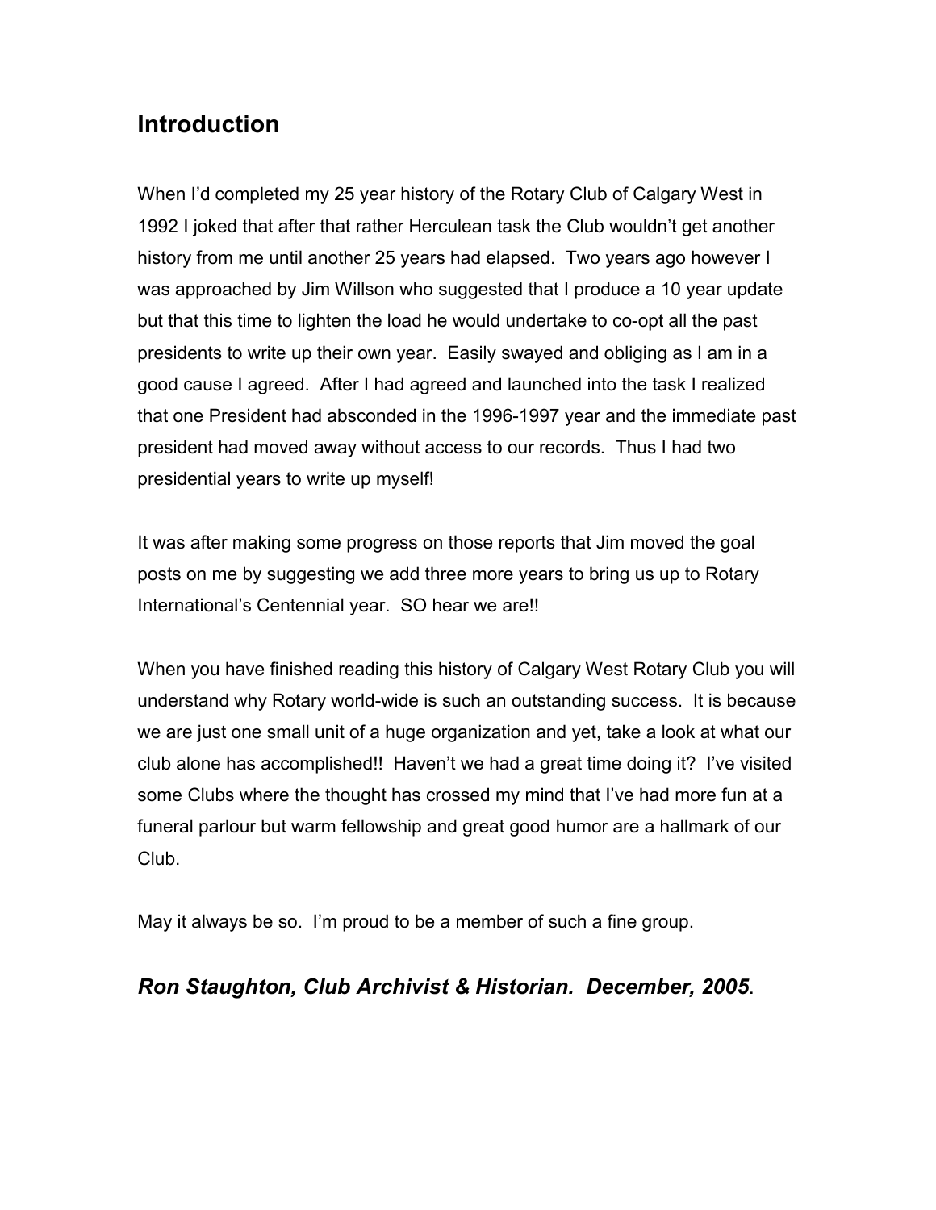## Introduction

When I'd completed my 25 year history of the Rotary Club of Calgary West in 1992 I joked that after that rather Herculean task the Club wouldn't get another history from me until another 25 years had elapsed. Two years ago however I was approached by Jim Willson who suggested that I produce a 10 year update but that this time to lighten the load he would undertake to co-opt all the past presidents to write up their own year. Easily swayed and obliging as I am in a good cause I agreed. After I had agreed and launched into the task I realized that one President had absconded in the 1996-1997 year and the immediate past president had moved away without access to our records. Thus I had two presidential years to write up myself!

It was after making some progress on those reports that Jim moved the goal posts on me by suggesting we add three more years to bring us up to Rotary International's Centennial year. SO hear we are!!

When you have finished reading this history of Calgary West Rotary Club you will understand why Rotary world-wide is such an outstanding success. It is because we are just one small unit of a huge organization and yet, take a look at what our club alone has accomplished!! Haven't we had a great time doing it? I've visited some Clubs where the thought has crossed my mind that I've had more fun at a funeral parlour but warm fellowship and great good humor are a hallmark of our Club.

May it always be so. I'm proud to be a member of such a fine group.

***Ron Staughton, Club Archivist & Historian. December, 2005***.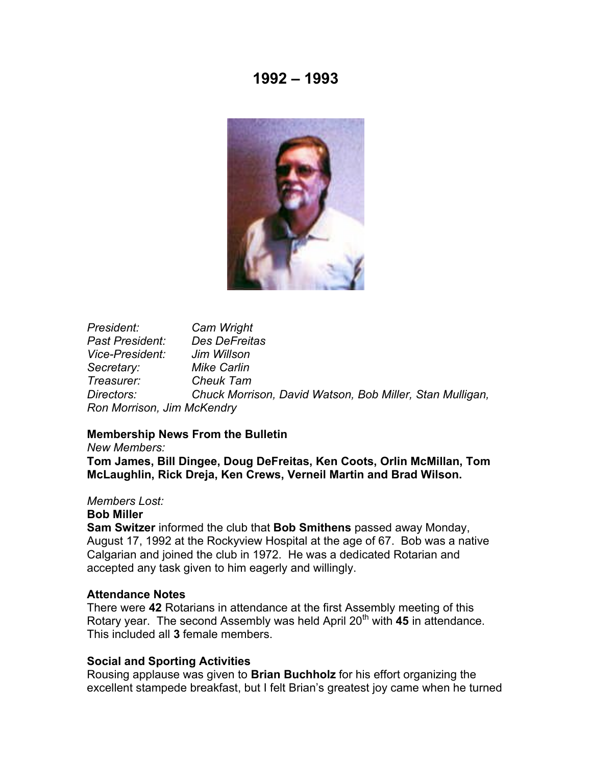# 1992 – 1993

*President:* *Cam Wright*
*Past President:* *Des DeFreitas*
*Vice-President:* *Jim Willson*
*Secretary:* *Mike Carlin*
*Treasurer:* *Cheuk Tam*
*Directors:* *Chuck Morrison, David Watson, Bob Miller, Stan Mulligan, Ron Morrison, Jim McKendry*

**Membership News From the Bulletin**
*New Members:*
**Tom James, Bill Dingee, Doug DeFreitas, Ken Coots, Orlin McMillan, Tom McLaughlin, Rick Dreja, Ken Crews, Verneil Martin and Brad Wilson.**

*Members Lost:*
**Bob Miller**
**Sam Switzer** informed the club that **Bob Smithens** passed away Monday, August 17, 1992 at the Rockyview Hospital at the age of 67. Bob was a native Calgarian and joined the club in 1972. He was a dedicated Rotarian and accepted any task given to him eagerly and willingly.

**Attendance Notes**
There were **42** Rotarians in attendance at the first Assembly meeting of this Rotary year. The second Assembly was held April 20th with **45** in attendance. This included all **3** female members.

**Social and Sporting Activities**
Rousing applause was given to **Brian Buchholz** for his effort organizing the excellent stampede breakfast, but I felt Brian's greatest joy came when he turned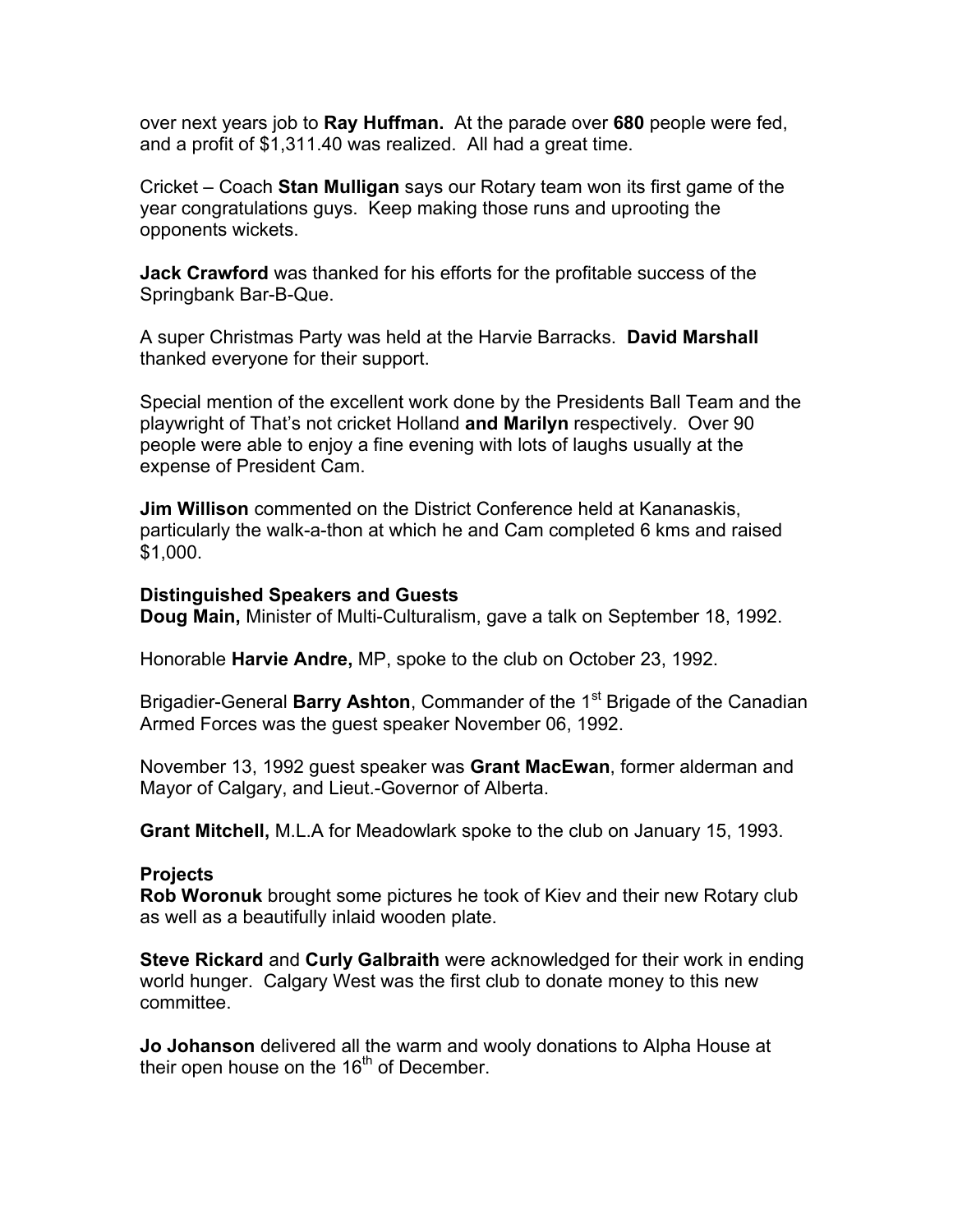over next years job to **Ray Huffman.** At the parade over **680** people were fed, and a profit of $1,311.40 was realized. All had a great time.

Cricket – Coach **Stan Mulligan** says our Rotary team won its first game of the year congratulations guys. Keep making those runs and uprooting the opponents wickets.

**Jack Crawford** was thanked for his efforts for the profitable success of the Springbank Bar-B-Que.

A super Christmas Party was held at the Harvie Barracks. **David Marshall** thanked everyone for their support.

Special mention of the excellent work done by the Presidents Ball Team and the playwright of That's not cricket Holland **and Marilyn** respectively. Over 90 people were able to enjoy a fine evening with lots of laughs usually at the expense of President Cam.

**Jim Willison** commented on the District Conference held at Kananaskis, particularly the walk-a-thon at which he and Cam completed 6 kms and raised $1,000.

### Distinguished Speakers and Guests

**Doug Main,** Minister of Multi-Culturalism, gave a talk on September 18, 1992.

Honorable **Harvie Andre,** MP, spoke to the club on October 23, 1992.

Brigadier-General **Barry Ashton**, Commander of the 1st Brigade of the Canadian Armed Forces was the guest speaker November 06, 1992.

November 13, 1992 guest speaker was **Grant MacEwan**, former alderman and Mayor of Calgary, and Lieut.-Governor of Alberta.

**Grant Mitchell,** M.L.A for Meadowlark spoke to the club on January 15, 1993.

### Projects

**Rob Woronuk** brought some pictures he took of Kiev and their new Rotary club as well as a beautifully inlaid wooden plate.

**Steve Rickard** and **Curly Galbraith** were acknowledged for their work in ending world hunger. Calgary West was the first club to donate money to this new committee.

**Jo Johanson** delivered all the warm and wooly donations to Alpha House at their open house on the 16th of December.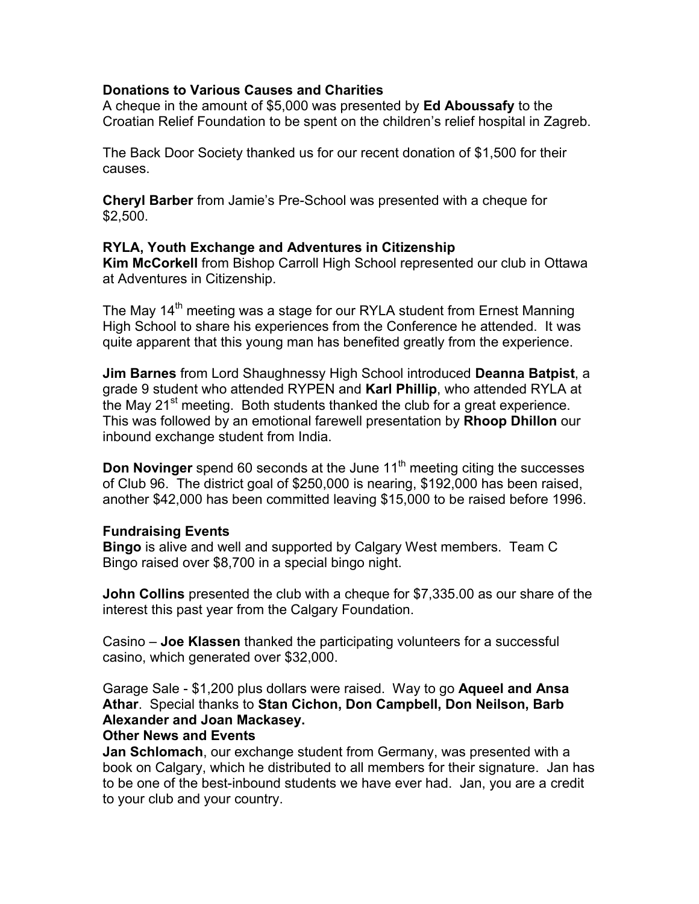### Donations to Various Causes and Charities

A cheque in the amount of $5,000 was presented by **Ed Aboussafy** to the Croatian Relief Foundation to be spent on the children's relief hospital in Zagreb.

The Back Door Society thanked us for our recent donation of $1,500 for their causes.

**Cheryl Barber** from Jamie's Pre-School was presented with a cheque for $2,500.

### RYLA, Youth Exchange and Adventures in Citizenship

**Kim McCorkell** from Bishop Carroll High School represented our club in Ottawa at Adventures in Citizenship.

The May 14th meeting was a stage for our RYLA student from Ernest Manning High School to share his experiences from the Conference he attended. It was quite apparent that this young man has benefited greatly from the experience.

**Jim Barnes** from Lord Shaughnessy High School introduced **Deanna Batpist**, a grade 9 student who attended RYPEN and **Karl Phillip**, who attended RYLA at the May 21st meeting. Both students thanked the club for a great experience. This was followed by an emotional farewell presentation by **Rhoop Dhillon** our inbound exchange student from India.

**Don Novinger** spend 60 seconds at the June 11th meeting citing the successes of Club 96. The district goal of $250,000 is nearing, $192,000 has been raised, another $42,000 has been committed leaving $15,000 to be raised before 1996.

### Fundraising Events

**Bingo** is alive and well and supported by Calgary West members. Team C Bingo raised over $8,700 in a special bingo night.

**John Collins** presented the club with a cheque for $7,335.00 as our share of the interest this past year from the Calgary Foundation.

Casino – **Joe Klassen** thanked the participating volunteers for a successful casino, which generated over $32,000.

Garage Sale - $1,200 plus dollars were raised. Way to go **Aqueel and Ansa Athar**. Special thanks to **Stan Cichon, Don Campbell, Don Neilson, Barb Alexander and Joan Mackasey.**

### Other News and Events

**Jan Schlomach**, our exchange student from Germany, was presented with a book on Calgary, which he distributed to all members for their signature. Jan has to be one of the best-inbound students we have ever had. Jan, you are a credit to your club and your country.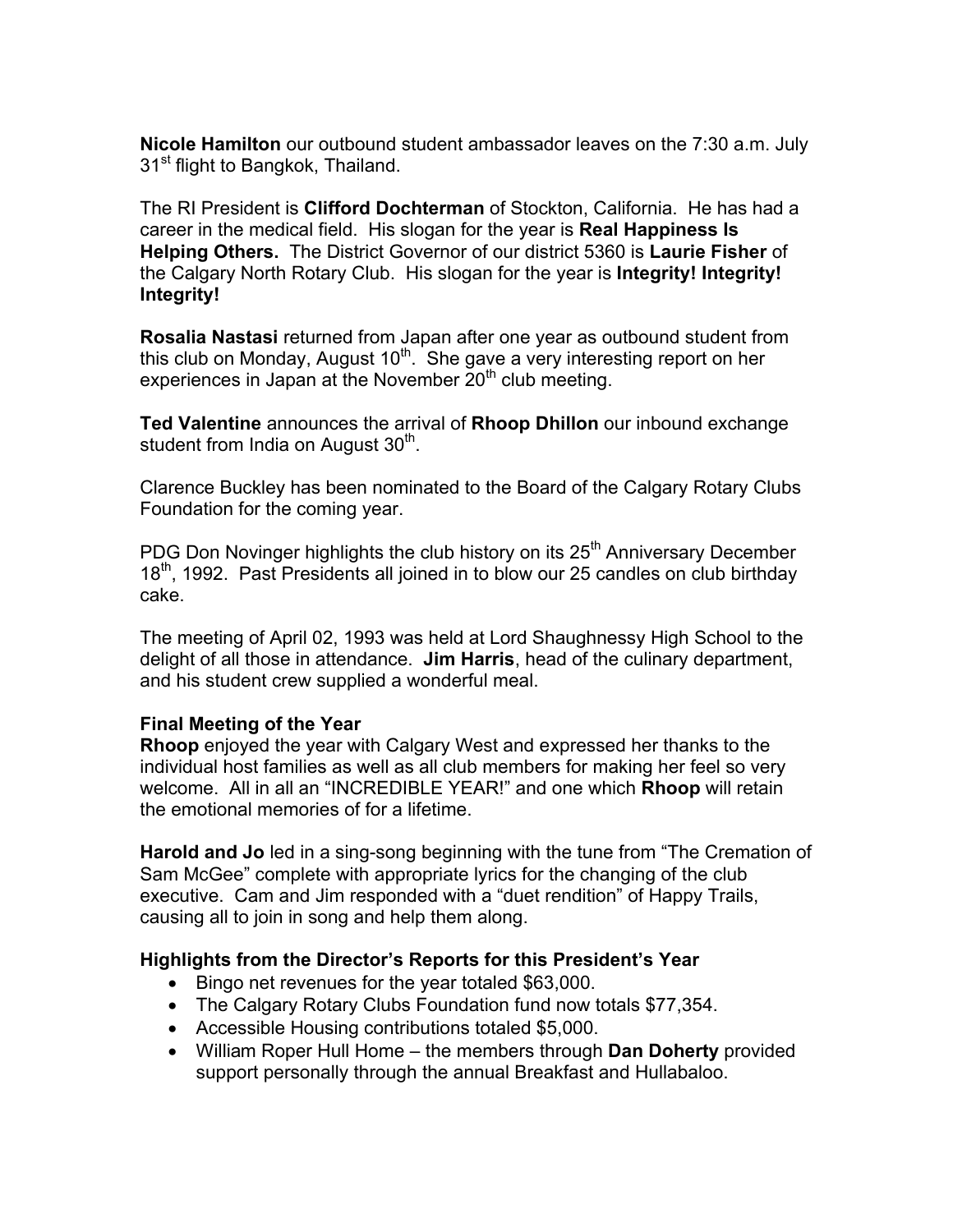**Nicole Hamilton** our outbound student ambassador leaves on the 7:30 a.m. July 31st flight to Bangkok, Thailand.

The RI President is **Clifford Dochterman** of Stockton, California. He has had a career in the medical field. His slogan for the year is **Real Happiness Is Helping Others.** The District Governor of our district 5360 is **Laurie Fisher** of the Calgary North Rotary Club. His slogan for the year is **Integrity! Integrity! Integrity!**

**Rosalia Nastasi** returned from Japan after one year as outbound student from this club on Monday, August 10th. She gave a very interesting report on her experiences in Japan at the November 20th club meeting.

**Ted Valentine** announces the arrival of **Rhoop Dhillon** our inbound exchange student from India on August 30th.

Clarence Buckley has been nominated to the Board of the Calgary Rotary Clubs Foundation for the coming year.

PDG Don Novinger highlights the club history on its 25th Anniversary December 18th, 1992. Past Presidents all joined in to blow our 25 candles on club birthday cake.

The meeting of April 02, 1993 was held at Lord Shaughnessy High School to the delight of all those in attendance. **Jim Harris**, head of the culinary department, and his student crew supplied a wonderful meal.

**Final Meeting of the Year**

**Rhoop** enjoyed the year with Calgary West and expressed her thanks to the individual host families as well as all club members for making her feel so very welcome. All in all an "INCREDIBLE YEAR!" and one which **Rhoop** will retain the emotional memories of for a lifetime.

**Harold and Jo** led in a sing-song beginning with the tune from "The Cremation of Sam McGee" complete with appropriate lyrics for the changing of the club executive. Cam and Jim responded with a "duet rendition" of Happy Trails, causing all to join in song and help them along.

**Highlights from the Director's Reports for this President's Year**

- Bingo net revenues for the year totaled $63,000.
- The Calgary Rotary Clubs Foundation fund now totals $77,354.
- Accessible Housing contributions totaled $5,000.
- William Roper Hull Home – the members through **Dan Doherty** provided support personally through the annual Breakfast and Hullabaloo.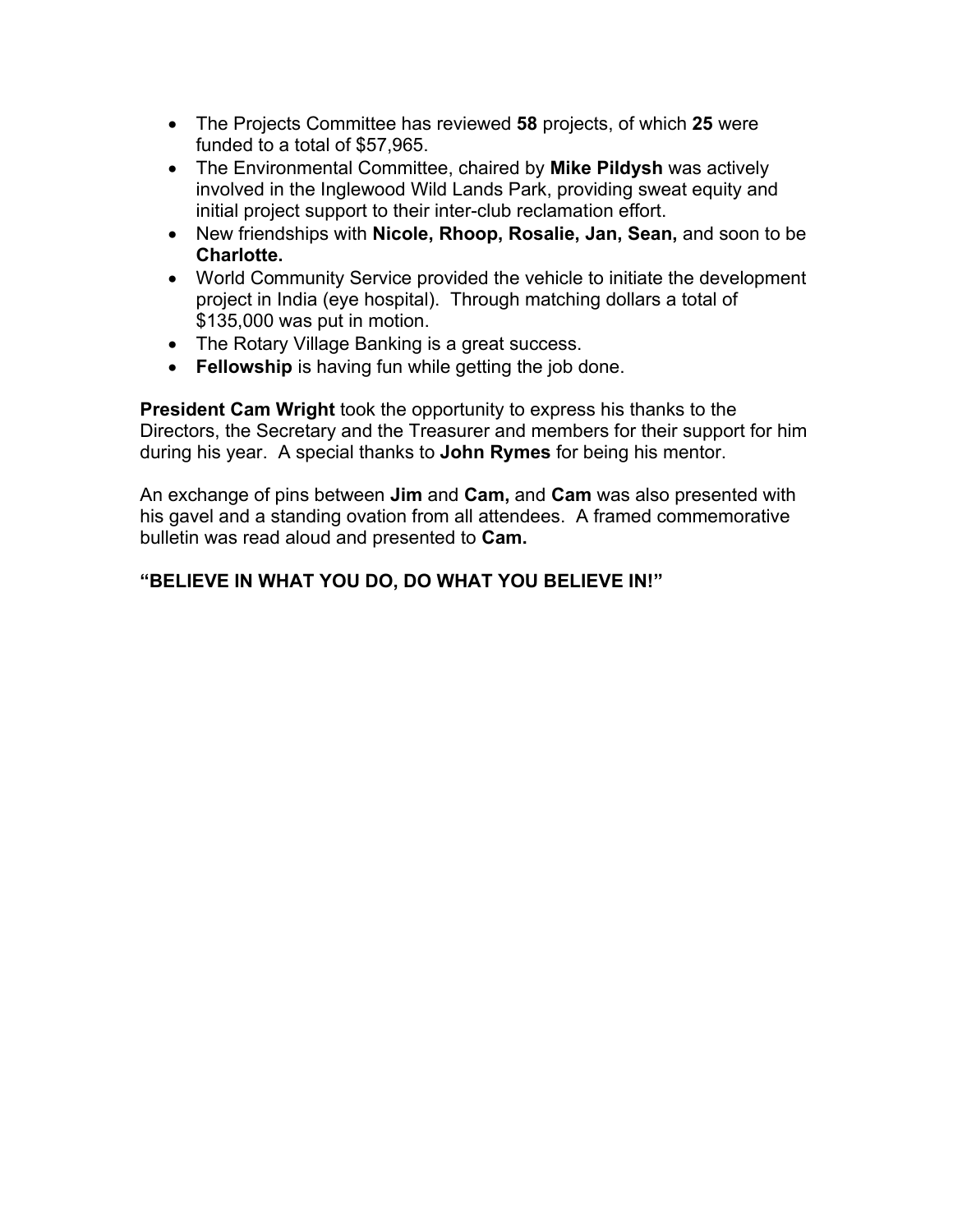- The Projects Committee has reviewed **58** projects, of which **25** were funded to a total of $57,965.
- The Environmental Committee, chaired by **Mike Pildysh** was actively involved in the Inglewood Wild Lands Park, providing sweat equity and initial project support to their inter-club reclamation effort.
- New friendships with **Nicole, Rhoop, Rosalie, Jan, Sean,** and soon to be **Charlotte.**
- World Community Service provided the vehicle to initiate the development project in India (eye hospital). Through matching dollars a total of $135,000 was put in motion.
- The Rotary Village Banking is a great success.
- **Fellowship** is having fun while getting the job done.

**President Cam Wright** took the opportunity to express his thanks to the Directors, the Secretary and the Treasurer and members for their support for him during his year. A special thanks to **John Rymes** for being his mentor.

An exchange of pins between **Jim** and **Cam,** and **Cam** was also presented with his gavel and a standing ovation from all attendees. A framed commemorative bulletin was read aloud and presented to **Cam.**

**"BELIEVE IN WHAT YOU DO, DO WHAT YOU BELIEVE IN!"**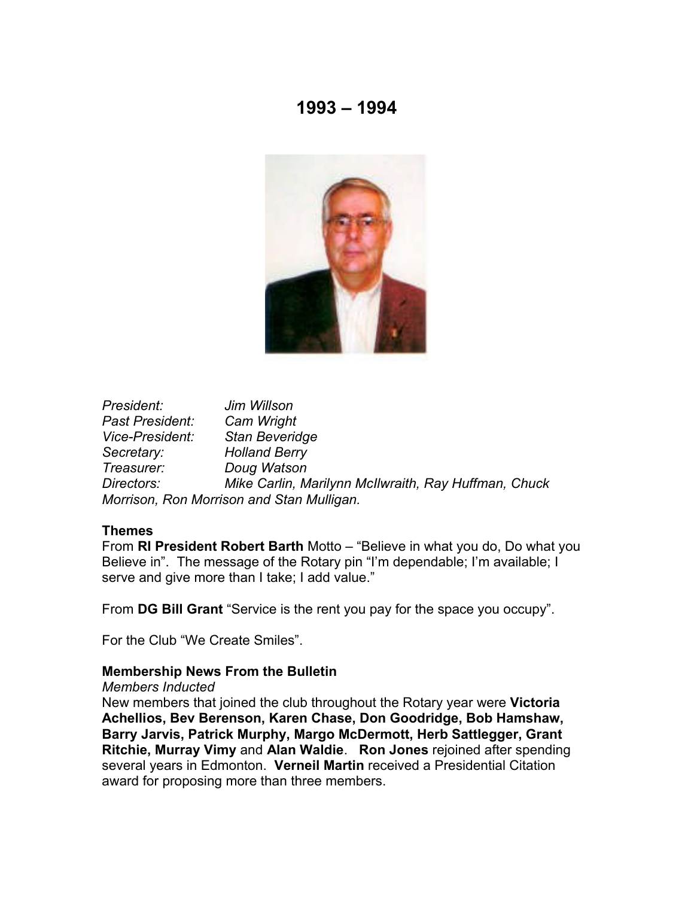# 1993 – 1994

*President:* *Jim Willson*
*Past President:* *Cam Wright*
*Vice-President:* *Stan Beveridge*
*Secretary:* *Holland Berry*
*Treasurer:* *Doug Watson*
*Directors:* *Mike Carlin, Marilynn McIlwraith, Ray Huffman, Chuck Morrison, Ron Morrison and Stan Mulligan.*

**Themes**

From **RI President Robert Barth** Motto – “Believe in what you do, Do what you Believe in”. The message of the Rotary pin “I’m dependable; I’m available; I serve and give more than I take; I add value.”

From **DG Bill Grant** “Service is the rent you pay for the space you occupy”.

For the Club “We Create Smiles”.

**Membership News From the Bulletin**

*Members Inducted*

New members that joined the club throughout the Rotary year were **Victoria Achellios, Bev Berenson, Karen Chase, Don Goodridge, Bob Hamshaw, Barry Jarvis, Patrick Murphy, Margo McDermott, Herb Sattlegger, Grant Ritchie, Murray Vimy** and **Alan Waldie**. **Ron Jones** rejoined after spending several years in Edmonton. **Verneil Martin** received a Presidential Citation award for proposing more than three members.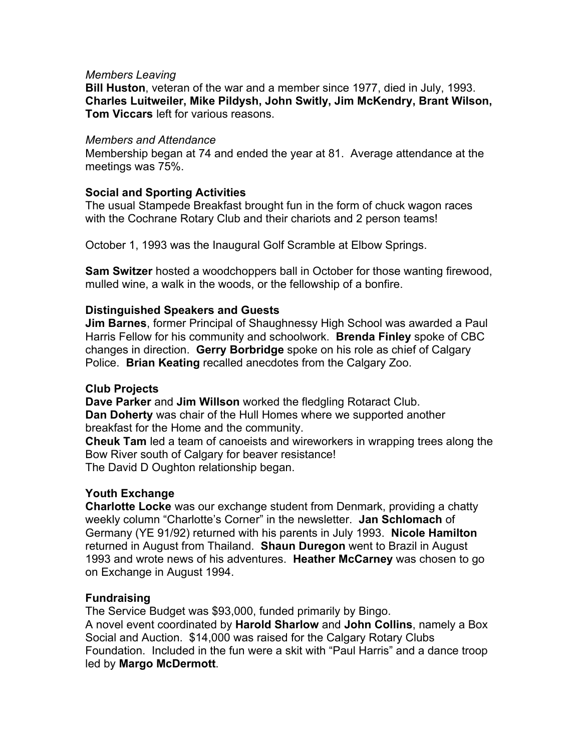*Members Leaving*

**Bill Huston**, veteran of the war and a member since 1977, died in July, 1993. **Charles Luitweiler, Mike Pildysh, John Switly, Jim McKendry, Brant Wilson, Tom Viccars** left for various reasons.

*Members and Attendance*

Membership began at 74 and ended the year at 81. Average attendance at the meetings was 75%.

### Social and Sporting Activities

The usual Stampede Breakfast brought fun in the form of chuck wagon races with the Cochrane Rotary Club and their chariots and 2 person teams!

October 1, 1993 was the Inaugural Golf Scramble at Elbow Springs.

**Sam Switzer** hosted a woodchoppers ball in October for those wanting firewood, mulled wine, a walk in the woods, or the fellowship of a bonfire.

### Distinguished Speakers and Guests

**Jim Barnes**, former Principal of Shaughnessy High School was awarded a Paul Harris Fellow for his community and schoolwork. **Brenda Finley** spoke of CBC changes in direction. **Gerry Borbridge** spoke on his role as chief of Calgary Police. **Brian Keating** recalled anecdotes from the Calgary Zoo.

### Club Projects

**Dave Parker** and **Jim Willson** worked the fledgling Rotaract Club.
**Dan Doherty** was chair of the Hull Homes where we supported another breakfast for the Home and the community.
**Cheuk Tam** led a team of canoeists and wireworkers in wrapping trees along the Bow River south of Calgary for beaver resistance!
The David D Oughton relationship began.

### Youth Exchange

**Charlotte Locke** was our exchange student from Denmark, providing a chatty weekly column "Charlotte's Corner" in the newsletter. **Jan Schlomach** of Germany (YE 91/92) returned with his parents in July 1993. **Nicole Hamilton** returned in August from Thailand. **Shaun Duregon** went to Brazil in August 1993 and wrote news of his adventures. **Heather McCarney** was chosen to go on Exchange in August 1994.

### Fundraising

The Service Budget was $93,000, funded primarily by Bingo.
A novel event coordinated by **Harold Sharlow** and **John Collins**, namely a Box Social and Auction. $14,000 was raised for the Calgary Rotary Clubs Foundation. Included in the fun were a skit with "Paul Harris" and a dance troop led by **Margo McDermott**.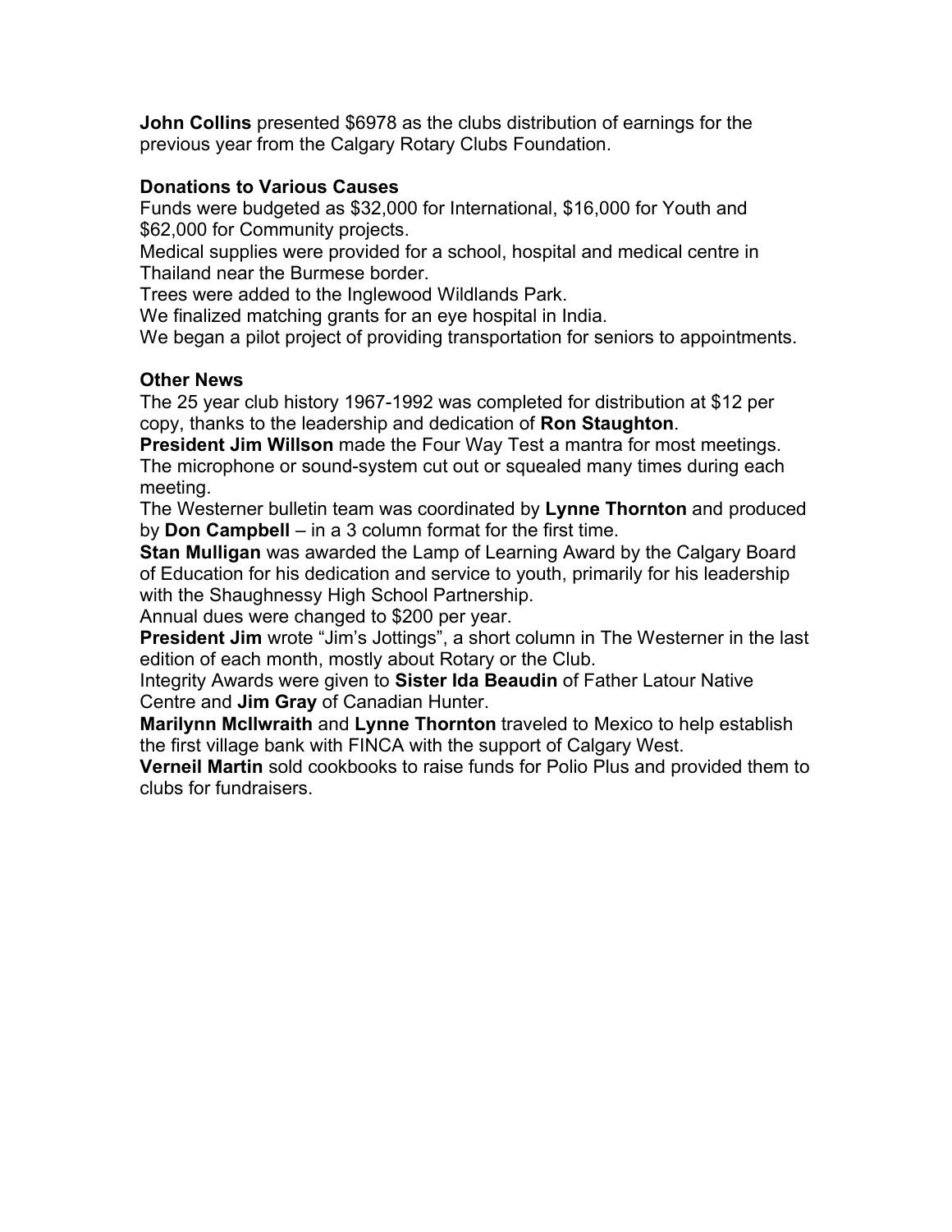**John Collins** presented $6978 as the clubs distribution of earnings for the previous year from the Calgary Rotary Clubs Foundation.

**Donations to Various Causes**

Funds were budgeted as $32,000 for International, $16,000 for Youth and $62,000 for Community projects.
Medical supplies were provided for a school, hospital and medical centre in Thailand near the Burmese border.
Trees were added to the Inglewood Wildlands Park.
We finalized matching grants for an eye hospital in India.
We began a pilot project of providing transportation for seniors to appointments.

**Other News**

The 25 year club history 1967-1992 was completed for distribution at $12 per copy, thanks to the leadership and dedication of **Ron Staughton**.
**President Jim Willson** made the Four Way Test a mantra for most meetings.
The microphone or sound-system cut out or squealed many times during each meeting.
The Westerner bulletin team was coordinated by **Lynne Thornton** and produced by **Don Campbell** – in a 3 column format for the first time.
**Stan Mulligan** was awarded the Lamp of Learning Award by the Calgary Board of Education for his dedication and service to youth, primarily for his leadership with the Shaughnessy High School Partnership.
Annual dues were changed to $200 per year.
**President Jim** wrote "Jim's Jottings", a short column in The Westerner in the last edition of each month, mostly about Rotary or the Club.
Integrity Awards were given to **Sister Ida Beaudin** of Father Latour Native Centre and **Jim Gray** of Canadian Hunter.
**Marilynn McIlwraith** and **Lynne Thornton** traveled to Mexico to help establish the first village bank with FINCA with the support of Calgary West.
**Verneil Martin** sold cookbooks to raise funds for Polio Plus and provided them to clubs for fundraisers.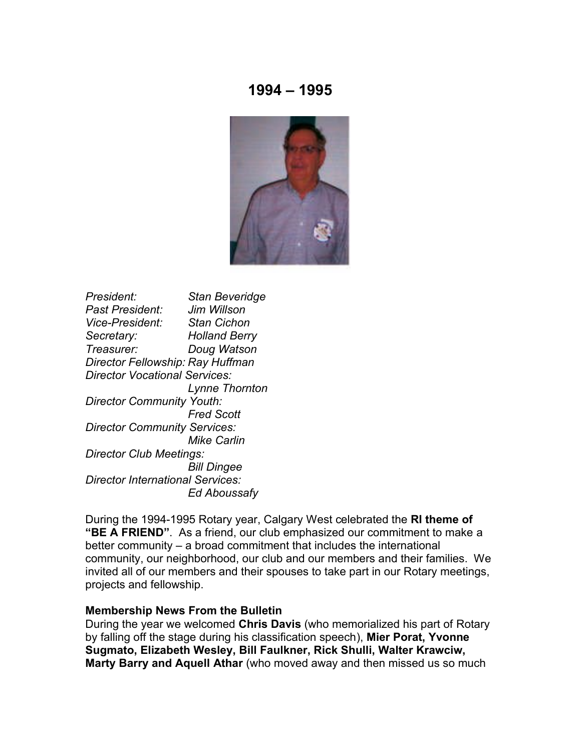# 1994 – 1995

*President: Stan Beveridge*
*Past President: Jim Willson*
*Vice-President: Stan Cichon*
*Secretary: Holland Berry*
*Treasurer: Doug Watson*
*Director Fellowship: Ray Huffman*
*Director Vocational Services: Lynne Thornton*
*Director Community Youth: Fred Scott*
*Director Community Services: Mike Carlin*
*Director Club Meetings: Bill Dingee*
*Director International Services: Ed Aboussafy*

During the 1994-1995 Rotary year, Calgary West celebrated the **RI theme of "BE A FRIEND"**. As a friend, our club emphasized our commitment to make a better community – a broad commitment that includes the international community, our neighborhood, our club and our members and their families. We invited all of our members and their spouses to take part in our Rotary meetings, projects and fellowship.

**Membership News From the Bulletin**

During the year we welcomed **Chris Davis** (who memorialized his part of Rotary by falling off the stage during his classification speech), **Mier Porat, Yvonne Sugmato, Elizabeth Wesley, Bill Faulkner, Rick Shulli, Walter Krawciw, Marty Barry and Aquell Athar** (who moved away and then missed us so much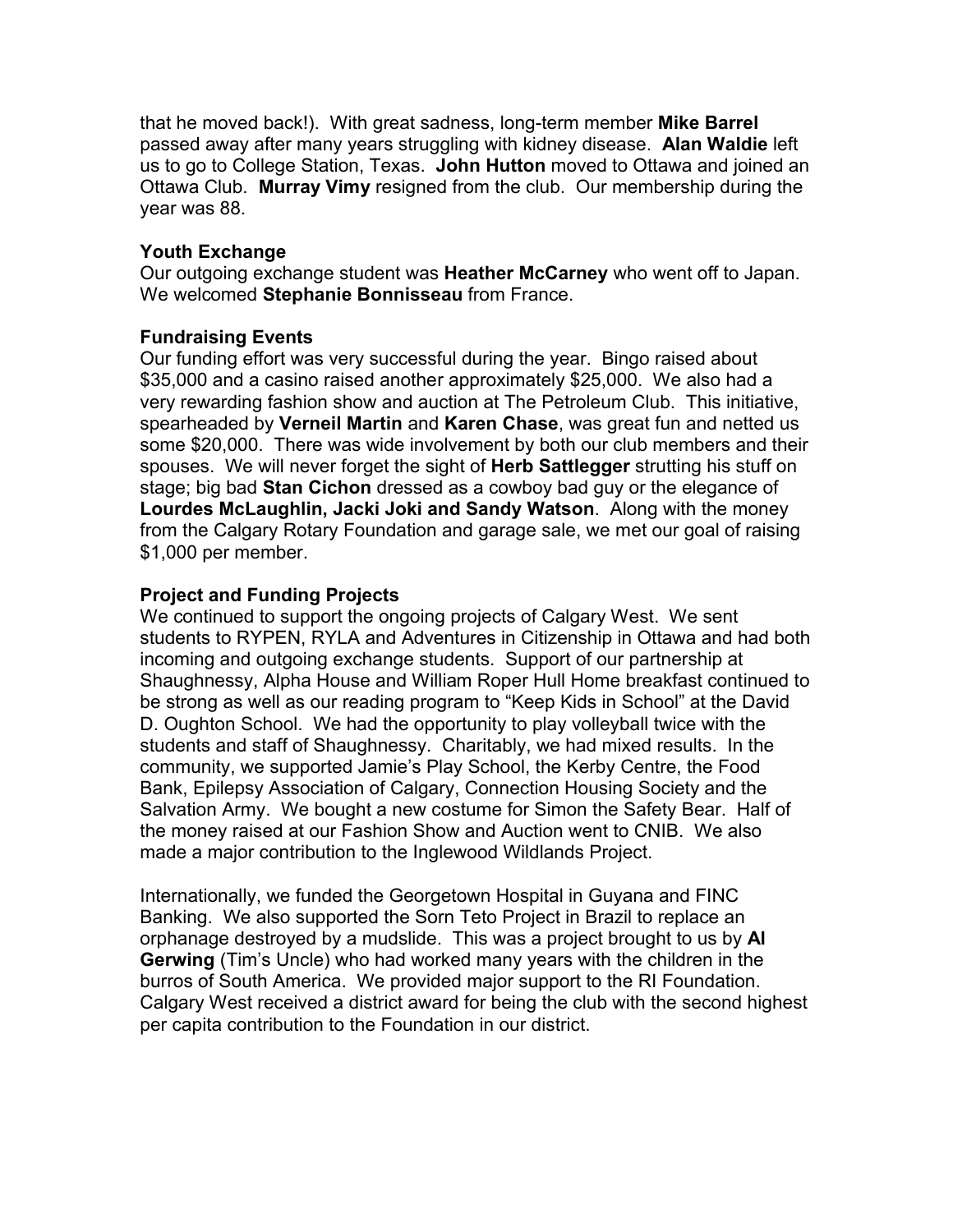that he moved back!). With great sadness, long-term member **Mike Barrel** passed away after many years struggling with kidney disease. **Alan Waldie** left us to go to College Station, Texas. **John Hutton** moved to Ottawa and joined an Ottawa Club. **Murray Vimy** resigned from the club. Our membership during the year was 88.

**Youth Exchange**

Our outgoing exchange student was **Heather McCarney** who went off to Japan. We welcomed **Stephanie Bonnisseau** from France.

**Fundraising Events**

Our funding effort was very successful during the year. Bingo raised about $35,000 and a casino raised another approximately $25,000. We also had a very rewarding fashion show and auction at The Petroleum Club. This initiative, spearheaded by **Verneil Martin** and **Karen Chase**, was great fun and netted us some $20,000. There was wide involvement by both our club members and their spouses. We will never forget the sight of **Herb Sattlegger** strutting his stuff on stage; big bad **Stan Cichon** dressed as a cowboy bad guy or the elegance of **Lourdes McLaughlin, Jacki Joki and Sandy Watson**. Along with the money from the Calgary Rotary Foundation and garage sale, we met our goal of raising $1,000 per member.

**Project and Funding Projects**

We continued to support the ongoing projects of Calgary West. We sent students to RYPEN, RYLA and Adventures in Citizenship in Ottawa and had both incoming and outgoing exchange students. Support of our partnership at Shaughnessy, Alpha House and William Roper Hull Home breakfast continued to be strong as well as our reading program to "Keep Kids in School" at the David D. Oughton School. We had the opportunity to play volleyball twice with the students and staff of Shaughnessy. Charitably, we had mixed results. In the community, we supported Jamie's Play School, the Kerby Centre, the Food Bank, Epilepsy Association of Calgary, Connection Housing Society and the Salvation Army. We bought a new costume for Simon the Safety Bear. Half of the money raised at our Fashion Show and Auction went to CNIB. We also made a major contribution to the Inglewood Wildlands Project.

Internationally, we funded the Georgetown Hospital in Guyana and FINC Banking. We also supported the Sorn Teto Project in Brazil to replace an orphanage destroyed by a mudslide. This was a project brought to us by **Al Gerwing** (Tim's Uncle) who had worked many years with the children in the burros of South America. We provided major support to the RI Foundation. Calgary West received a district award for being the club with the second highest per capita contribution to the Foundation in our district.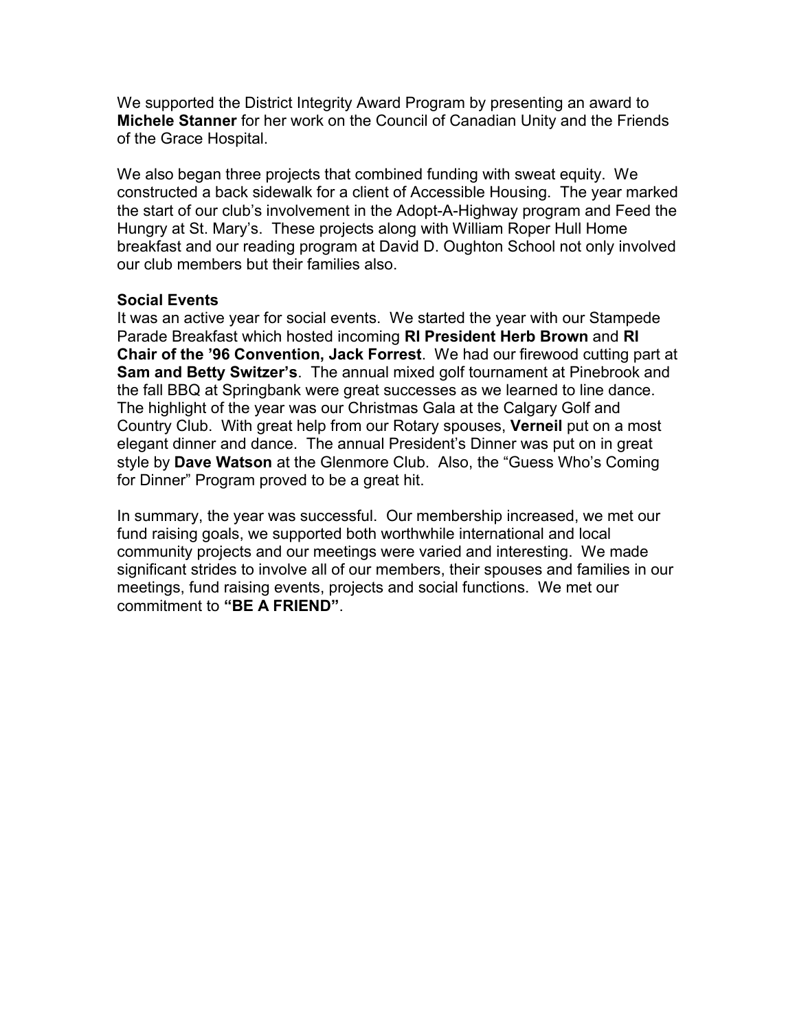We supported the District Integrity Award Program by presenting an award to **Michele Stanner** for her work on the Council of Canadian Unity and the Friends of the Grace Hospital.

We also began three projects that combined funding with sweat equity. We constructed a back sidewalk for a client of Accessible Housing. The year marked the start of our club's involvement in the Adopt-A-Highway program and Feed the Hungry at St. Mary's. These projects along with William Roper Hull Home breakfast and our reading program at David D. Oughton School not only involved our club members but their families also.

**Social Events**

It was an active year for social events. We started the year with our Stampede Parade Breakfast which hosted incoming **RI President Herb Brown** and **RI Chair of the '96 Convention, Jack Forrest**. We had our firewood cutting part at **Sam and Betty Switzer's**. The annual mixed golf tournament at Pinebrook and the fall BBQ at Springbank were great successes as we learned to line dance. The highlight of the year was our Christmas Gala at the Calgary Golf and Country Club. With great help from our Rotary spouses, **Verneil** put on a most elegant dinner and dance. The annual President's Dinner was put on in great style by **Dave Watson** at the Glenmore Club. Also, the "Guess Who's Coming for Dinner" Program proved to be a great hit.

In summary, the year was successful. Our membership increased, we met our fund raising goals, we supported both worthwhile international and local community projects and our meetings were varied and interesting. We made significant strides to involve all of our members, their spouses and families in our meetings, fund raising events, projects and social functions. We met our commitment to **"BE A FRIEND"**.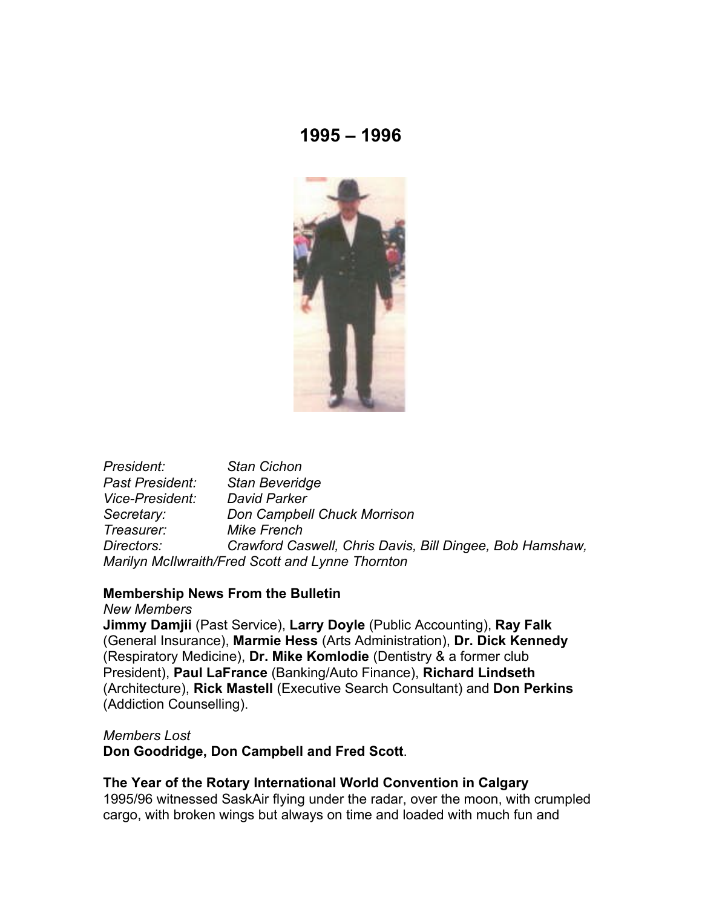# 1995 – 1996

*President:* *Stan Cichon*
*Past President:* *Stan Beveridge*
*Vice-President:* *David Parker*
*Secretary:* *Don Campbell Chuck Morrison*
*Treasurer:* *Mike French*
*Directors:* *Crawford Caswell, Chris Davis, Bill Dingee, Bob Hamshaw, Marilyn McIlwraith/Fred Scott and Lynne Thornton*

**Membership News From the Bulletin**

*New Members*

**Jimmy Damjii** (Past Service), **Larry Doyle** (Public Accounting), **Ray Falk** (General Insurance), **Marmie Hess** (Arts Administration), **Dr. Dick Kennedy** (Respiratory Medicine), **Dr. Mike Komlodie** (Dentistry & a former club President), **Paul LaFrance** (Banking/Auto Finance), **Richard Lindseth** (Architecture), **Rick Mastell** (Executive Search Consultant) and **Don Perkins** (Addiction Counselling).

*Members Lost*

**Don Goodridge, Don Campbell and Fred Scott**.

**The Year of the Rotary International World Convention in Calgary**

1995/96 witnessed SaskAir flying under the radar, over the moon, with crumpled cargo, with broken wings but always on time and loaded with much fun and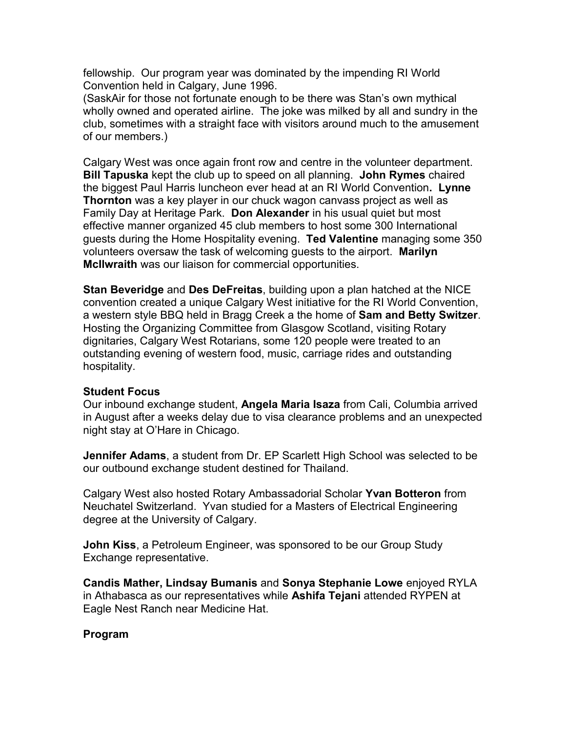fellowship. Our program year was dominated by the impending RI World Convention held in Calgary, June 1996.
(SaskAir for those not fortunate enough to be there was Stan's own mythical wholly owned and operated airline. The joke was milked by all and sundry in the club, sometimes with a straight face with visitors around much to the amusement of our members.)

Calgary West was once again front row and centre in the volunteer department. **Bill Tapuska** kept the club up to speed on all planning. **John Rymes** chaired the biggest Paul Harris luncheon ever head at an RI World Convention**. Lynne Thornton** was a key player in our chuck wagon canvass project as well as Family Day at Heritage Park. **Don Alexander** in his usual quiet but most effective manner organized 45 club members to host some 300 International guests during the Home Hospitality evening. **Ted Valentine** managing some 350 volunteers oversaw the task of welcoming guests to the airport. **Marilyn McIlwraith** was our liaison for commercial opportunities.

**Stan Beveridge** and **Des DeFreitas**, building upon a plan hatched at the NICE convention created a unique Calgary West initiative for the RI World Convention, a western style BBQ held in Bragg Creek a the home of **Sam and Betty Switzer**. Hosting the Organizing Committee from Glasgow Scotland, visiting Rotary dignitaries, Calgary West Rotarians, some 120 people were treated to an outstanding evening of western food, music, carriage rides and outstanding hospitality.

**Student Focus**

Our inbound exchange student, **Angela Maria Isaza** from Cali, Columbia arrived in August after a weeks delay due to visa clearance problems and an unexpected night stay at O'Hare in Chicago.

**Jennifer Adams**, a student from Dr. EP Scarlett High School was selected to be our outbound exchange student destined for Thailand.

Calgary West also hosted Rotary Ambassadorial Scholar **Yvan Botteron** from Neuchatel Switzerland. Yvan studied for a Masters of Electrical Engineering degree at the University of Calgary.

**John Kiss**, a Petroleum Engineer, was sponsored to be our Group Study Exchange representative.

**Candis Mather, Lindsay Bumanis** and **Sonya Stephanie Lowe** enjoyed RYLA in Athabasca as our representatives while **Ashifa Tejani** attended RYPEN at Eagle Nest Ranch near Medicine Hat.

**Program**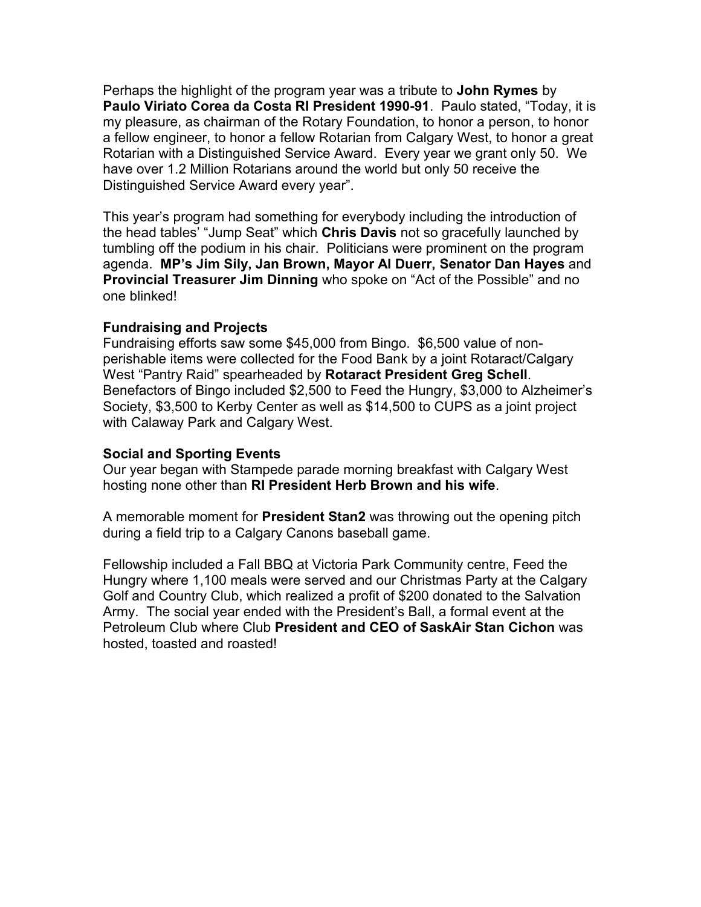Perhaps the highlight of the program year was a tribute to **John Rymes** by **Paulo Viriato Corea da Costa RI President 1990-91**. Paulo stated, "Today, it is my pleasure, as chairman of the Rotary Foundation, to honor a person, to honor a fellow engineer, to honor a fellow Rotarian from Calgary West, to honor a great Rotarian with a Distinguished Service Award. Every year we grant only 50. We have over 1.2 Million Rotarians around the world but only 50 receive the Distinguished Service Award every year".

This year's program had something for everybody including the introduction of the head tables' "Jump Seat" which **Chris Davis** not so gracefully launched by tumbling off the podium in his chair. Politicians were prominent on the program agenda. **MP's Jim Sily, Jan Brown, Mayor Al Duerr, Senator Dan Hayes** and **Provincial Treasurer Jim Dinning** who spoke on "Act of the Possible" and no one blinked!

**Fundraising and Projects**

Fundraising efforts saw some $45,000 from Bingo. $6,500 value of non-perishable items were collected for the Food Bank by a joint Rotaract/Calgary West "Pantry Raid" spearheaded by **Rotaract President Greg Schell**. Benefactors of Bingo included $2,500 to Feed the Hungry, $3,000 to Alzheimer's Society, $3,500 to Kerby Center as well as $14,500 to CUPS as a joint project with Calaway Park and Calgary West.

**Social and Sporting Events**

Our year began with Stampede parade morning breakfast with Calgary West hosting none other than **RI President Herb Brown and his wife**.

A memorable moment for **President Stan2** was throwing out the opening pitch during a field trip to a Calgary Canons baseball game.

Fellowship included a Fall BBQ at Victoria Park Community centre, Feed the Hungry where 1,100 meals were served and our Christmas Party at the Calgary Golf and Country Club, which realized a profit of $200 donated to the Salvation Army. The social year ended with the President's Ball, a formal event at the Petroleum Club where Club **President and CEO of SaskAir Stan Cichon** was hosted, toasted and roasted!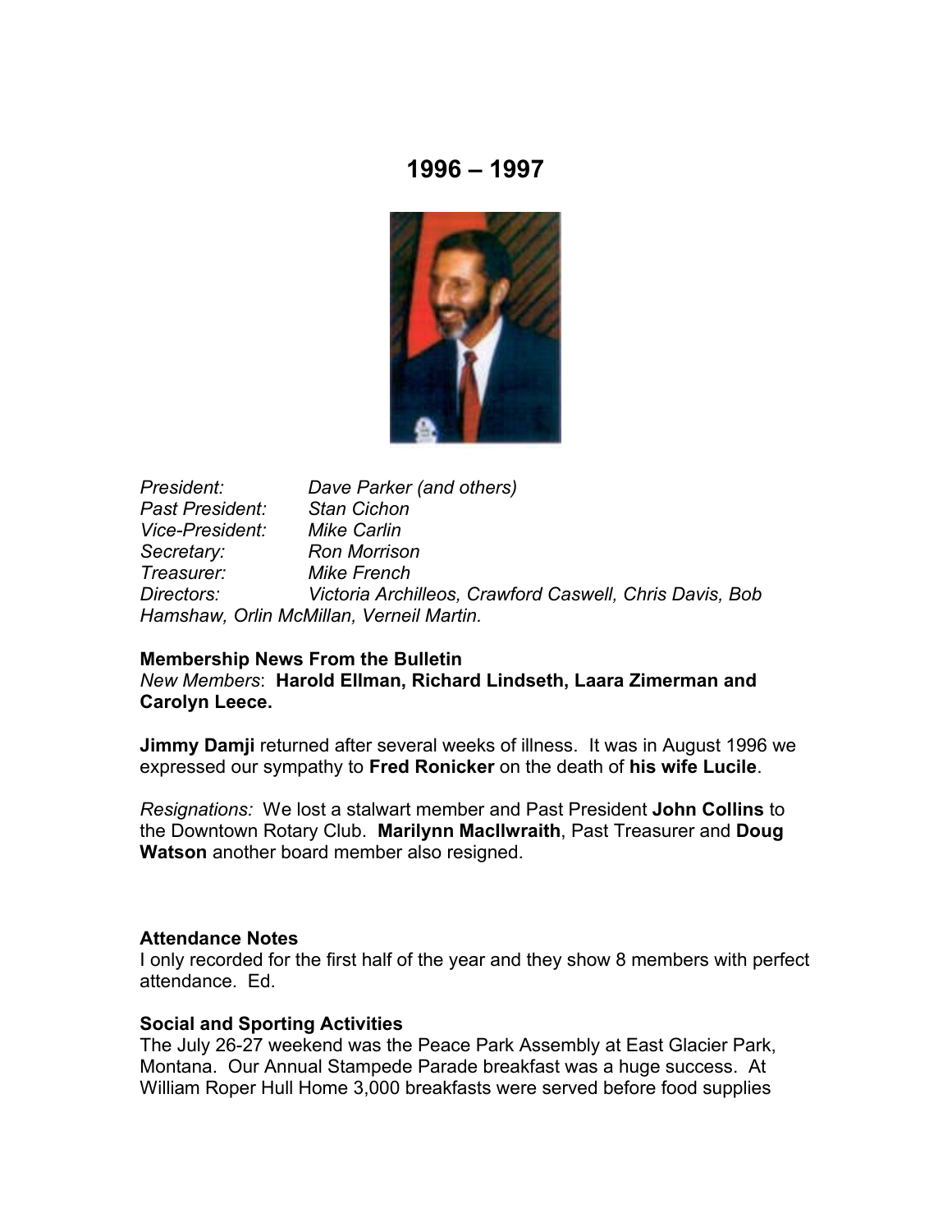# 1996 – 1997

*President:* *Dave Parker (and others)*
*Past President:* *Stan Cichon*
*Vice-President:* *Mike Carlin*
*Secretary:* *Ron Morrison*
*Treasurer:* *Mike French*
*Directors:* *Victoria Archilleos, Crawford Caswell, Chris Davis, Bob Hamshaw, Orlin McMillan, Verneil Martin.*

**Membership News From the Bulletin**
*New Members*: **Harold Ellman, Richard Lindseth, Laara Zimerman and Carolyn Leece.**

**Jimmy Damji** returned after several weeks of illness. It was in August 1996 we expressed our sympathy to **Fred Ronicker** on the death of **his wife Lucile**.

*Resignations:* We lost a stalwart member and Past President **John Collins** to the Downtown Rotary Club. **Marilynn MacIlwraith**, Past Treasurer and **Doug Watson** another board member also resigned.

**Attendance Notes**
I only recorded for the first half of the year and they show 8 members with perfect attendance. Ed.

**Social and Sporting Activities**
The July 26-27 weekend was the Peace Park Assembly at East Glacier Park, Montana. Our Annual Stampede Parade breakfast was a huge success. At William Roper Hull Home 3,000 breakfasts were served before food supplies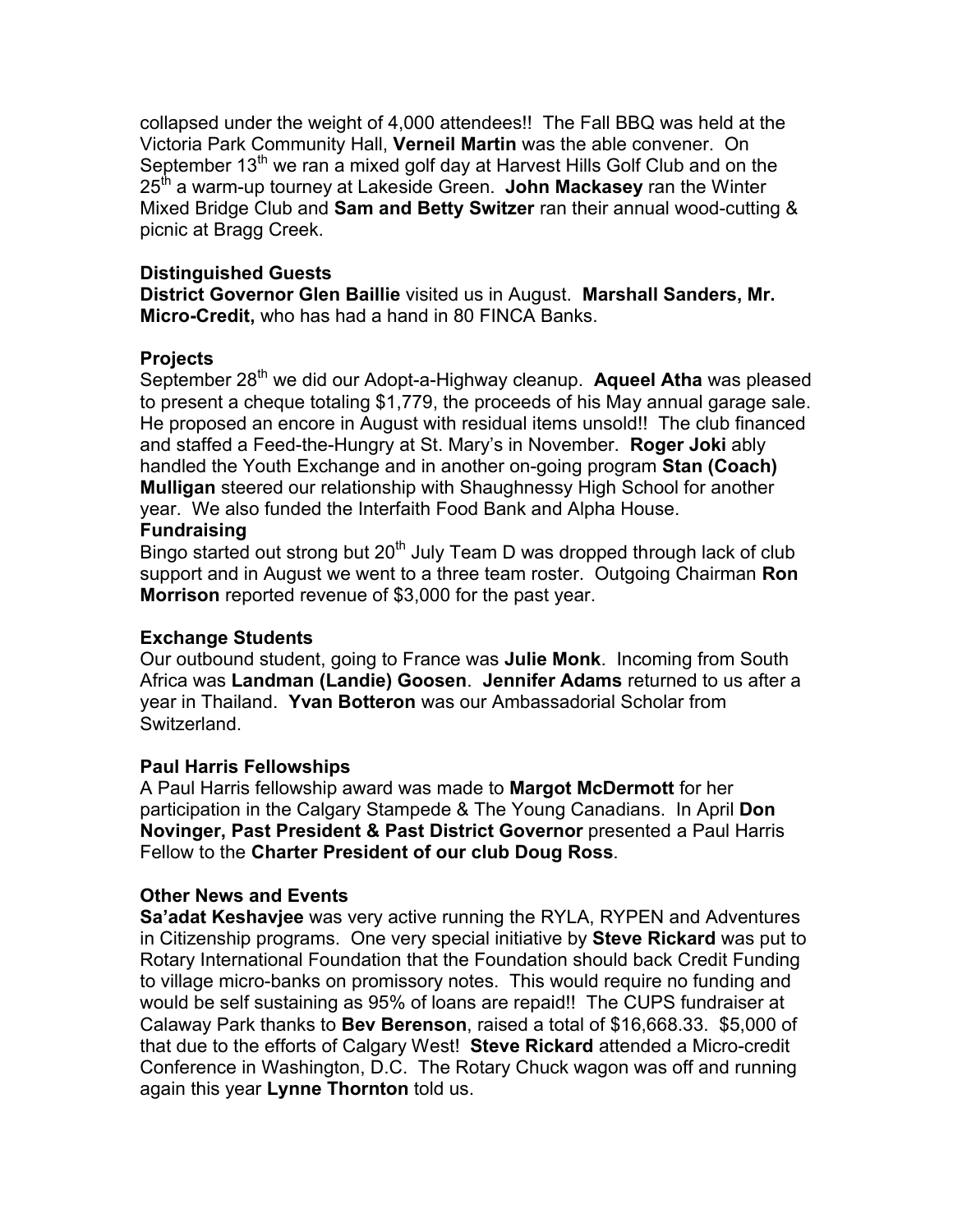collapsed under the weight of 4,000 attendees!! The Fall BBQ was held at the Victoria Park Community Hall, **Verneil Martin** was the able convener. On September 13th we ran a mixed golf day at Harvest Hills Golf Club and on the 25th a warm-up tourney at Lakeside Green. **John Mackasey** ran the Winter Mixed Bridge Club and **Sam and Betty Switzer** ran their annual wood-cutting & picnic at Bragg Creek.

**Distinguished Guests**

**District Governor Glen Baillie** visited us in August. **Marshall Sanders, Mr. Micro-Credit,** who has had a hand in 80 FINCA Banks.

**Projects**

September 28th we did our Adopt-a-Highway cleanup. **Aqueel Atha** was pleased to present a cheque totaling $1,779, the proceeds of his May annual garage sale. He proposed an encore in August with residual items unsold!! The club financed and staffed a Feed-the-Hungry at St. Mary's in November. **Roger Joki** ably handled the Youth Exchange and in another on-going program **Stan (Coach) Mulligan** steered our relationship with Shaughnessy High School for another year. We also funded the Interfaith Food Bank and Alpha House.

**Fundraising**

Bingo started out strong but 20th July Team D was dropped through lack of club support and in August we went to a three team roster. Outgoing Chairman **Ron Morrison** reported revenue of $3,000 for the past year.

**Exchange Students**

Our outbound student, going to France was **Julie Monk**. Incoming from South Africa was **Landman (Landie) Goosen**. **Jennifer Adams** returned to us after a year in Thailand. **Yvan Botteron** was our Ambassadorial Scholar from Switzerland.

**Paul Harris Fellowships**

A Paul Harris fellowship award was made to **Margot McDermott** for her participation in the Calgary Stampede & The Young Canadians. In April **Don Novinger, Past President & Past District Governor** presented a Paul Harris Fellow to the **Charter President of our club Doug Ross**.

**Other News and Events**

**Sa'adat Keshavjee** was very active running the RYLA, RYPEN and Adventures in Citizenship programs. One very special initiative by **Steve Rickard** was put to Rotary International Foundation that the Foundation should back Credit Funding to village micro-banks on promissory notes. This would require no funding and would be self sustaining as 95% of loans are repaid!! The CUPS fundraiser at Calaway Park thanks to **Bev Berenson**, raised a total of $16,668.33. $5,000 of that due to the efforts of Calgary West! **Steve Rickard** attended a Micro-credit Conference in Washington, D.C. The Rotary Chuck wagon was off and running again this year **Lynne Thornton** told us.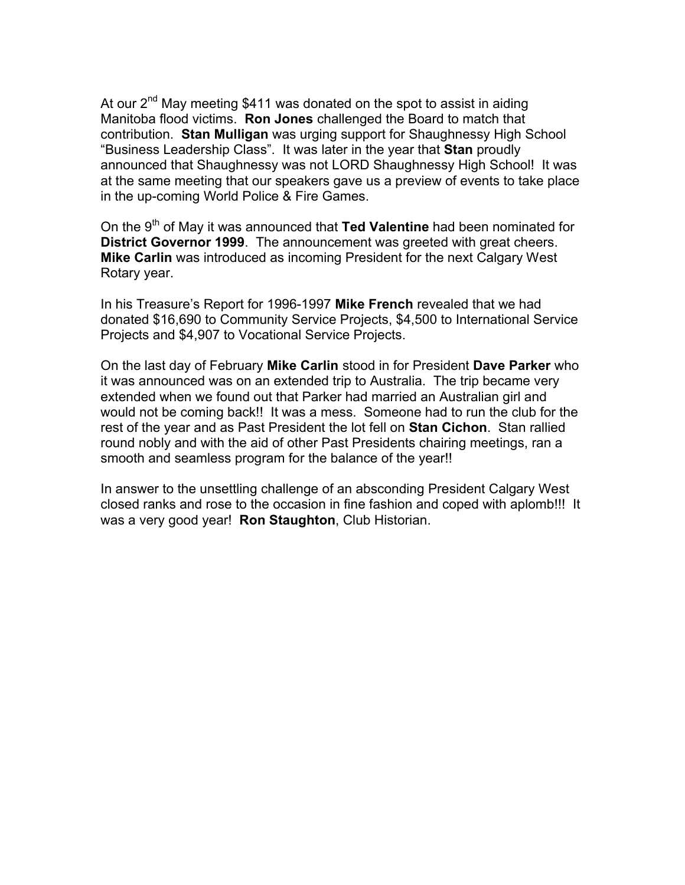At our 2nd May meeting $411 was donated on the spot to assist in aiding Manitoba flood victims. **Ron Jones** challenged the Board to match that contribution. **Stan Mulligan** was urging support for Shaughnessy High School "Business Leadership Class". It was later in the year that **Stan** proudly announced that Shaughnessy was not LORD Shaughnessy High School! It was at the same meeting that our speakers gave us a preview of events to take place in the up-coming World Police & Fire Games.

On the 9th of May it was announced that **Ted Valentine** had been nominated for **District Governor 1999**. The announcement was greeted with great cheers. **Mike Carlin** was introduced as incoming President for the next Calgary West Rotary year.

In his Treasure's Report for 1996-1997 **Mike French** revealed that we had donated $16,690 to Community Service Projects, $4,500 to International Service Projects and $4,907 to Vocational Service Projects.

On the last day of February **Mike Carlin** stood in for President **Dave Parker** who it was announced was on an extended trip to Australia. The trip became very extended when we found out that Parker had married an Australian girl and would not be coming back!! It was a mess. Someone had to run the club for the rest of the year and as Past President the lot fell on **Stan Cichon**. Stan rallied round nobly and with the aid of other Past Presidents chairing meetings, ran a smooth and seamless program for the balance of the year!!

In answer to the unsettling challenge of an absconding President Calgary West closed ranks and rose to the occasion in fine fashion and coped with aplomb!!! It was a very good year! **Ron Staughton**, Club Historian.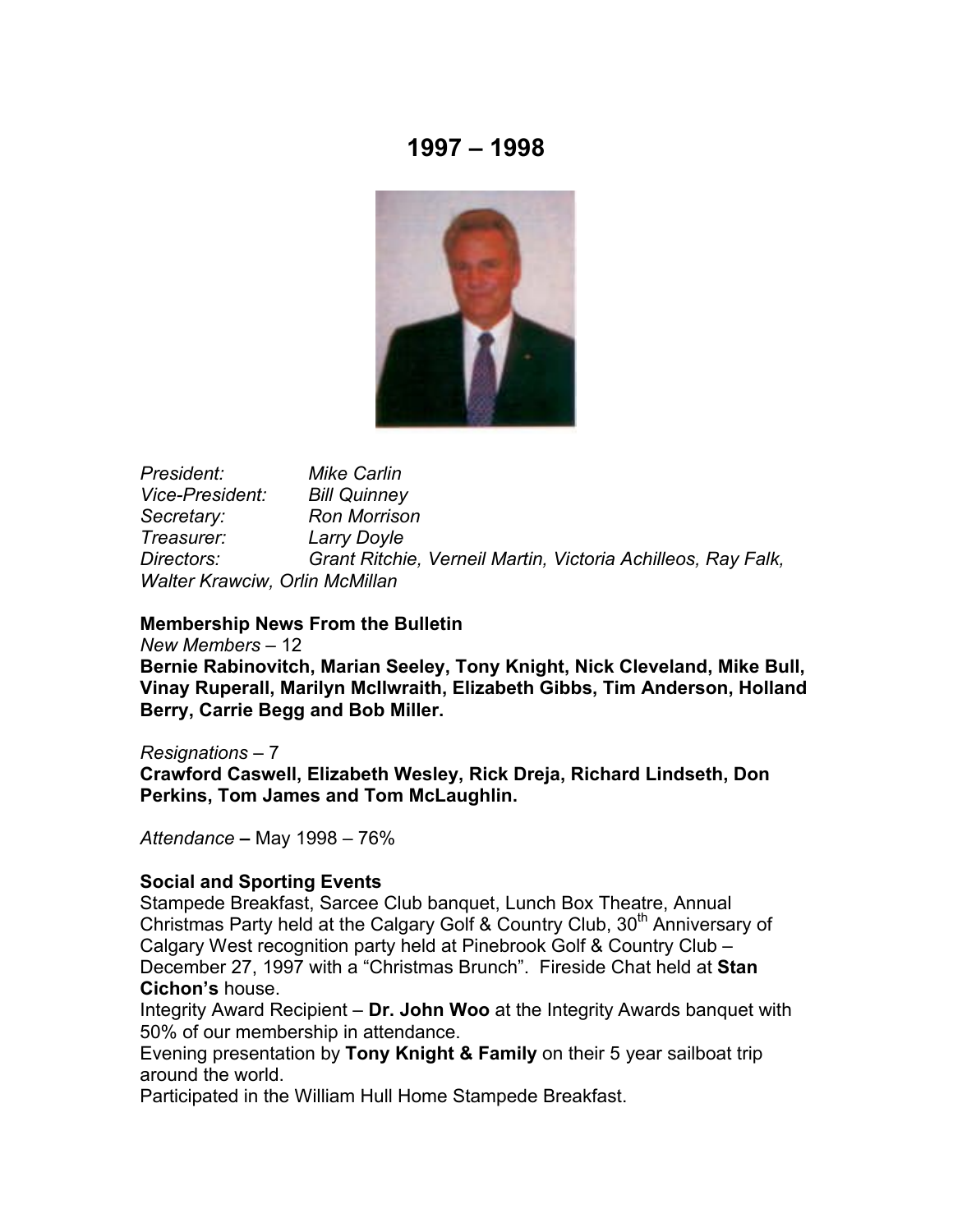# 1997 – 1998

*President:* *Mike Carlin*
*Vice-President:* *Bill Quinney*
*Secretary:* *Ron Morrison*
*Treasurer:* *Larry Doyle*
*Directors:* *Grant Ritchie, Verneil Martin, Victoria Achilleos, Ray Falk, Walter Krawciw, Orlin McMillan*

**Membership News From the Bulletin**

*New Members* – 12

**Bernie Rabinovitch, Marian Seeley, Tony Knight, Nick Cleveland, Mike Bull, Vinay Ruperall, Marilyn McIlwraith, Elizabeth Gibbs, Tim Anderson, Holland Berry, Carrie Begg and Bob Miller.**

*Resignations* – 7

**Crawford Caswell, Elizabeth Wesley, Rick Dreja, Richard Lindseth, Don Perkins, Tom James and Tom McLaughlin.**

*Attendance* **–** May 1998 – 76%

**Social and Sporting Events**

Stampede Breakfast, Sarcee Club banquet, Lunch Box Theatre, Annual Christmas Party held at the Calgary Golf & Country Club, 30th Anniversary of Calgary West recognition party held at Pinebrook Golf & Country Club – December 27, 1997 with a "Christmas Brunch". Fireside Chat held at **Stan Cichon's** house.

Integrity Award Recipient – **Dr. John Woo** at the Integrity Awards banquet with 50% of our membership in attendance.

Evening presentation by **Tony Knight & Family** on their 5 year sailboat trip around the world.

Participated in the William Hull Home Stampede Breakfast.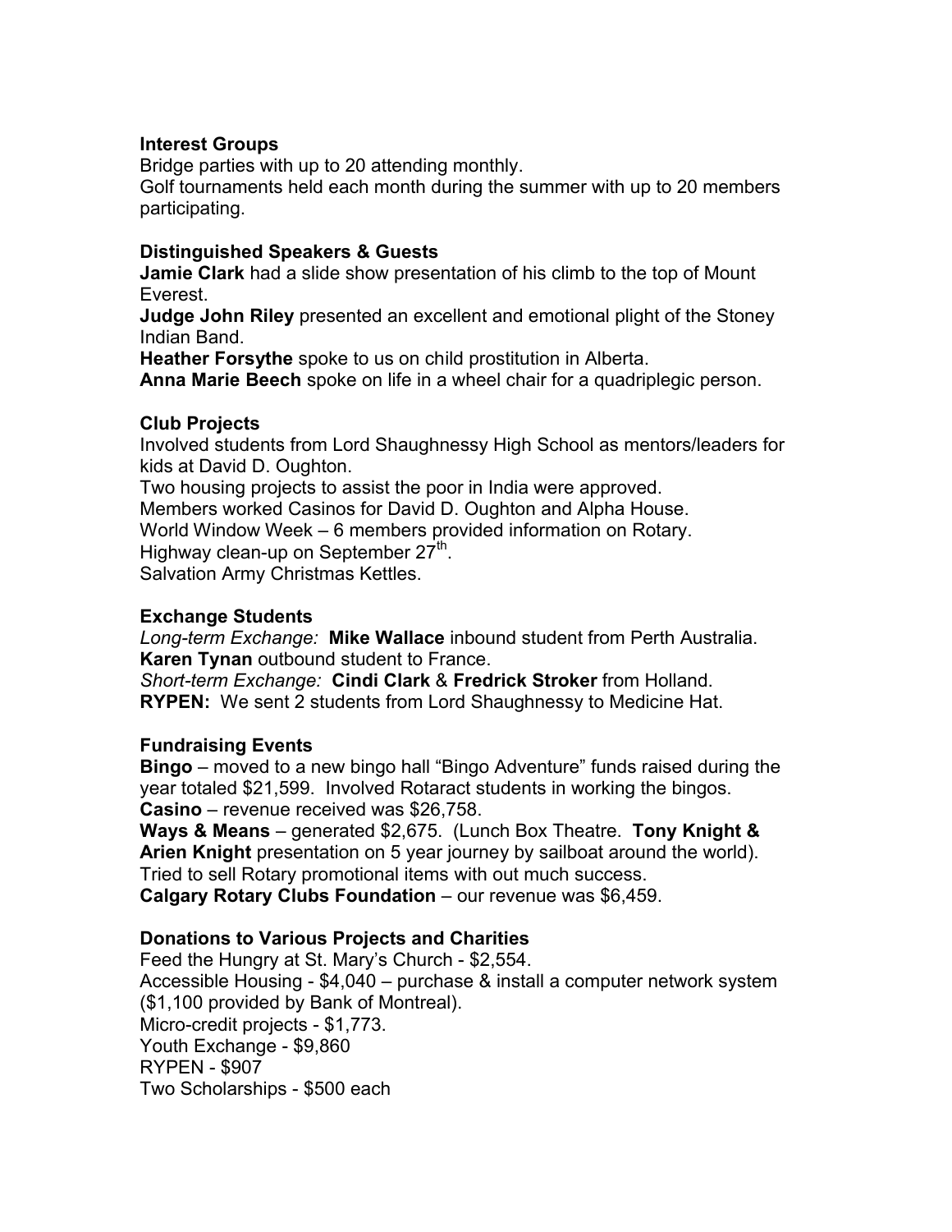**Interest Groups**

Bridge parties with up to 20 attending monthly.
Golf tournaments held each month during the summer with up to 20 members participating.

**Distinguished Speakers & Guests**

**Jamie Clark** had a slide show presentation of his climb to the top of Mount Everest.
**Judge John Riley** presented an excellent and emotional plight of the Stoney Indian Band.
**Heather Forsythe** spoke to us on child prostitution in Alberta.
**Anna Marie Beech** spoke on life in a wheel chair for a quadriplegic person.

**Club Projects**

Involved students from Lord Shaughnessy High School as mentors/leaders for kids at David D. Oughton.
Two housing projects to assist the poor in India were approved.
Members worked Casinos for David D. Oughton and Alpha House.
World Window Week – 6 members provided information on Rotary.
Highway clean-up on September 27th.
Salvation Army Christmas Kettles.

**Exchange Students**

*Long-term Exchange:* **Mike Wallace** inbound student from Perth Australia.
**Karen Tynan** outbound student to France.
*Short-term Exchange:* **Cindi Clark** & **Fredrick Stroker** from Holland.
**RYPEN:** We sent 2 students from Lord Shaughnessy to Medicine Hat.

**Fundraising Events**

**Bingo** – moved to a new bingo hall "Bingo Adventure" funds raised during the year totaled $21,599. Involved Rotaract students in working the bingos.
**Casino** – revenue received was $26,758.
**Ways & Means** – generated $2,675. (Lunch Box Theatre. **Tony Knight & Arien Knight** presentation on 5 year journey by sailboat around the world).
Tried to sell Rotary promotional items with out much success.
**Calgary Rotary Clubs Foundation** – our revenue was $6,459.

**Donations to Various Projects and Charities**

Feed the Hungry at St. Mary's Church - $2,554.
Accessible Housing - $4,040 – purchase & install a computer network system ($1,100 provided by Bank of Montreal).
Micro-credit projects - $1,773.
Youth Exchange - $9,860
RYPEN - $907
Two Scholarships - $500 each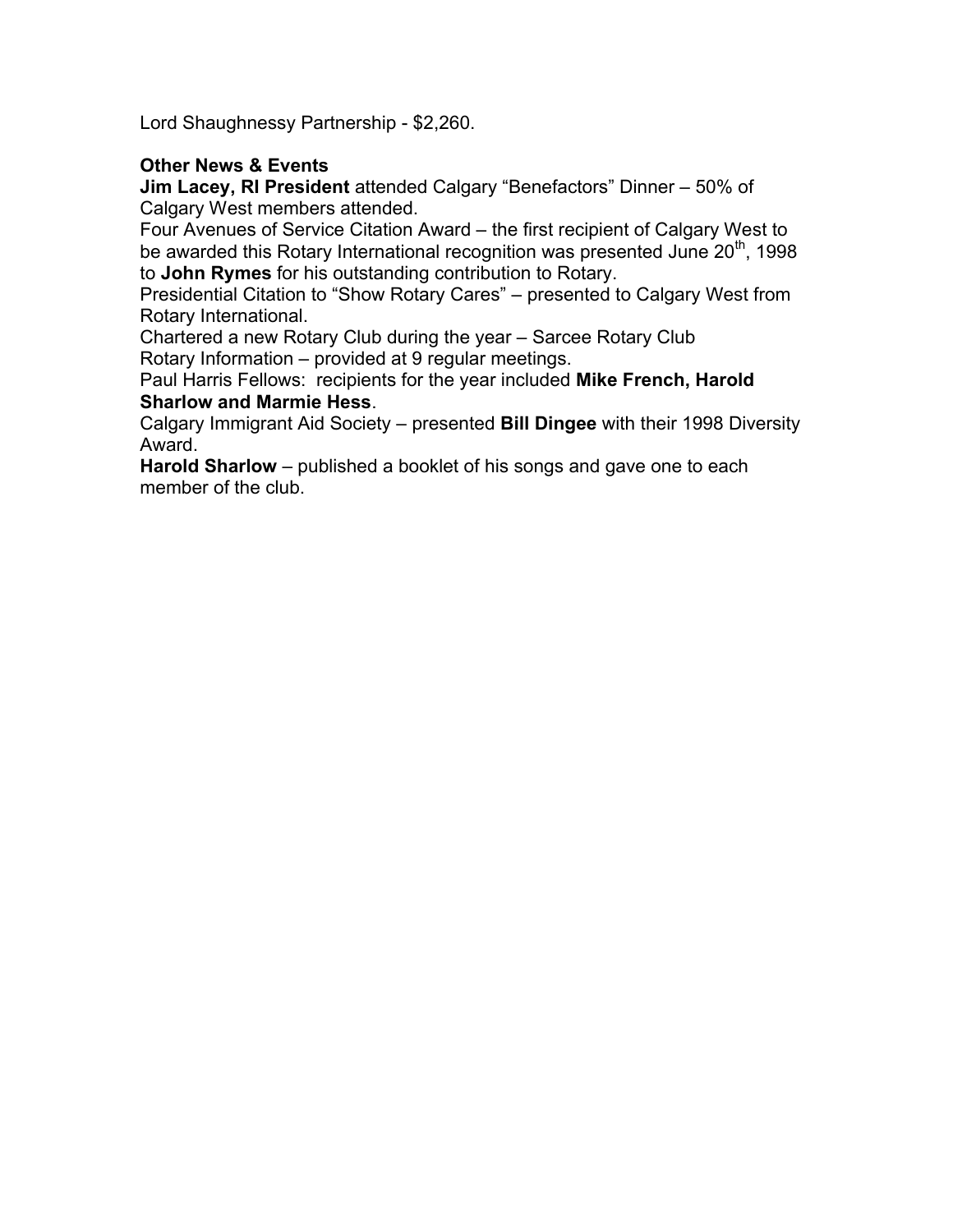Lord Shaughnessy Partnership - $2,260.

**Other News & Events**

**Jim Lacey, RI President** attended Calgary "Benefactors" Dinner – 50% of Calgary West members attended.

Four Avenues of Service Citation Award – the first recipient of Calgary West to be awarded this Rotary International recognition was presented June 20th, 1998 to **John Rymes** for his outstanding contribution to Rotary.

Presidential Citation to "Show Rotary Cares" – presented to Calgary West from Rotary International.

Chartered a new Rotary Club during the year – Sarcee Rotary Club

Rotary Information – provided at 9 regular meetings.

Paul Harris Fellows: recipients for the year included **Mike French, Harold Sharlow and Marmie Hess**.

Calgary Immigrant Aid Society – presented **Bill Dingee** with their 1998 Diversity Award.

**Harold Sharlow** – published a booklet of his songs and gave one to each member of the club.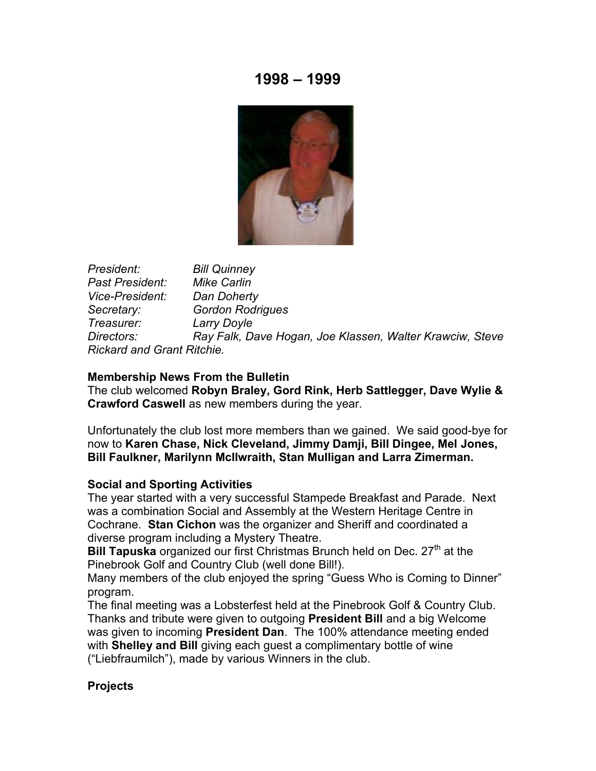# 1998 – 1999

*President:* *Bill Quinney*
*Past President:* *Mike Carlin*
*Vice-President:* *Dan Doherty*
*Secretary:* *Gordon Rodrigues*
*Treasurer:* *Larry Doyle*
*Directors:* *Ray Falk, Dave Hogan, Joe Klassen, Walter Krawciw, Steve Rickard and Grant Ritchie.*

**Membership News From the Bulletin**
The club welcomed **Robyn Braley, Gord Rink, Herb Sattlegger, Dave Wylie & Crawford Caswell** as new members during the year.

Unfortunately the club lost more members than we gained. We said good-bye for now to **Karen Chase, Nick Cleveland, Jimmy Damji, Bill Dingee, Mel Jones, Bill Faulkner, Marilynn McIlwraith, Stan Mulligan and Larra Zimerman.**

**Social and Sporting Activities**
The year started with a very successful Stampede Breakfast and Parade. Next was a combination Social and Assembly at the Western Heritage Centre in Cochrane. **Stan Cichon** was the organizer and Sheriff and coordinated a diverse program including a Mystery Theatre.
**Bill Tapuska** organized our first Christmas Brunch held on Dec. 27th at the Pinebrook Golf and Country Club (well done Bill!).
Many members of the club enjoyed the spring "Guess Who is Coming to Dinner" program.
The final meeting was a Lobsterfest held at the Pinebrook Golf & Country Club. Thanks and tribute were given to outgoing **President Bill** and a big Welcome was given to incoming **President Dan**. The 100% attendance meeting ended with **Shelley and Bill** giving each guest a complimentary bottle of wine ("Liebfraumilch"), made by various Winners in the club.

**Projects**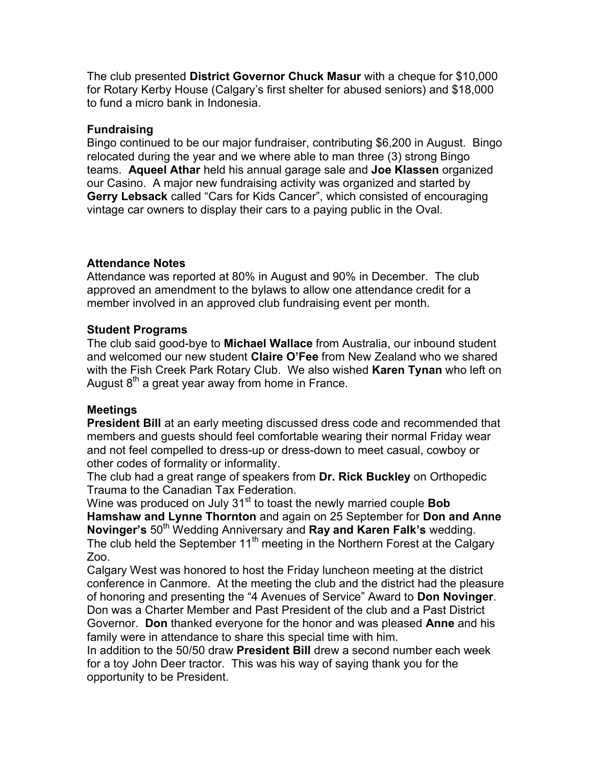The club presented **District Governor Chuck Masur** with a cheque for $10,000 for Rotary Kerby House (Calgary's first shelter for abused seniors) and $18,000 to fund a micro bank in Indonesia.

**Fundraising**

Bingo continued to be our major fundraiser, contributing $6,200 in August. Bingo relocated during the year and we where able to man three (3) strong Bingo teams. **Aqueel Athar** held his annual garage sale and **Joe Klassen** organized our Casino. A major new fundraising activity was organized and started by **Gerry Lebsack** called "Cars for Kids Cancer", which consisted of encouraging vintage car owners to display their cars to a paying public in the Oval.

**Attendance Notes**

Attendance was reported at 80% in August and 90% in December. The club approved an amendment to the bylaws to allow one attendance credit for a member involved in an approved club fundraising event per month.

**Student Programs**

The club said good-bye to **Michael Wallace** from Australia, our inbound student and welcomed our new student **Claire O'Fee** from New Zealand who we shared with the Fish Creek Park Rotary Club. We also wished **Karen Tynan** who left on August 8th a great year away from home in France.

**Meetings**

**President Bill** at an early meeting discussed dress code and recommended that members and guests should feel comfortable wearing their normal Friday wear and not feel compelled to dress-up or dress-down to meet casual, cowboy or other codes of formality or informality.

The club had a great range of speakers from **Dr. Rick Buckley** on Orthopedic Trauma to the Canadian Tax Federation.

Wine was produced on July 31st to toast the newly married couple **Bob Hamshaw and Lynne Thornton** and again on 25 September for **Don and Anne Novinger's** 50th Wedding Anniversary and **Ray and Karen Falk's** wedding.

The club held the September 11th meeting in the Northern Forest at the Calgary Zoo.

Calgary West was honored to host the Friday luncheon meeting at the district conference in Canmore. At the meeting the club and the district had the pleasure of honoring and presenting the "4 Avenues of Service" Award to **Don Novinger**. Don was a Charter Member and Past President of the club and a Past District Governor. **Don** thanked everyone for the honor and was pleased **Anne** and his family were in attendance to share this special time with him.

In addition to the 50/50 draw **President Bill** drew a second number each week for a toy John Deer tractor. This was his way of saying thank you for the opportunity to be President.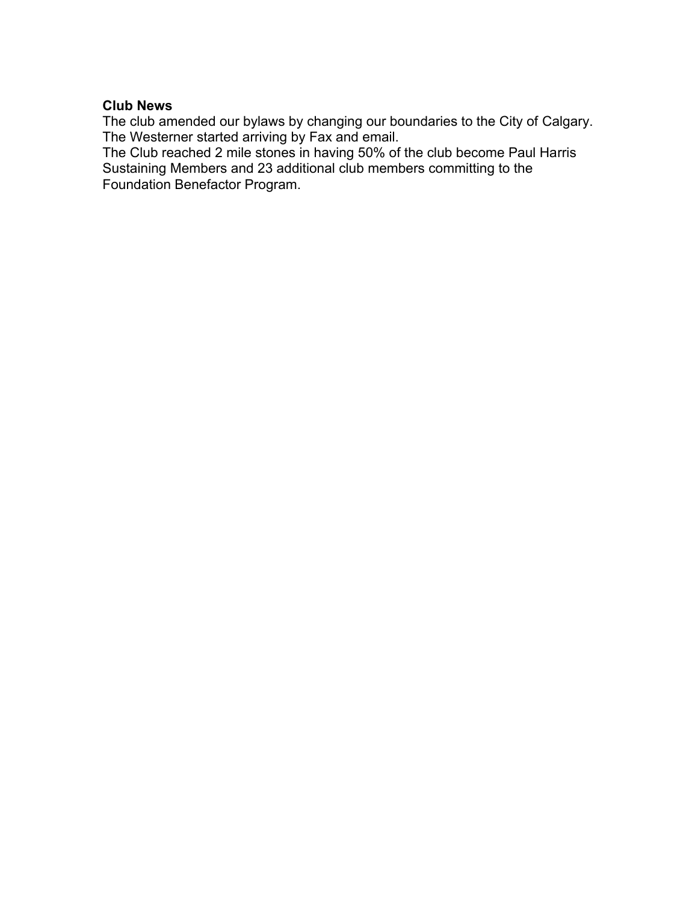**Club News**

The club amended our bylaws by changing our boundaries to the City of Calgary.
The Westerner started arriving by Fax and email.
The Club reached 2 mile stones in having 50% of the club become Paul Harris Sustaining Members and 23 additional club members committing to the Foundation Benefactor Program.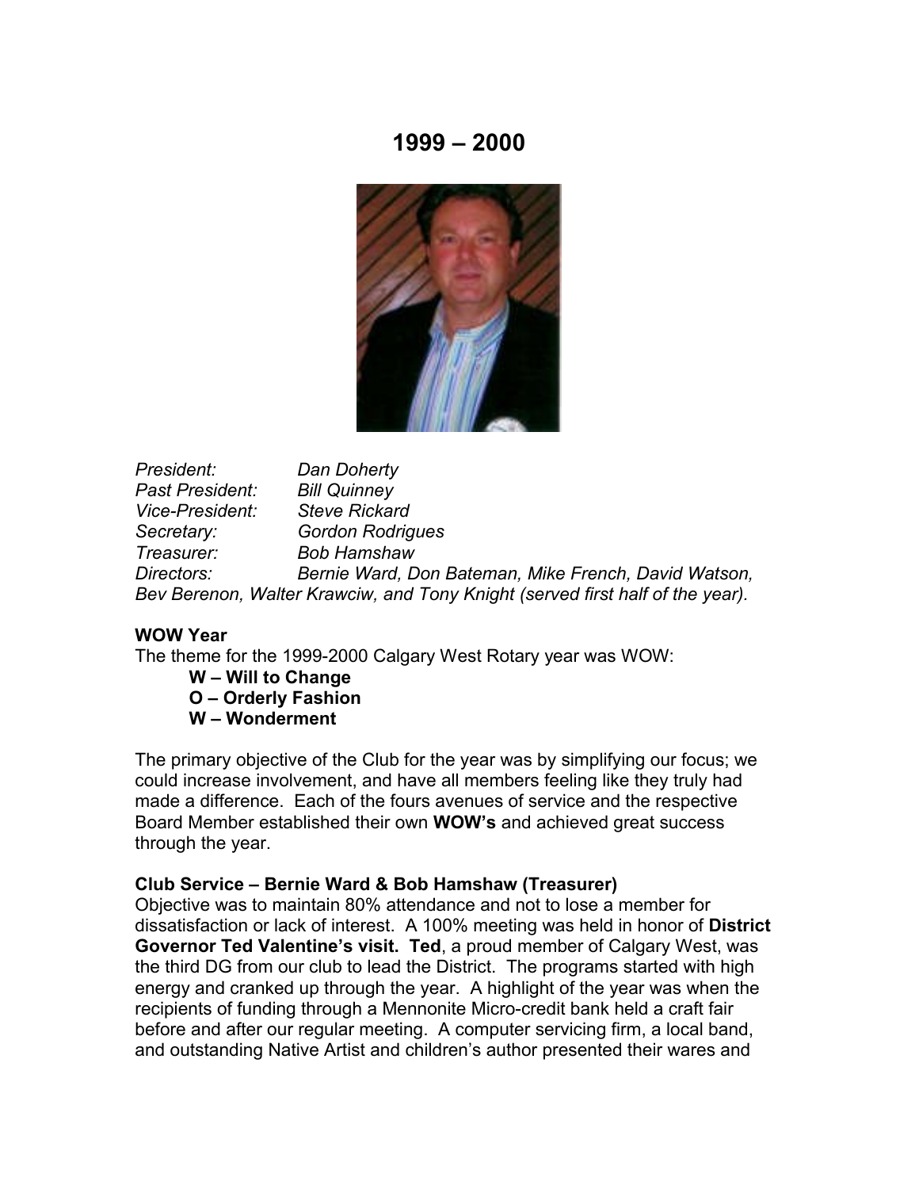# 1999 – 2000

*President:* *Dan Doherty*
*Past President:* *Bill Quinney*
*Vice-President:* *Steve Rickard*
*Secretary:* *Gordon Rodrigues*
*Treasurer:* *Bob Hamshaw*
*Directors:* *Bernie Ward, Don Bateman, Mike French, David Watson, Bev Berenon, Walter Krawciw, and Tony Knight (served first half of the year).*

**WOW Year**

The theme for the 1999-2000 Calgary West Rotary year was WOW:

**W – Will to Change**
**O – Orderly Fashion**
**W – Wonderment**

The primary objective of the Club for the year was by simplifying our focus; we could increase involvement, and have all members feeling like they truly had made a difference. Each of the fours avenues of service and the respective Board Member established their own **WOW's** and achieved great success through the year.

**Club Service – Bernie Ward & Bob Hamshaw (Treasurer)**

Objective was to maintain 80% attendance and not to lose a member for dissatisfaction or lack of interest. A 100% meeting was held in honor of **District Governor Ted Valentine's visit. Ted**, a proud member of Calgary West, was the third DG from our club to lead the District. The programs started with high energy and cranked up through the year. A highlight of the year was when the recipients of funding through a Mennonite Micro-credit bank held a craft fair before and after our regular meeting. A computer servicing firm, a local band, and outstanding Native Artist and children's author presented their wares and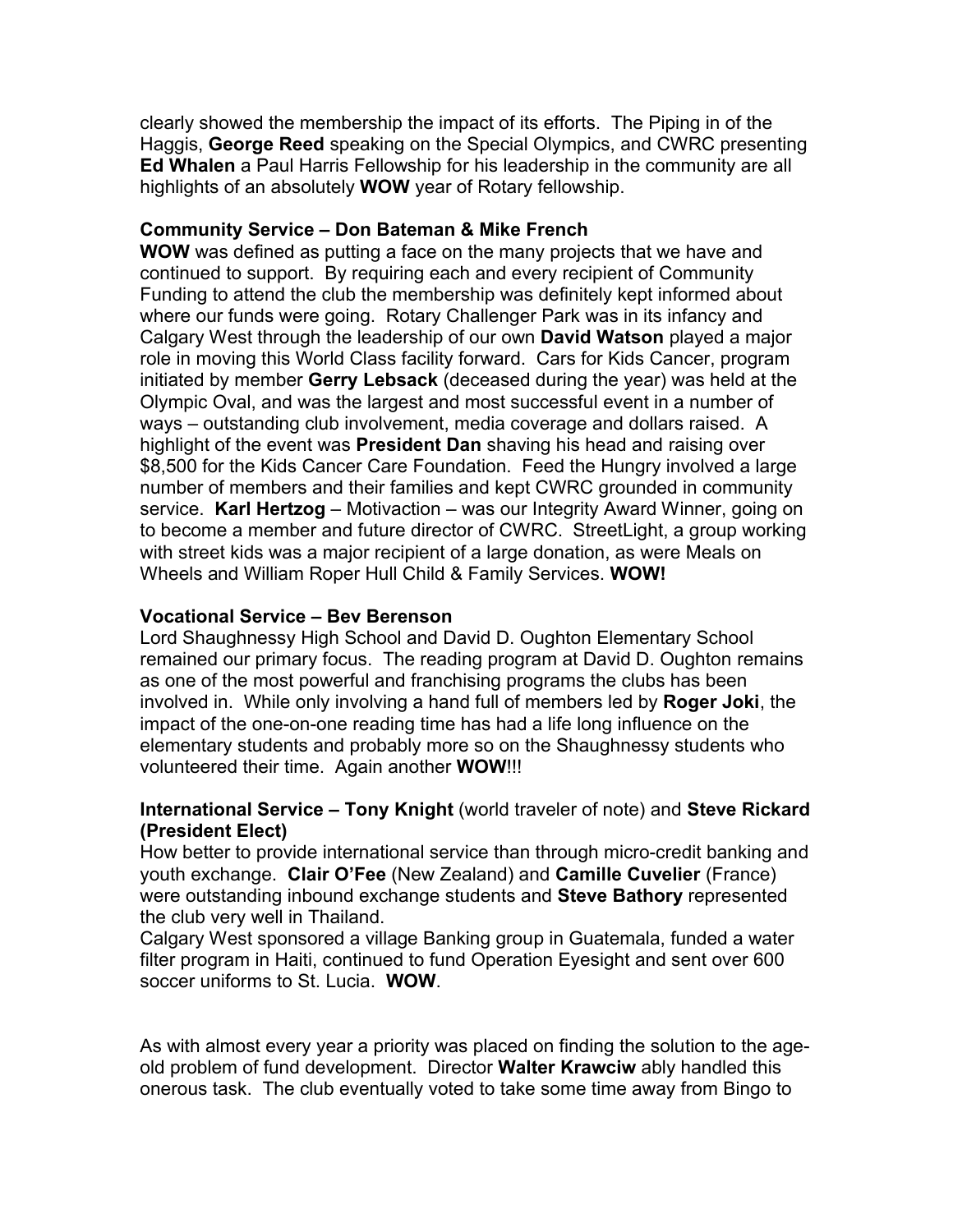clearly showed the membership the impact of its efforts. The Piping in of the Haggis, **George Reed** speaking on the Special Olympics, and CWRC presenting **Ed Whalen** a Paul Harris Fellowship for his leadership in the community are all highlights of an absolutely **WOW** year of Rotary fellowship.

**Community Service – Don Bateman & Mike French**

**WOW** was defined as putting a face on the many projects that we have and continued to support. By requiring each and every recipient of Community Funding to attend the club the membership was definitely kept informed about where our funds were going. Rotary Challenger Park was in its infancy and Calgary West through the leadership of our own **David Watson** played a major role in moving this World Class facility forward. Cars for Kids Cancer, program initiated by member **Gerry Lebsack** (deceased during the year) was held at the Olympic Oval, and was the largest and most successful event in a number of ways – outstanding club involvement, media coverage and dollars raised. A highlight of the event was **President Dan** shaving his head and raising over $8,500 for the Kids Cancer Care Foundation. Feed the Hungry involved a large number of members and their families and kept CWRC grounded in community service. **Karl Hertzog** – Motivaction – was our Integrity Award Winner, going on to become a member and future director of CWRC. StreetLight, a group working with street kids was a major recipient of a large donation, as were Meals on Wheels and William Roper Hull Child & Family Services. **WOW!**

**Vocational Service – Bev Berenson**

Lord Shaughnessy High School and David D. Oughton Elementary School remained our primary focus. The reading program at David D. Oughton remains as one of the most powerful and franchising programs the clubs has been involved in. While only involving a hand full of members led by **Roger Joki**, the impact of the one-on-one reading time has had a life long influence on the elementary students and probably more so on the Shaughnessy students who volunteered their time. Again another **WOW**!!!

**International Service – Tony Knight** (world traveler of note) and **Steve Rickard (President Elect)**

How better to provide international service than through micro-credit banking and youth exchange. **Clair O'Fee** (New Zealand) and **Camille Cuvelier** (France) were outstanding inbound exchange students and **Steve Bathory** represented the club very well in Thailand.

Calgary West sponsored a village Banking group in Guatemala, funded a water filter program in Haiti, continued to fund Operation Eyesight and sent over 600 soccer uniforms to St. Lucia. **WOW**.

As with almost every year a priority was placed on finding the solution to the age-old problem of fund development. Director **Walter Krawciw** ably handled this onerous task. The club eventually voted to take some time away from Bingo to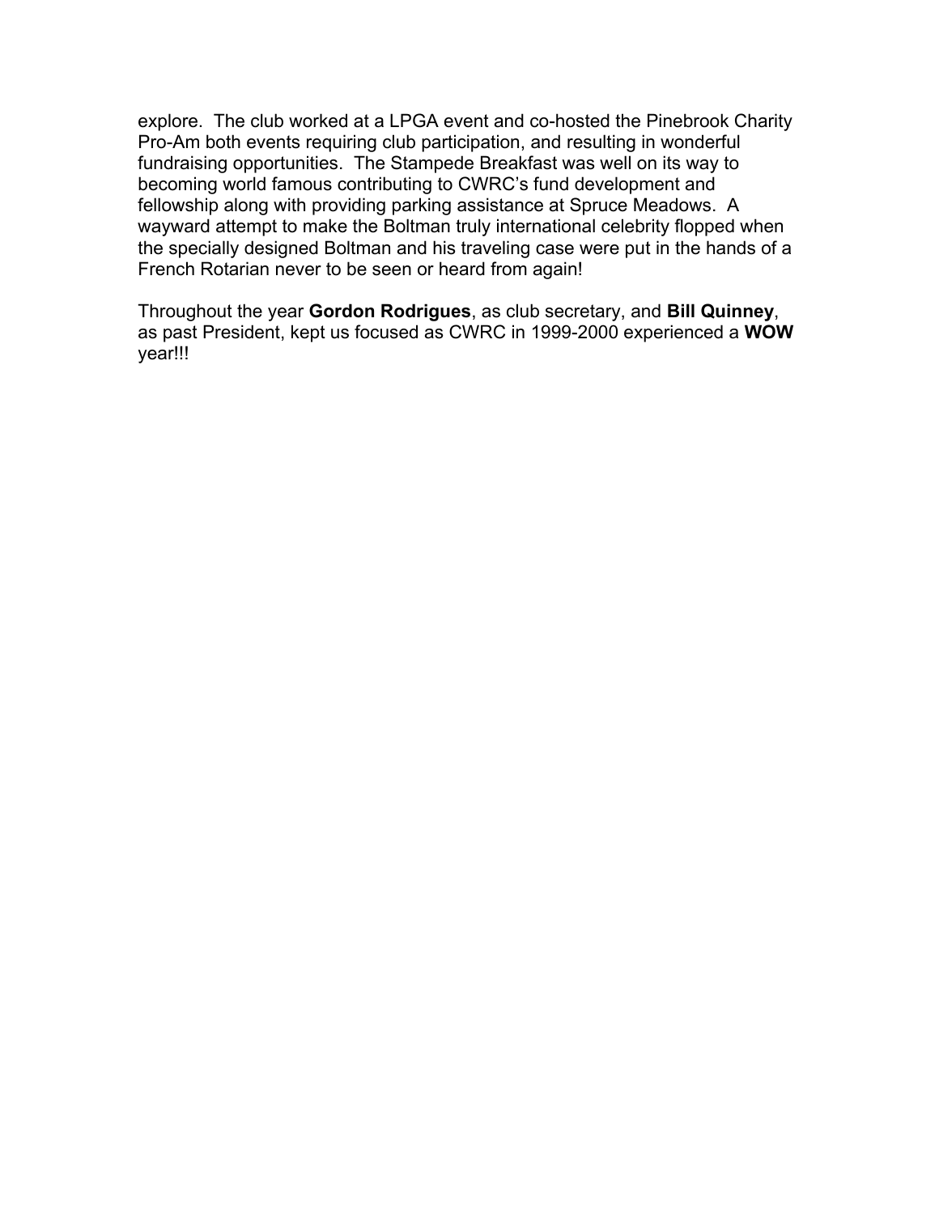explore. The club worked at a LPGA event and co-hosted the Pinebrook Charity Pro-Am both events requiring club participation, and resulting in wonderful fundraising opportunities. The Stampede Breakfast was well on its way to becoming world famous contributing to CWRC's fund development and fellowship along with providing parking assistance at Spruce Meadows. A wayward attempt to make the Boltman truly international celebrity flopped when the specially designed Boltman and his traveling case were put in the hands of a French Rotarian never to be seen or heard from again!

Throughout the year **Gordon Rodrigues**, as club secretary, and **Bill Quinney**, as past President, kept us focused as CWRC in 1999-2000 experienced a **WOW** year!!!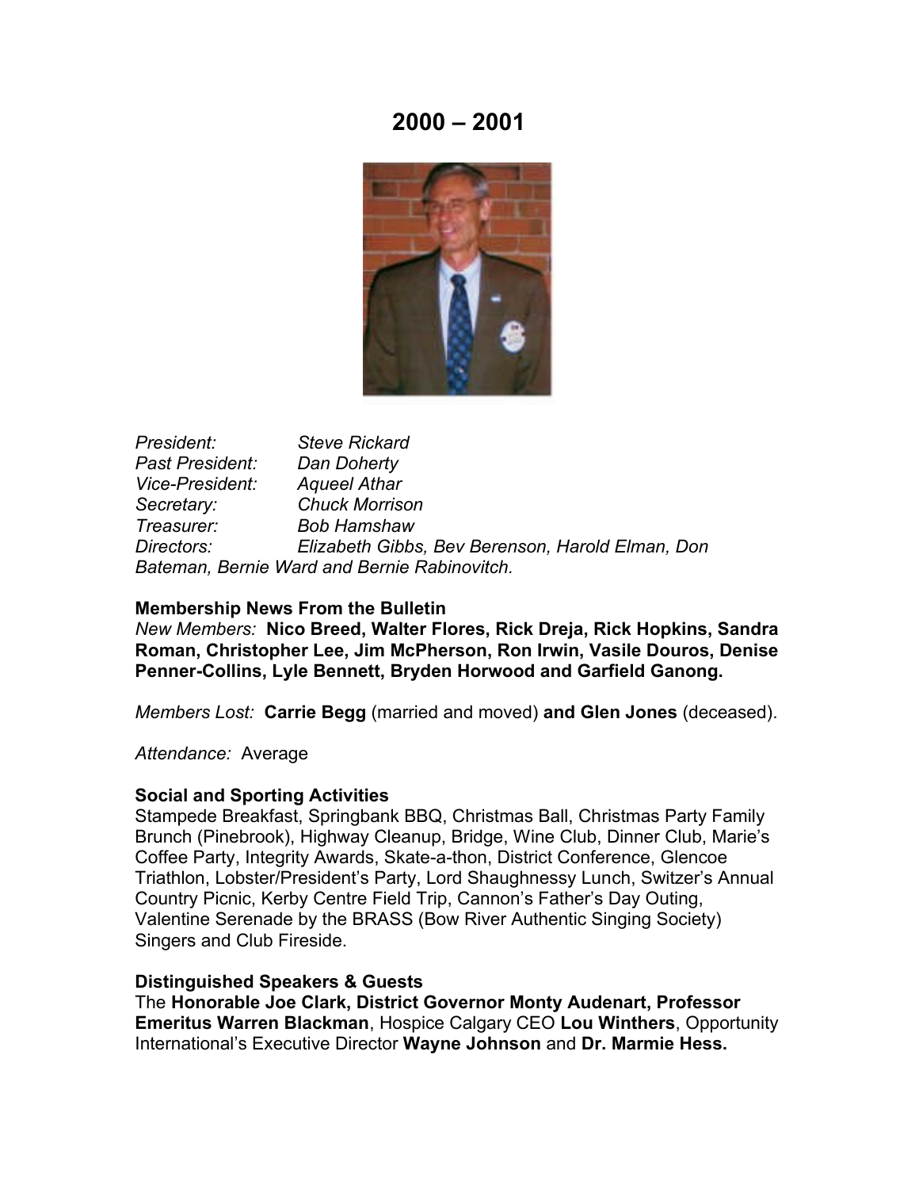# 2000 – 2001

*President:* *Steve Rickard*
*Past President:* *Dan Doherty*
*Vice-President:* *Aqueel Athar*
*Secretary:* *Chuck Morrison*
*Treasurer:* *Bob Hamshaw*
*Directors:* *Elizabeth Gibbs, Bev Berenson, Harold Elman, Don Bateman, Bernie Ward and Bernie Rabinovitch.*

**Membership News From the Bulletin**

*New Members:* **Nico Breed, Walter Flores, Rick Dreja, Rick Hopkins, Sandra Roman, Christopher Lee, Jim McPherson, Ron Irwin, Vasile Douros, Denise Penner-Collins, Lyle Bennett, Bryden Horwood and Garfield Ganong.**

*Members Lost:* **Carrie Begg** (married and moved) **and Glen Jones** (deceased).

*Attendance:* Average

**Social and Sporting Activities**

Stampede Breakfast, Springbank BBQ, Christmas Ball, Christmas Party Family Brunch (Pinebrook), Highway Cleanup, Bridge, Wine Club, Dinner Club, Marie's Coffee Party, Integrity Awards, Skate-a-thon, District Conference, Glencoe Triathlon, Lobster/President's Party, Lord Shaughnessy Lunch, Switzer's Annual Country Picnic, Kerby Centre Field Trip, Cannon's Father's Day Outing, Valentine Serenade by the BRASS (Bow River Authentic Singing Society) Singers and Club Fireside.

**Distinguished Speakers & Guests**

The **Honorable Joe Clark, District Governor Monty Audenart, Professor Emeritus Warren Blackman**, Hospice Calgary CEO **Lou Winthers**, Opportunity International's Executive Director **Wayne Johnson** and **Dr. Marmie Hess.**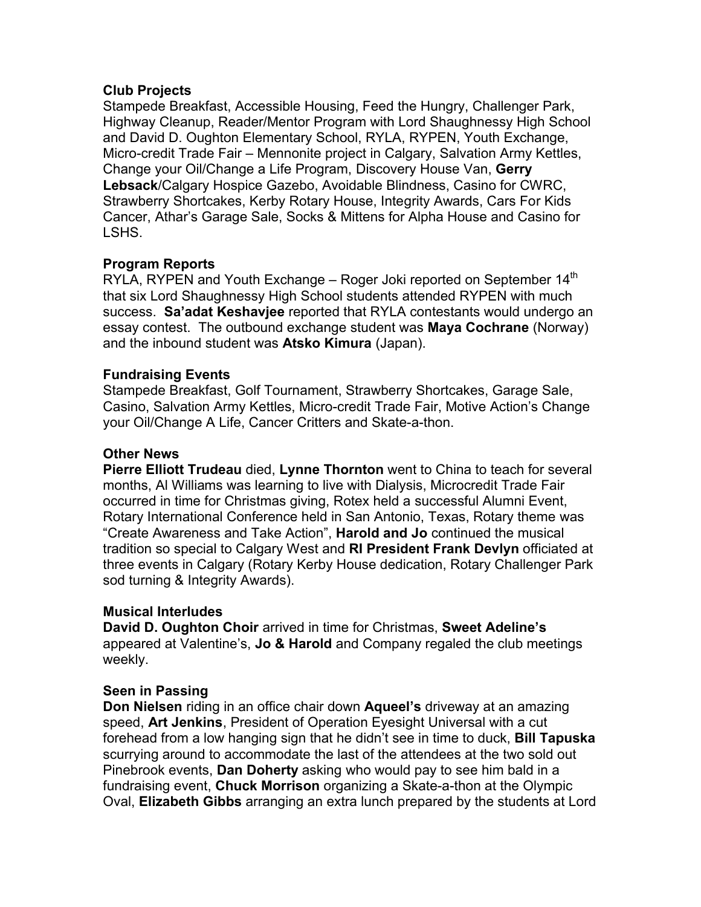**Club Projects**

Stampede Breakfast, Accessible Housing, Feed the Hungry, Challenger Park, Highway Cleanup, Reader/Mentor Program with Lord Shaughnessy High School and David D. Oughton Elementary School, RYLA, RYPEN, Youth Exchange, Micro-credit Trade Fair – Mennonite project in Calgary, Salvation Army Kettles, Change your Oil/Change a Life Program, Discovery House Van, **Gerry Lebsack**/Calgary Hospice Gazebo, Avoidable Blindness, Casino for CWRC, Strawberry Shortcakes, Kerby Rotary House, Integrity Awards, Cars For Kids Cancer, Athar's Garage Sale, Socks & Mittens for Alpha House and Casino for LSHS.

**Program Reports**

RYLA, RYPEN and Youth Exchange – Roger Joki reported on September 14th that six Lord Shaughnessy High School students attended RYPEN with much success. **Sa'adat Keshavjee** reported that RYLA contestants would undergo an essay contest. The outbound exchange student was **Maya Cochrane** (Norway) and the inbound student was **Atsko Kimura** (Japan).

**Fundraising Events**

Stampede Breakfast, Golf Tournament, Strawberry Shortcakes, Garage Sale, Casino, Salvation Army Kettles, Micro-credit Trade Fair, Motive Action's Change your Oil/Change A Life, Cancer Critters and Skate-a-thon.

**Other News**

**Pierre Elliott Trudeau** died, **Lynne Thornton** went to China to teach for several months, Al Williams was learning to live with Dialysis, Microcredit Trade Fair occurred in time for Christmas giving, Rotex held a successful Alumni Event, Rotary International Conference held in San Antonio, Texas, Rotary theme was "Create Awareness and Take Action", **Harold and Jo** continued the musical tradition so special to Calgary West and **RI President Frank Devlyn** officiated at three events in Calgary (Rotary Kerby House dedication, Rotary Challenger Park sod turning & Integrity Awards).

**Musical Interludes**

**David D. Oughton Choir** arrived in time for Christmas, **Sweet Adeline's** appeared at Valentine's, **Jo & Harold** and Company regaled the club meetings weekly.

**Seen in Passing**

**Don Nielsen** riding in an office chair down **Aqueel's** driveway at an amazing speed, **Art Jenkins**, President of Operation Eyesight Universal with a cut forehead from a low hanging sign that he didn't see in time to duck, **Bill Tapuska** scurrying around to accommodate the last of the attendees at the two sold out Pinebrook events, **Dan Doherty** asking who would pay to see him bald in a fundraising event, **Chuck Morrison** organizing a Skate-a-thon at the Olympic Oval, **Elizabeth Gibbs** arranging an extra lunch prepared by the students at Lord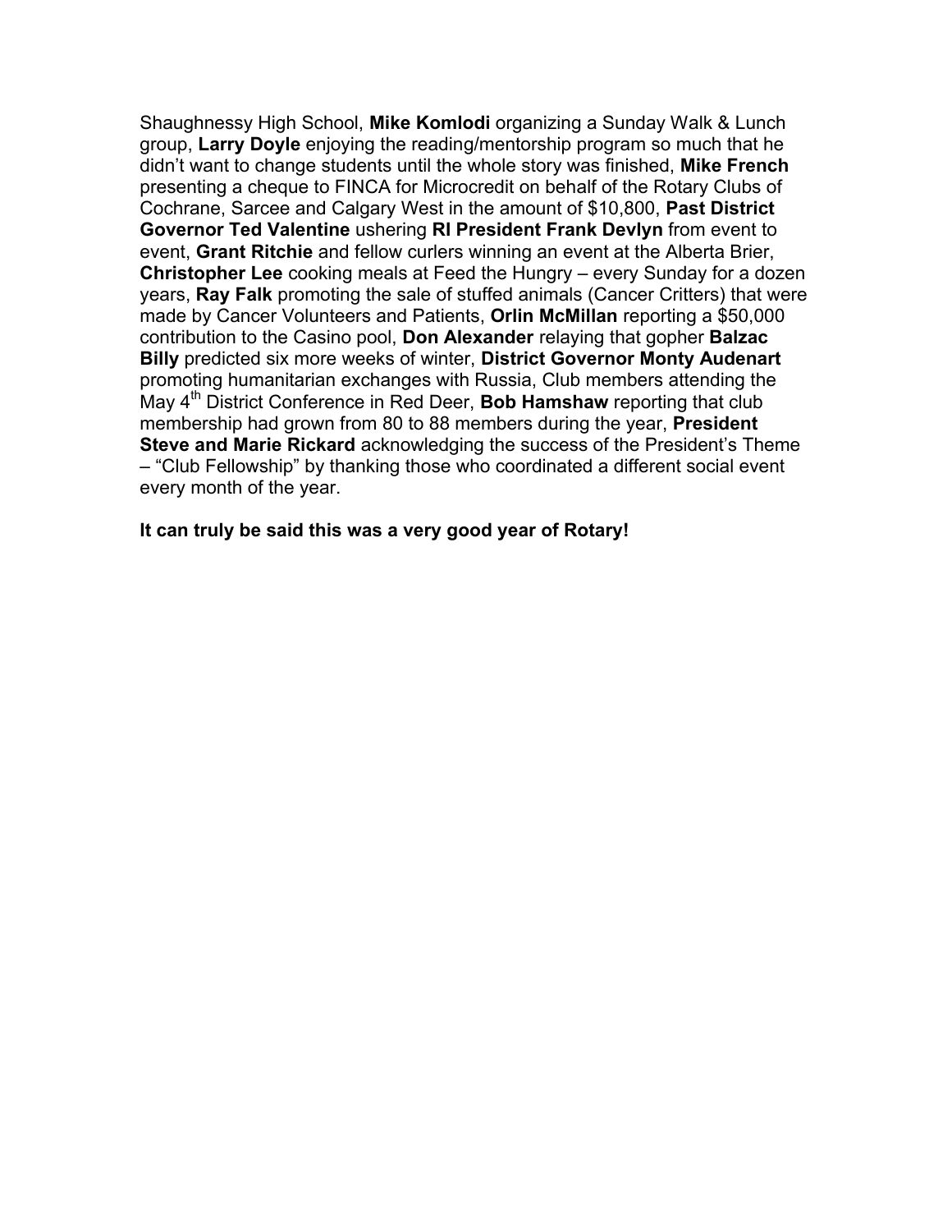Shaughnessy High School, **Mike Komlodi** organizing a Sunday Walk & Lunch group, **Larry Doyle** enjoying the reading/mentorship program so much that he didn't want to change students until the whole story was finished, **Mike French** presenting a cheque to FINCA for Microcredit on behalf of the Rotary Clubs of Cochrane, Sarcee and Calgary West in the amount of $10,800, **Past District Governor Ted Valentine** ushering **RI President Frank Devlyn** from event to event, **Grant Ritchie** and fellow curlers winning an event at the Alberta Brier, **Christopher Lee** cooking meals at Feed the Hungry – every Sunday for a dozen years, **Ray Falk** promoting the sale of stuffed animals (Cancer Critters) that were made by Cancer Volunteers and Patients, **Orlin McMillan** reporting a $50,000 contribution to the Casino pool, **Don Alexander** relaying that gopher **Balzac Billy** predicted six more weeks of winter, **District Governor Monty Audenart** promoting humanitarian exchanges with Russia, Club members attending the May 4th District Conference in Red Deer, **Bob Hamshaw** reporting that club membership had grown from 80 to 88 members during the year, **President Steve and Marie Rickard** acknowledging the success of the President's Theme – "Club Fellowship" by thanking those who coordinated a different social event every month of the year.

**It can truly be said this was a very good year of Rotary!**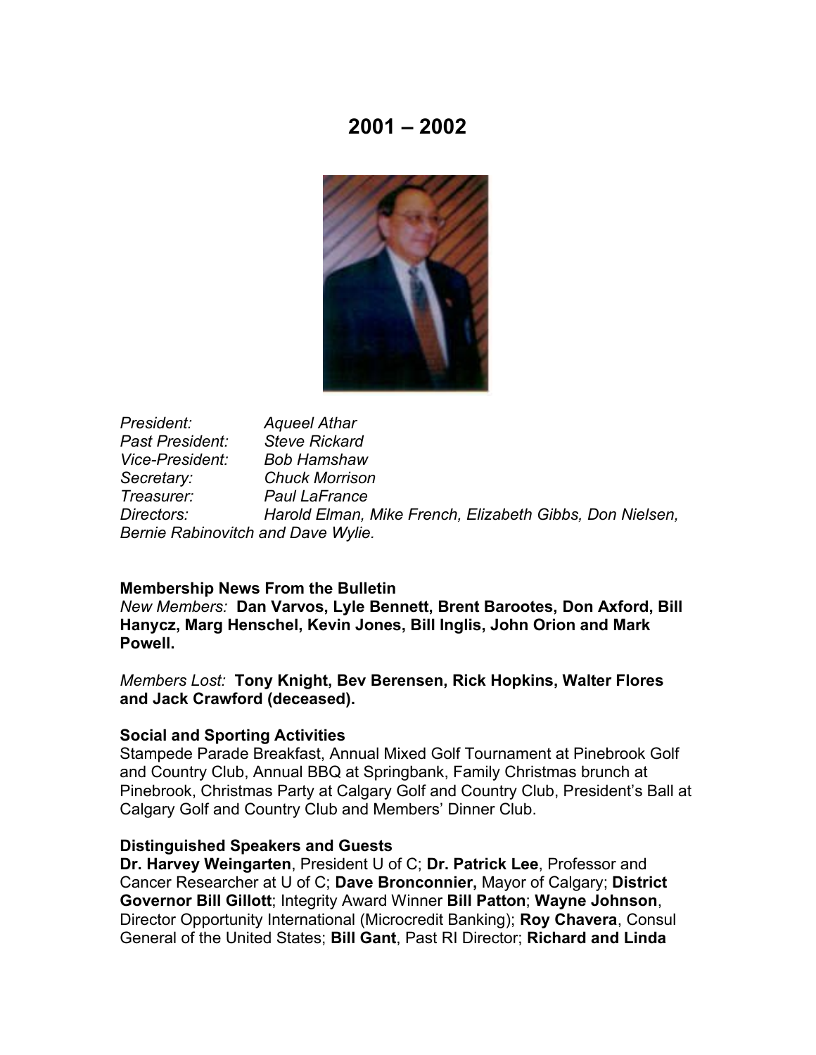# 2001 – 2002

*President:* *Aqueel Athar*
*Past President:* *Steve Rickard*
*Vice-President:* *Bob Hamshaw*
*Secretary:* *Chuck Morrison*
*Treasurer:* *Paul LaFrance*
*Directors:* *Harold Elman, Mike French, Elizabeth Gibbs, Don Nielsen, Bernie Rabinovitch and Dave Wylie.*

**Membership News From the Bulletin**

*New Members:* **Dan Varvos, Lyle Bennett, Brent Barootes, Don Axford, Bill Hanycz, Marg Henschel, Kevin Jones, Bill Inglis, John Orion and Mark Powell.**

*Members Lost:* **Tony Knight, Bev Berensen, Rick Hopkins, Walter Flores and Jack Crawford (deceased).**

**Social and Sporting Activities**

Stampede Parade Breakfast, Annual Mixed Golf Tournament at Pinebrook Golf and Country Club, Annual BBQ at Springbank, Family Christmas brunch at Pinebrook, Christmas Party at Calgary Golf and Country Club, President's Ball at Calgary Golf and Country Club and Members' Dinner Club.

**Distinguished Speakers and Guests**

**Dr. Harvey Weingarten**, President U of C; **Dr. Patrick Lee**, Professor and Cancer Researcher at U of C; **Dave Bronconnier,** Mayor of Calgary; **District Governor Bill Gillott**; Integrity Award Winner **Bill Patton**; **Wayne Johnson**, Director Opportunity International (Microcredit Banking); **Roy Chavera**, Consul General of the United States; **Bill Gant**, Past RI Director; **Richard and Linda**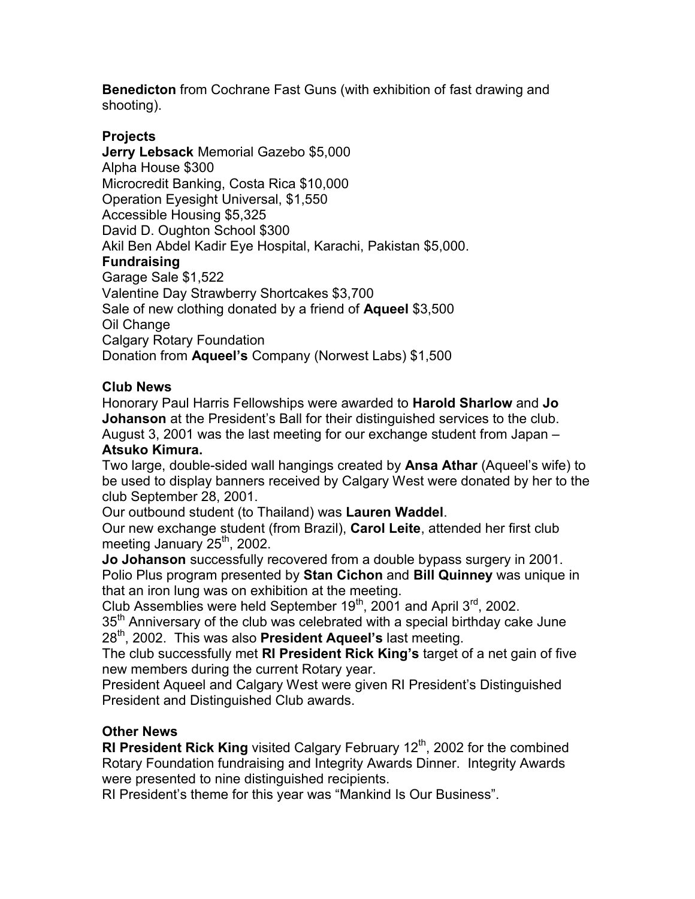**Benedicton** from Cochrane Fast Guns (with exhibition of fast drawing and shooting).

**Projects**

**Jerry Lebsack** Memorial Gazebo $5,000
Alpha House $300
Microcredit Banking, Costa Rica $10,000
Operation Eyesight Universal, $1,550
Accessible Housing $5,325
David D. Oughton School $300
Akil Ben Abdel Kadir Eye Hospital, Karachi, Pakistan $5,000.

**Fundraising**

Garage Sale $1,522
Valentine Day Strawberry Shortcakes $3,700
Sale of new clothing donated by a friend of **Aqueel** $3,500
Oil Change
Calgary Rotary Foundation
Donation from **Aqueel's** Company (Norwest Labs) $1,500

**Club News**

Honorary Paul Harris Fellowships were awarded to **Harold Sharlow** and **Jo Johanson** at the President's Ball for their distinguished services to the club.
August 3, 2001 was the last meeting for our exchange student from Japan – **Atsuko Kimura.**
Two large, double-sided wall hangings created by **Ansa Athar** (Aqueel's wife) to be used to display banners received by Calgary West were donated by her to the club September 28, 2001.
Our outbound student (to Thailand) was **Lauren Waddel**.
Our new exchange student (from Brazil), **Carol Leite**, attended her first club meeting January 25th, 2002.
**Jo Johanson** successfully recovered from a double bypass surgery in 2001.
Polio Plus program presented by **Stan Cichon** and **Bill Quinney** was unique in that an iron lung was on exhibition at the meeting.
Club Assemblies were held September 19th, 2001 and April 3rd, 2002.
35th Anniversary of the club was celebrated with a special birthday cake June 28th, 2002. This was also **President Aqueel's** last meeting.
The club successfully met **RI President Rick King's** target of a net gain of five new members during the current Rotary year.
President Aqueel and Calgary West were given RI President's Distinguished President and Distinguished Club awards.

**Other News**

**RI President Rick King** visited Calgary February 12th, 2002 for the combined Rotary Foundation fundraising and Integrity Awards Dinner. Integrity Awards were presented to nine distinguished recipients.
RI President's theme for this year was "Mankind Is Our Business".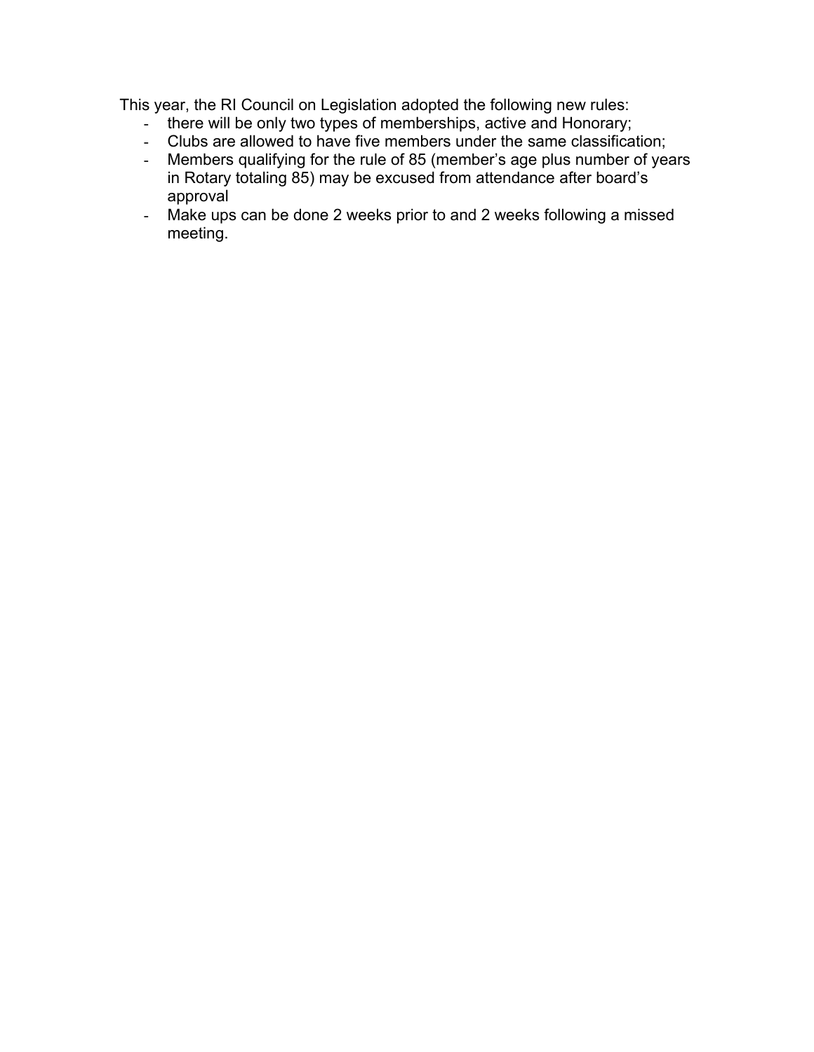This year, the RI Council on Legislation adopted the following new rules:

- there will be only two types of memberships, active and Honorary;
- Clubs are allowed to have five members under the same classification;
- Members qualifying for the rule of 85 (member's age plus number of years in Rotary totaling 85) may be excused from attendance after board's approval
- Make ups can be done 2 weeks prior to and 2 weeks following a missed meeting.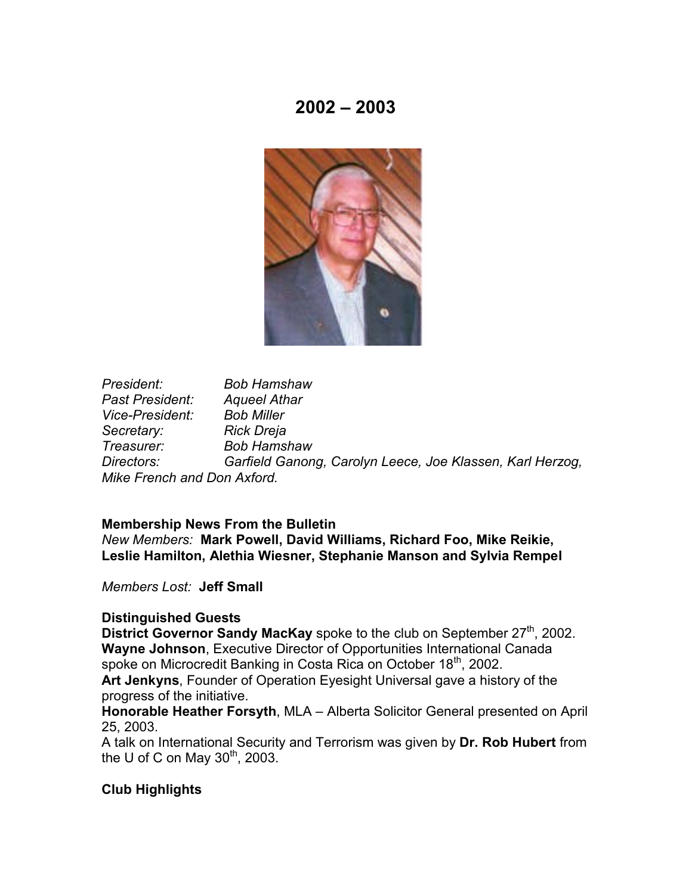# 2002 – 2003

*President:* *Bob Hamshaw*
*Past President:* *Aqueel Athar*
*Vice-President:* *Bob Miller*
*Secretary:* *Rick Dreja*
*Treasurer:* *Bob Hamshaw*
*Directors:* *Garfield Ganong, Carolyn Leece, Joe Klassen, Karl Herzog, Mike French and Don Axford.*

**Membership News From the Bulletin**
*New Members:* **Mark Powell, David Williams, Richard Foo, Mike Reikie, Leslie Hamilton, Alethia Wiesner, Stephanie Manson and Sylvia Rempel**

*Members Lost:* **Jeff Small**

**Distinguished Guests**
**District Governor Sandy MacKay** spoke to the club on September 27th, 2002.
**Wayne Johnson**, Executive Director of Opportunities International Canada spoke on Microcredit Banking in Costa Rica on October 18th, 2002.
**Art Jenkyns**, Founder of Operation Eyesight Universal gave a history of the progress of the initiative.
**Honorable Heather Forsyth**, MLA – Alberta Solicitor General presented on April 25, 2003.
A talk on International Security and Terrorism was given by **Dr. Rob Hubert** from the U of C on May 30th, 2003.

**Club Highlights**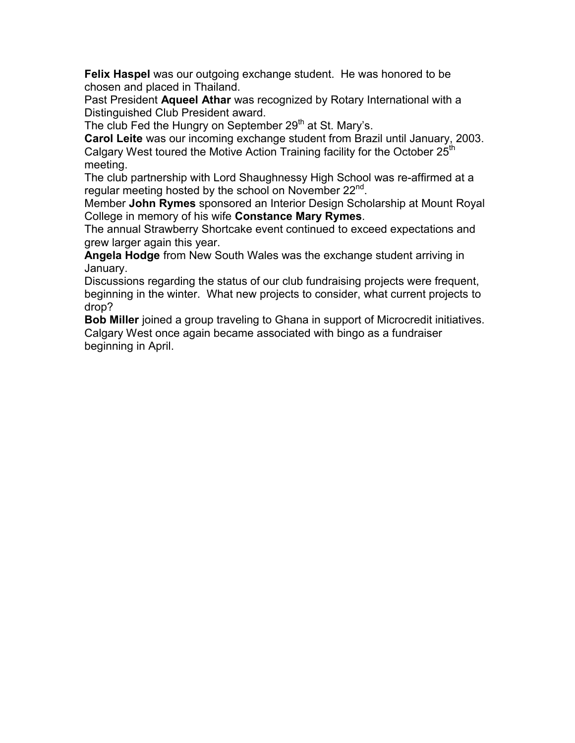**Felix Haspel** was our outgoing exchange student. He was honored to be chosen and placed in Thailand.

Past President **Aqueel Athar** was recognized by Rotary International with a Distinguished Club President award.

The club Fed the Hungry on September 29th at St. Mary's.

**Carol Leite** was our incoming exchange student from Brazil until January, 2003.

Calgary West toured the Motive Action Training facility for the October 25th meeting.

The club partnership with Lord Shaughnessy High School was re-affirmed at a regular meeting hosted by the school on November 22nd.

Member **John Rymes** sponsored an Interior Design Scholarship at Mount Royal College in memory of his wife **Constance Mary Rymes**.

The annual Strawberry Shortcake event continued to exceed expectations and grew larger again this year.

**Angela Hodge** from New South Wales was the exchange student arriving in January.

Discussions regarding the status of our club fundraising projects were frequent, beginning in the winter. What new projects to consider, what current projects to drop?

**Bob Miller** joined a group traveling to Ghana in support of Microcredit initiatives.

Calgary West once again became associated with bingo as a fundraiser beginning in April.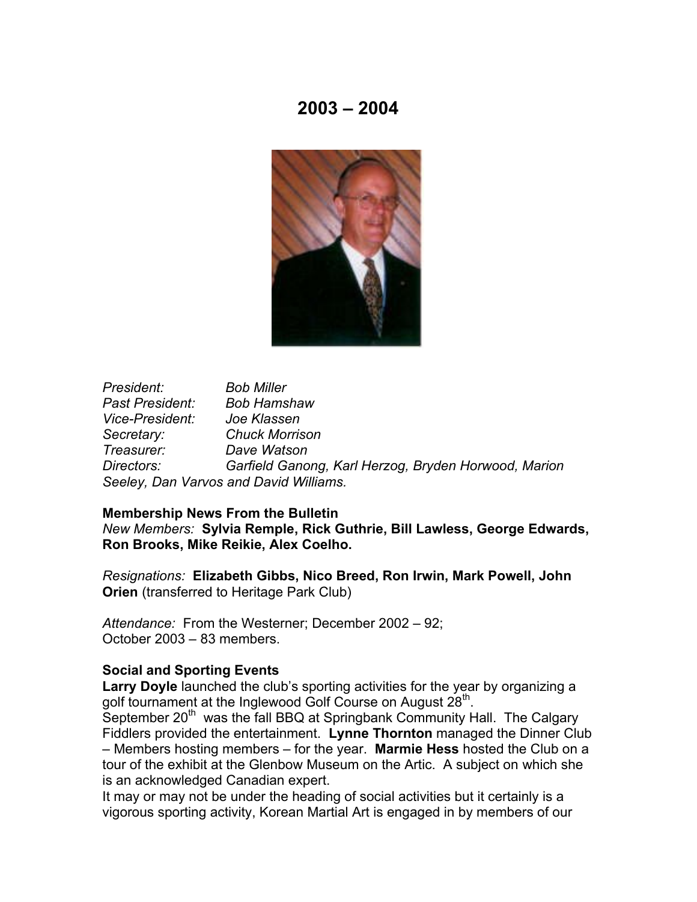# 2003 – 2004

*President:* *Bob Miller*
*Past President:* *Bob Hamshaw*
*Vice-President:* *Joe Klassen*
*Secretary:* *Chuck Morrison*
*Treasurer:* *Dave Watson*
*Directors:* *Garfield Ganong, Karl Herzog, Bryden Horwood, Marion Seeley, Dan Varvos and David Williams.*

**Membership News From the Bulletin**
*New Members:* **Sylvia Remple, Rick Guthrie, Bill Lawless, George Edwards, Ron Brooks, Mike Reikie, Alex Coelho.**

*Resignations:* **Elizabeth Gibbs, Nico Breed, Ron Irwin, Mark Powell, John Orien** (transferred to Heritage Park Club)

*Attendance:* From the Westerner; December 2002 – 92;
October 2003 – 83 members.

**Social and Sporting Events**
**Larry Doyle** launched the club's sporting activities for the year by organizing a golf tournament at the Inglewood Golf Course on August 28th.
September 20th was the fall BBQ at Springbank Community Hall. The Calgary Fiddlers provided the entertainment. **Lynne Thornton** managed the Dinner Club – Members hosting members – for the year. **Marmie Hess** hosted the Club on a tour of the exhibit at the Glenbow Museum on the Artic. A subject on which she is an acknowledged Canadian expert.
It may or may not be under the heading of social activities but it certainly is a vigorous sporting activity, Korean Martial Art is engaged in by members of our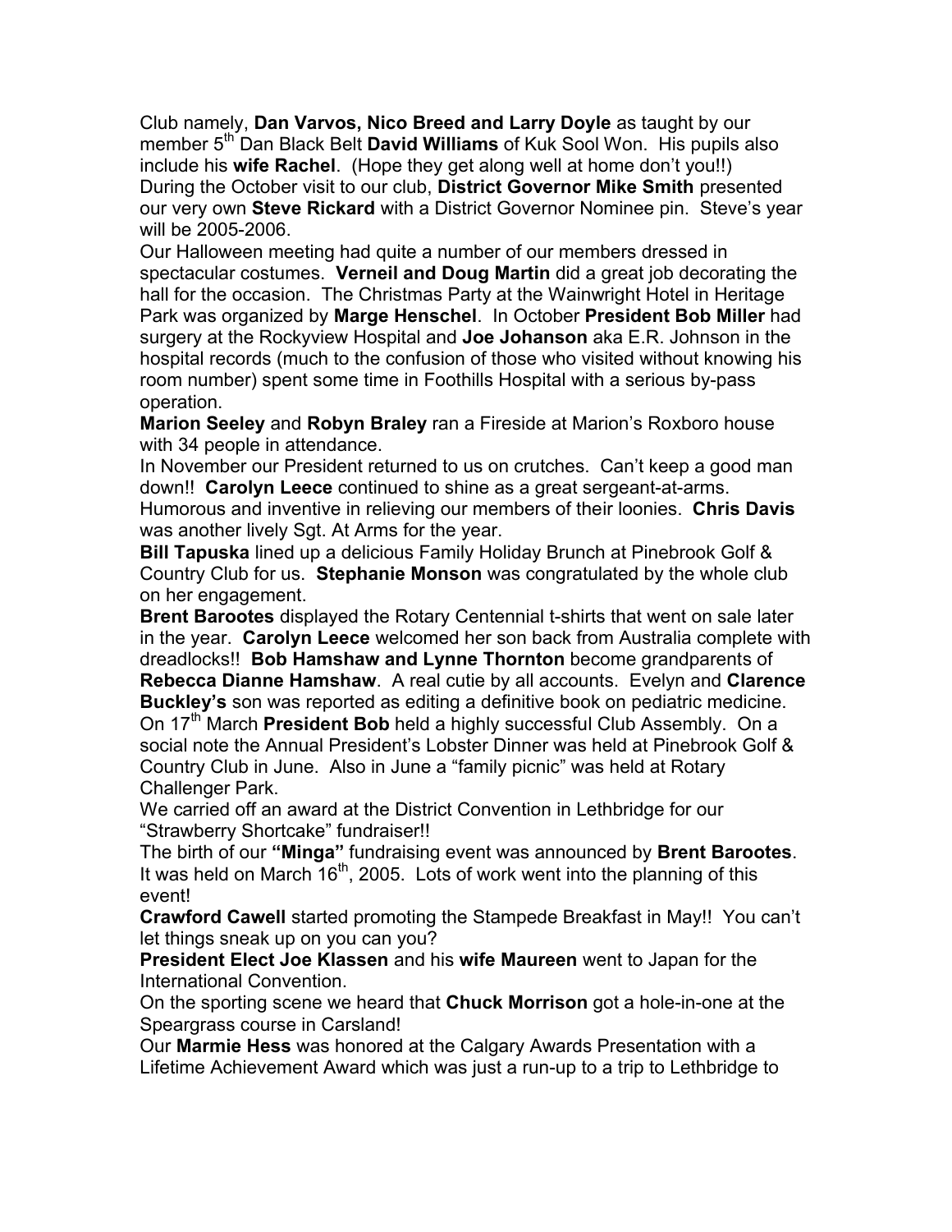Club namely, **Dan Varvos, Nico Breed and Larry Doyle** as taught by our member 5th Dan Black Belt **David Williams** of Kuk Sool Won. His pupils also include his **wife Rachel**. (Hope they get along well at home don't you!!)
During the October visit to our club, **District Governor Mike Smith** presented our very own **Steve Rickard** with a District Governor Nominee pin. Steve's year will be 2005-2006.
Our Halloween meeting had quite a number of our members dressed in spectacular costumes. **Verneil and Doug Martin** did a great job decorating the hall for the occasion. The Christmas Party at the Wainwright Hotel in Heritage Park was organized by **Marge Henschel**. In October **President Bob Miller** had surgery at the Rockyview Hospital and **Joe Johanson** aka E.R. Johnson in the hospital records (much to the confusion of those who visited without knowing his room number) spent some time in Foothills Hospital with a serious by-pass operation.
**Marion Seeley** and **Robyn Braley** ran a Fireside at Marion's Roxboro house with 34 people in attendance.
In November our President returned to us on crutches. Can't keep a good man down!! **Carolyn Leece** continued to shine as a great sergeant-at-arms. Humorous and inventive in relieving our members of their loonies. **Chris Davis** was another lively Sgt. At Arms for the year.
**Bill Tapuska** lined up a delicious Family Holiday Brunch at Pinebrook Golf & Country Club for us. **Stephanie Monson** was congratulated by the whole club on her engagement.
**Brent Barootes** displayed the Rotary Centennial t-shirts that went on sale later in the year. **Carolyn Leece** welcomed her son back from Australia complete with dreadlocks!! **Bob Hamshaw and Lynne Thornton** become grandparents of **Rebecca Dianne Hamshaw**. A real cutie by all accounts. Evelyn and **Clarence Buckley's** son was reported as editing a definitive book on pediatric medicine.
On 17th March **President Bob** held a highly successful Club Assembly. On a social note the Annual President's Lobster Dinner was held at Pinebrook Golf & Country Club in June. Also in June a "family picnic" was held at Rotary Challenger Park.
We carried off an award at the District Convention in Lethbridge for our "Strawberry Shortcake" fundraiser!!
The birth of our **"Minga"** fundraising event was announced by **Brent Barootes**. It was held on March 16th, 2005. Lots of work went into the planning of this event!
**Crawford Cawell** started promoting the Stampede Breakfast in May!! You can't let things sneak up on you can you?
**President Elect Joe Klassen** and his **wife Maureen** went to Japan for the International Convention.
On the sporting scene we heard that **Chuck Morrison** got a hole-in-one at the Speargrass course in Carsland!
Our **Marmie Hess** was honored at the Calgary Awards Presentation with a Lifetime Achievement Award which was just a run-up to a trip to Lethbridge to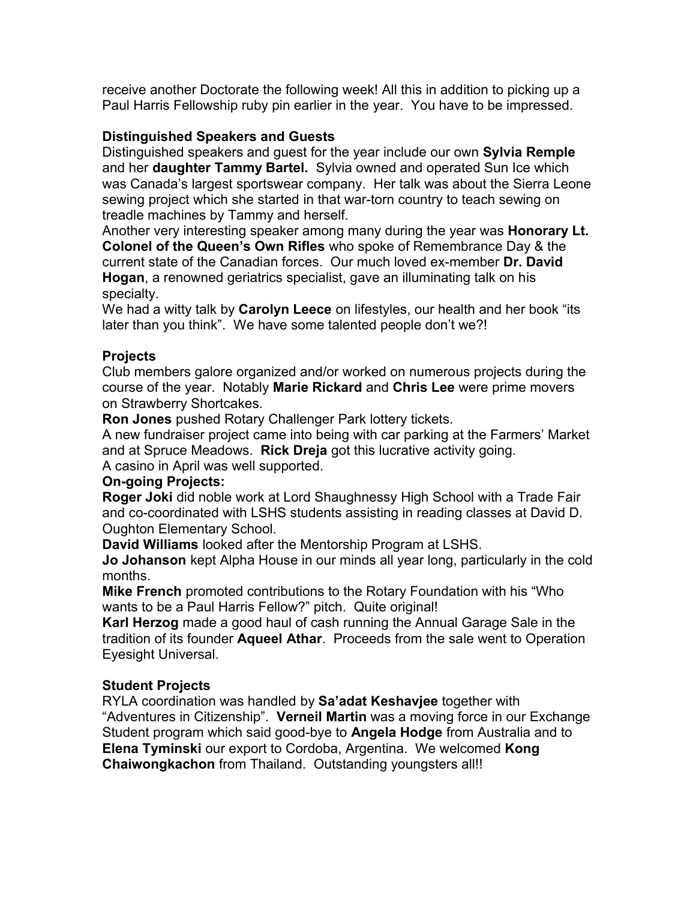receive another Doctorate the following week! All this in addition to picking up a Paul Harris Fellowship ruby pin earlier in the year. You have to be impressed.

### Distinguished Speakers and Guests

Distinguished speakers and guest for the year include our own **Sylvia Remple** and her **daughter Tammy Bartel.** Sylvia owned and operated Sun Ice which was Canada's largest sportswear company. Her talk was about the Sierra Leone sewing project which she started in that war-torn country to teach sewing on treadle machines by Tammy and herself.

Another very interesting speaker among many during the year was **Honorary Lt. Colonel of the Queen's Own Rifles** who spoke of Remembrance Day & the current state of the Canadian forces. Our much loved ex-member **Dr. David Hogan**, a renowned geriatrics specialist, gave an illuminating talk on his specialty.

We had a witty talk by **Carolyn Leece** on lifestyles, our health and her book "its later than you think". We have some talented people don't we?!

### Projects

Club members galore organized and/or worked on numerous projects during the course of the year. Notably **Marie Rickard** and **Chris Lee** were prime movers on Strawberry Shortcakes.

**Ron Jones** pushed Rotary Challenger Park lottery tickets.

A new fundraiser project came into being with car parking at the Farmers' Market and at Spruce Meadows. **Rick Dreja** got this lucrative activity going.

A casino in April was well supported.

**On-going Projects:**

**Roger Joki** did noble work at Lord Shaughnessy High School with a Trade Fair and co-coordinated with LSHS students assisting in reading classes at David D. Oughton Elementary School.

**David Williams** looked after the Mentorship Program at LSHS.

**Jo Johanson** kept Alpha House in our minds all year long, particularly in the cold months.

**Mike French** promoted contributions to the Rotary Foundation with his "Who wants to be a Paul Harris Fellow?" pitch. Quite original!

**Karl Herzog** made a good haul of cash running the Annual Garage Sale in the tradition of its founder **Aqueel Athar**. Proceeds from the sale went to Operation Eyesight Universal.

### Student Projects

RYLA coordination was handled by **Sa'adat Keshavjee** together with "Adventures in Citizenship". **Verneil Martin** was a moving force in our Exchange Student program which said good-bye to **Angela Hodge** from Australia and to **Elena Tyminski** our export to Cordoba, Argentina. We welcomed **Kong Chaiwongkachon** from Thailand. Outstanding youngsters all!!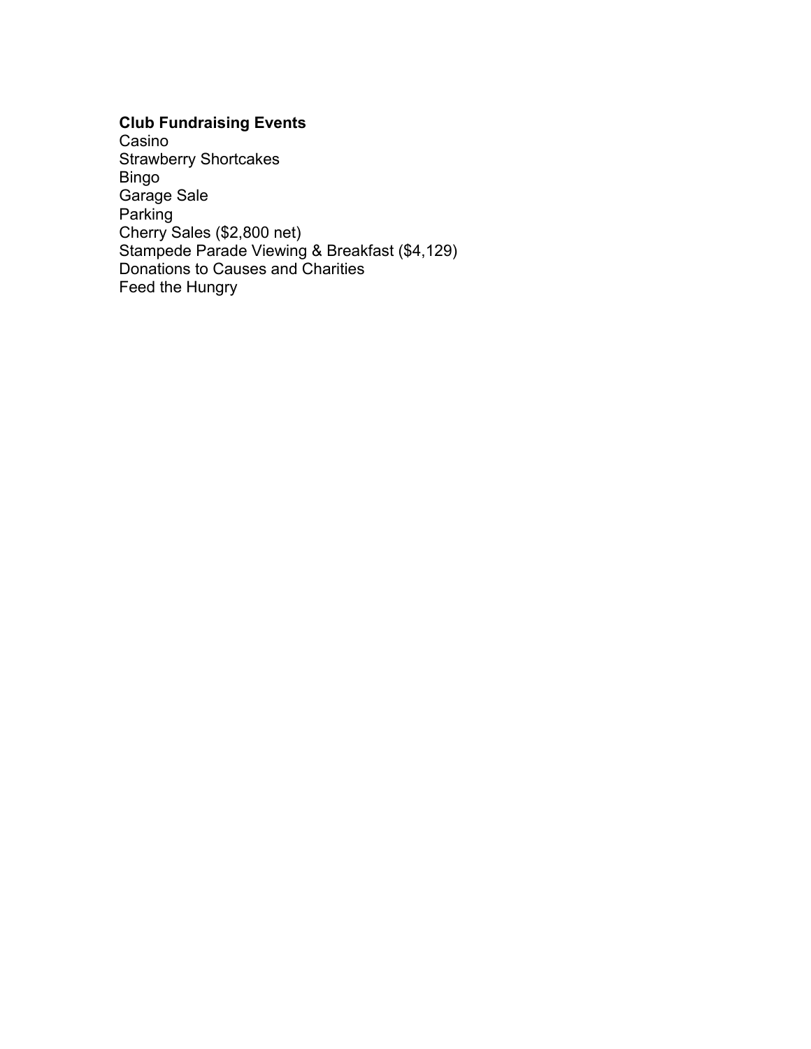**Club Fundraising Events**

Casino
Strawberry Shortcakes
Bingo
Garage Sale
Parking
Cherry Sales ($2,800 net)
Stampede Parade Viewing & Breakfast ($4,129)
Donations to Causes and Charities
Feed the Hungry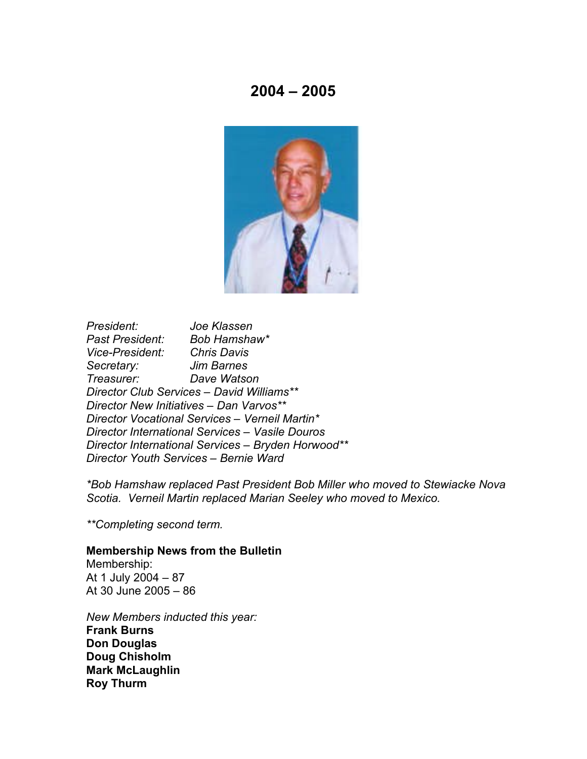# 2004 – 2005

*President:* *Joe Klassen*
*Past President:* *Bob Hamshaw**
*Vice-President:* *Chris Davis*
*Secretary:* *Jim Barnes*
*Treasurer:* *Dave Watson*
*Director Club Services – David Williams***
*Director New Initiatives – Dan Varvos***
*Director Vocational Services – Verneil Martin**
*Director International Services – Vasile Douros*
*Director International Services – Bryden Horwood***
*Director Youth Services – Bernie Ward*

**Bob Hamshaw replaced Past President Bob Miller who moved to Stewiacke Nova Scotia. Verneil Martin replaced Marian Seeley who moved to Mexico.*

***Completing second term.*

**Membership News from the Bulletin**
Membership:
At 1 July 2004 – 87
At 30 June 2005 – 86

*New Members inducted this year:*
**Frank Burns**
**Don Douglas**
**Doug Chisholm**
**Mark McLaughlin**
**Roy Thurm**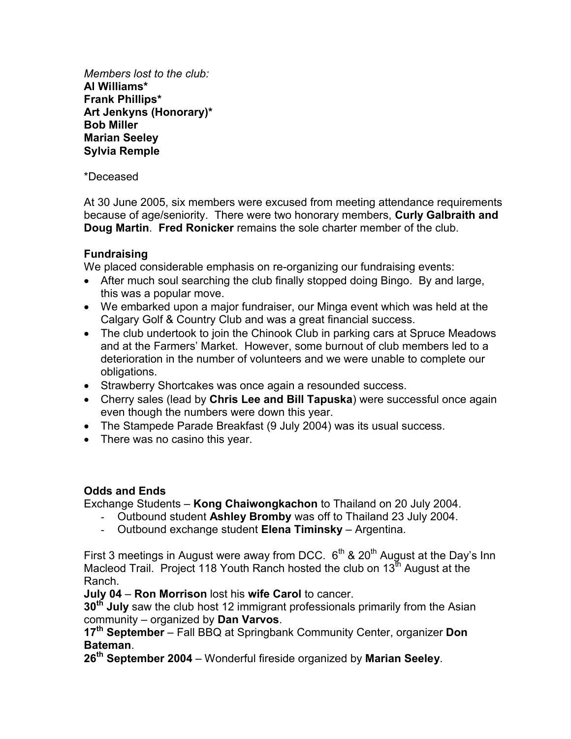*Members lost to the club:*
**Al Williams***
**Frank Phillips***
**Art Jenkyns (Honorary)***
**Bob Miller**
**Marian Seeley**
**Sylvia Remple**

*Deceased

At 30 June 2005, six members were excused from meeting attendance requirements because of age/seniority. There were two honorary members, **Curly Galbraith and Doug Martin**. **Fred Ronicker** remains the sole charter member of the club.

### Fundraising

We placed considerable emphasis on re-organizing our fundraising events:

- After much soul searching the club finally stopped doing Bingo. By and large, this was a popular move.
- We embarked upon a major fundraiser, our Minga event which was held at the Calgary Golf & Country Club and was a great financial success.
- The club undertook to join the Chinook Club in parking cars at Spruce Meadows and at the Farmers' Market. However, some burnout of club members led to a deterioration in the number of volunteers and we were unable to complete our obligations.
- Strawberry Shortcakes was once again a resounded success.
- Cherry sales (lead by **Chris Lee and Bill Tapuska**) were successful once again even though the numbers were down this year.
- The Stampede Parade Breakfast (9 July 2004) was its usual success.
- There was no casino this year.

### Odds and Ends

Exchange Students – **Kong Chaiwongkachon** to Thailand on 20 July 2004.

- Outbound student **Ashley Bromby** was off to Thailand 23 July 2004.
- Outbound exchange student **Elena Timinsky** – Argentina.

First 3 meetings in August were away from DCC. 6th & 20th August at the Day's Inn Macleod Trail. Project 118 Youth Ranch hosted the club on 13th August at the Ranch.

**July 04** – **Ron Morrison** lost his **wife Carol** to cancer.

**30th July** saw the club host 12 immigrant professionals primarily from the Asian community – organized by **Dan Varvos**.

**17th September** – Fall BBQ at Springbank Community Center, organizer **Don Bateman**.

**26th September 2004** – Wonderful fireside organized by **Marian Seeley**.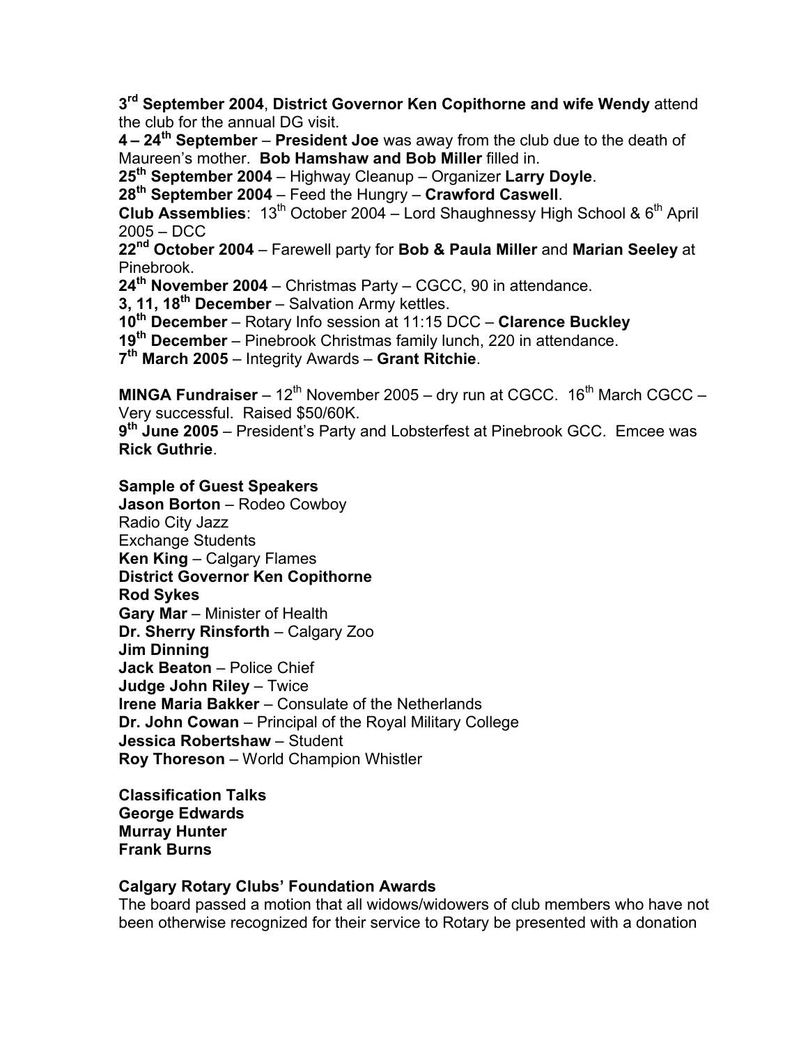**3rd September 2004**, **District Governor Ken Copithorne and wife Wendy** attend the club for the annual DG visit.
**4 – 24th September** – **President Joe** was away from the club due to the death of Maureen's mother. **Bob Hamshaw and Bob Miller** filled in.
**25th September 2004** – Highway Cleanup – Organizer **Larry Doyle**.
**28th September 2004** – Feed the Hungry – **Crawford Caswell**.
**Club Assemblies**: 13th October 2004 – Lord Shaughnessy High School & 6th April 2005 – DCC
**22nd October 2004** – Farewell party for **Bob & Paula Miller** and **Marian Seeley** at Pinebrook.
**24th November 2004** – Christmas Party – CGCC, 90 in attendance.
**3, 11, 18th December** – Salvation Army kettles.
**10th December** – Rotary Info session at 11:15 DCC – **Clarence Buckley**
**19th December** – Pinebrook Christmas family lunch, 220 in attendance.
**7th March 2005** – Integrity Awards – **Grant Ritchie**.

**MINGA Fundraiser** – 12th November 2005 – dry run at CGCC. 16th March CGCC – Very successful. Raised $50/60K.
**9th June 2005** – President's Party and Lobsterfest at Pinebrook GCC. Emcee was **Rick Guthrie**.

**Sample of Guest Speakers**
**Jason Borton** – Rodeo Cowboy
Radio City Jazz
Exchange Students
**Ken King** – Calgary Flames
**District Governor Ken Copithorne**
**Rod Sykes**
**Gary Mar** – Minister of Health
**Dr. Sherry Rinsforth** – Calgary Zoo
**Jim Dinning**
**Jack Beaton** – Police Chief
**Judge John Riley** – Twice
**Irene Maria Bakker** – Consulate of the Netherlands
**Dr. John Cowan** – Principal of the Royal Military College
**Jessica Robertshaw** – Student
**Roy Thoreson** – World Champion Whistler

**Classification Talks**
**George Edwards**
**Murray Hunter**
**Frank Burns**

**Calgary Rotary Clubs' Foundation Awards**
The board passed a motion that all widows/widowers of club members who have not been otherwise recognized for their service to Rotary be presented with a donation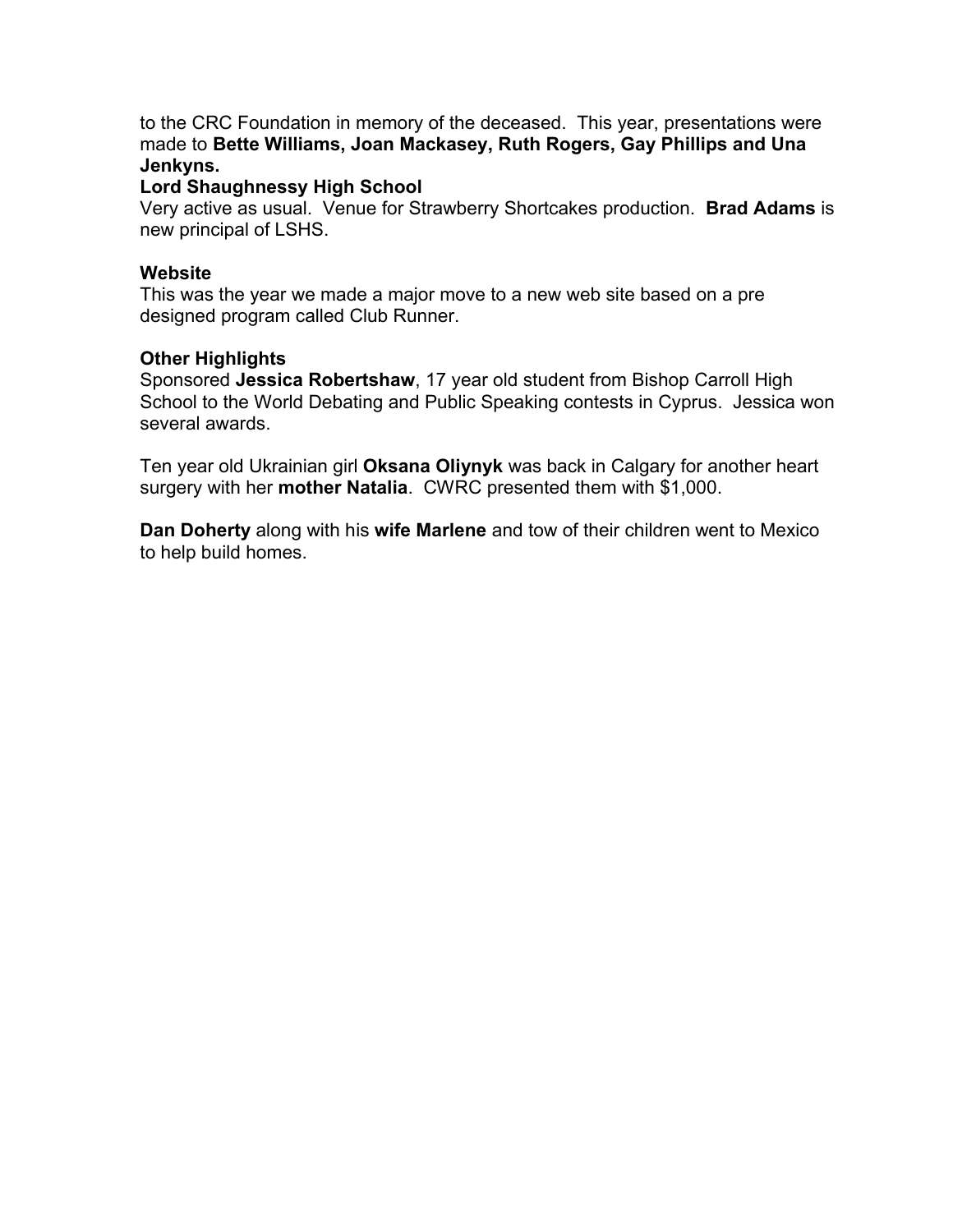to the CRC Foundation in memory of the deceased.  This year, presentations were made to **Bette Williams, Joan Mackasey, Ruth Rogers, Gay Phillips and Una Jenkyns.**

**Lord Shaughnessy High School**

Very active as usual.  Venue for Strawberry Shortcakes production.  **Brad Adams** is new principal of LSHS.

**Website**

This was the year we made a major move to a new web site based on a pre designed program called Club Runner.

**Other Highlights**

Sponsored **Jessica Robertshaw**, 17 year old student from Bishop Carroll High School to the World Debating and Public Speaking contests in Cyprus.  Jessica won several awards.

Ten year old Ukrainian girl **Oksana Oliynyk** was back in Calgary for another heart surgery with her **mother Natalia**.  CWRC presented them with $1,000.

**Dan Doherty** along with his **wife Marlene** and tow of their children went to Mexico to help build homes.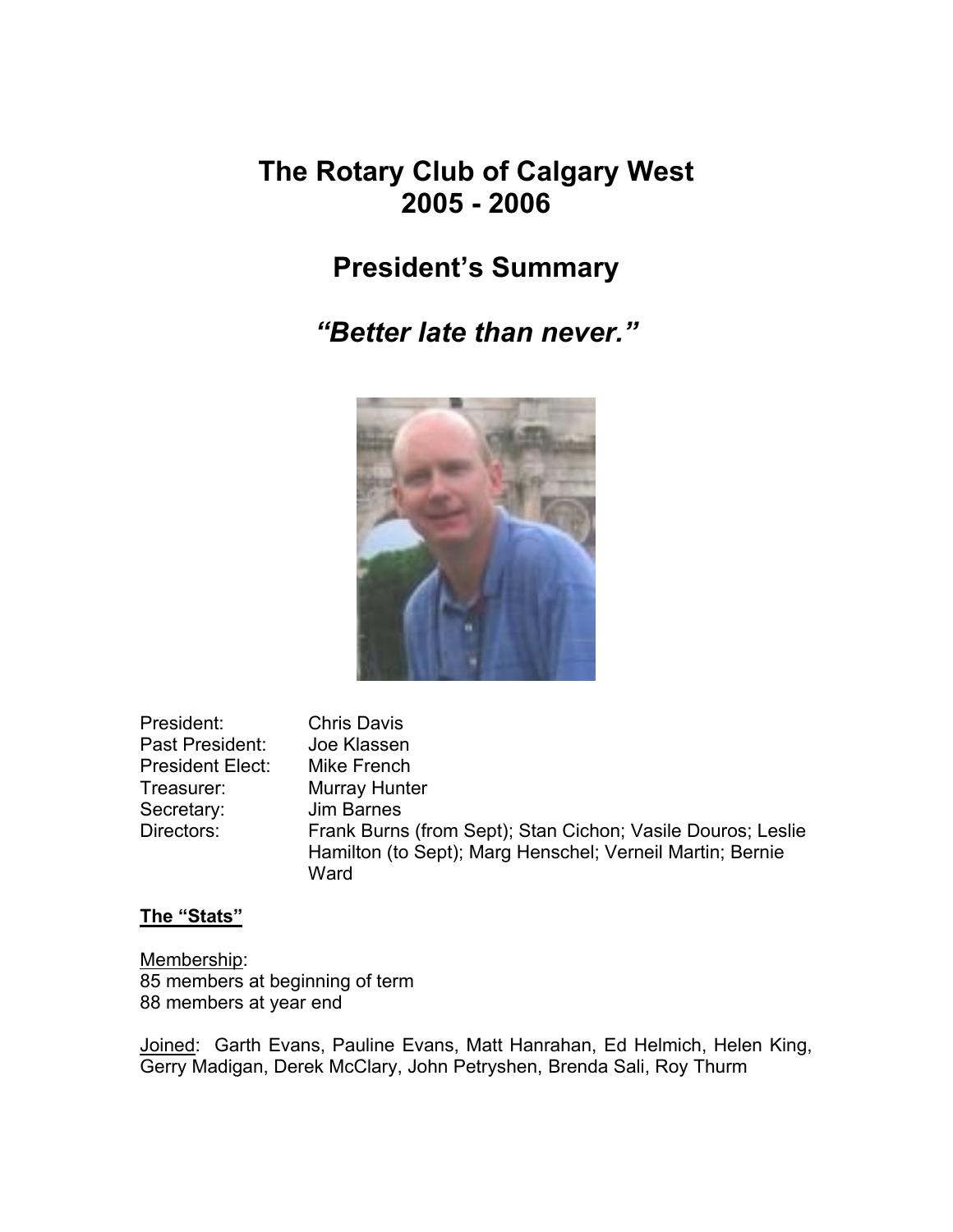# The Rotary Club of Calgary West
# 2005 - 2006

## President's Summary

## *"Better late than never."*

| | |
|---|---|
| President: | Chris Davis |
| Past President: | Joe Klassen |
| President Elect: | Mike French |
| Treasurer: | Murray Hunter |
| Secretary: | Jim Barnes |
| Directors: | Frank Burns (from Sept); Stan Cichon; Vasile Douros; Leslie Hamilton (to Sept); Marg Henschel; Verneil Martin; Bernie Ward |

**The "Stats"**

Membership:
85 members at beginning of term
88 members at year end

Joined: Garth Evans, Pauline Evans, Matt Hanrahan, Ed Helmich, Helen King, Gerry Madigan, Derek McClary, John Petryshen, Brenda Sali, Roy Thurm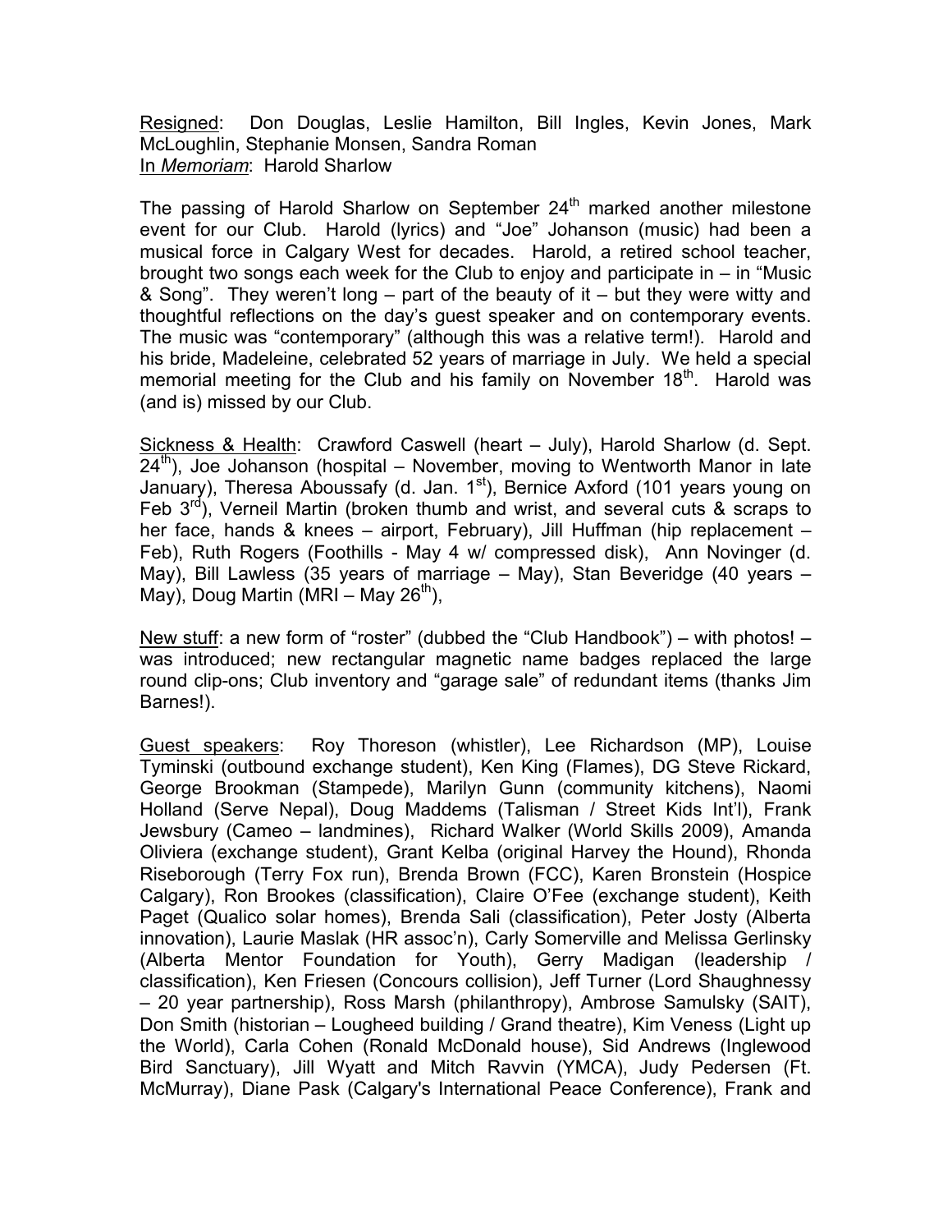Resigned: Don Douglas, Leslie Hamilton, Bill Ingles, Kevin Jones, Mark McLoughlin, Stephanie Monsen, Sandra Roman
In *Memoriam*: Harold Sharlow

The passing of Harold Sharlow on September 24th marked another milestone event for our Club. Harold (lyrics) and "Joe" Johanson (music) had been a musical force in Calgary West for decades. Harold, a retired school teacher, brought two songs each week for the Club to enjoy and participate in – in "Music & Song". They weren't long – part of the beauty of it – but they were witty and thoughtful reflections on the day's guest speaker and on contemporary events. The music was "contemporary" (although this was a relative term!). Harold and his bride, Madeleine, celebrated 52 years of marriage in July. We held a special memorial meeting for the Club and his family on November 18th. Harold was (and is) missed by our Club.

Sickness & Health: Crawford Caswell (heart – July), Harold Sharlow (d. Sept. 24th), Joe Johanson (hospital – November, moving to Wentworth Manor in late January), Theresa Aboussafy (d. Jan. 1st), Bernice Axford (101 years young on Feb 3rd), Verneil Martin (broken thumb and wrist, and several cuts & scraps to her face, hands & knees – airport, February), Jill Huffman (hip replacement – Feb), Ruth Rogers (Foothills - May 4 w/ compressed disk), Ann Novinger (d. May), Bill Lawless (35 years of marriage – May), Stan Beveridge (40 years – May), Doug Martin (MRI – May 26th),

New stuff: a new form of "roster" (dubbed the "Club Handbook") – with photos! – was introduced; new rectangular magnetic name badges replaced the large round clip-ons; Club inventory and "garage sale" of redundant items (thanks Jim Barnes!).

Guest speakers: Roy Thoreson (whistler), Lee Richardson (MP), Louise Tyminski (outbound exchange student), Ken King (Flames), DG Steve Rickard, George Brookman (Stampede), Marilyn Gunn (community kitchens), Naomi Holland (Serve Nepal), Doug Maddems (Talisman / Street Kids Int'l), Frank Jewsbury (Cameo – landmines), Richard Walker (World Skills 2009), Amanda Oliviera (exchange student), Grant Kelba (original Harvey the Hound), Rhonda Riseborough (Terry Fox run), Brenda Brown (FCC), Karen Bronstein (Hospice Calgary), Ron Brookes (classification), Claire O'Fee (exchange student), Keith Paget (Qualico solar homes), Brenda Sali (classification), Peter Josty (Alberta innovation), Laurie Maslak (HR assoc'n), Carly Somerville and Melissa Gerlinsky (Alberta Mentor Foundation for Youth), Gerry Madigan (leadership / classification), Ken Friesen (Concours collision), Jeff Turner (Lord Shaughnessy – 20 year partnership), Ross Marsh (philanthropy), Ambrose Samulsky (SAIT), Don Smith (historian – Lougheed building / Grand theatre), Kim Veness (Light up the World), Carla Cohen (Ronald McDonald house), Sid Andrews (Inglewood Bird Sanctuary), Jill Wyatt and Mitch Ravvin (YMCA), Judy Pedersen (Ft. McMurray), Diane Pask (Calgary's International Peace Conference), Frank and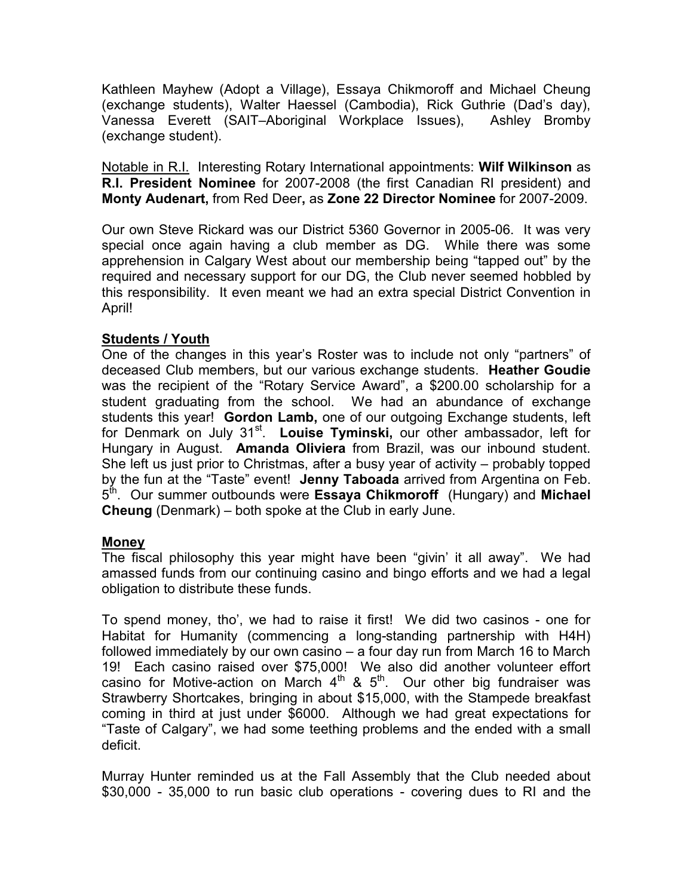Kathleen Mayhew (Adopt a Village), Essaya Chikmoroff and Michael Cheung (exchange students), Walter Haessel (Cambodia), Rick Guthrie (Dad's day), Vanessa Everett (SAIT–Aboriginal Workplace Issues), Ashley Bromby (exchange student).

Notable in R.I. Interesting Rotary International appointments: **Wilf Wilkinson** as **R.I. President Nominee** for 2007-2008 (the first Canadian RI president) and **Monty Audenart,** from Red Deer**,** as **Zone 22 Director Nominee** for 2007-2009.

Our own Steve Rickard was our District 5360 Governor in 2005-06. It was very special once again having a club member as DG. While there was some apprehension in Calgary West about our membership being "tapped out" by the required and necessary support for our DG, the Club never seemed hobbled by this responsibility. It even meant we had an extra special District Convention in April!

## Students / Youth

One of the changes in this year's Roster was to include not only "partners" of deceased Club members, but our various exchange students. **Heather Goudie** was the recipient of the "Rotary Service Award", a $200.00 scholarship for a student graduating from the school. We had an abundance of exchange students this year! **Gordon Lamb,** one of our outgoing Exchange students, left for Denmark on July 31st. **Louise Tyminski,** our other ambassador, left for Hungary in August. **Amanda Oliviera** from Brazil, was our inbound student. She left us just prior to Christmas, after a busy year of activity – probably topped by the fun at the "Taste" event! **Jenny Taboada** arrived from Argentina on Feb. 5th. Our summer outbounds were **Essaya Chikmoroff** (Hungary) and **Michael Cheung** (Denmark) – both spoke at the Club in early June.

## Money

The fiscal philosophy this year might have been "givin' it all away". We had amassed funds from our continuing casino and bingo efforts and we had a legal obligation to distribute these funds.

To spend money, tho', we had to raise it first! We did two casinos - one for Habitat for Humanity (commencing a long-standing partnership with H4H) followed immediately by our own casino – a four day run from March 16 to March 19! Each casino raised over $75,000! We also did another volunteer effort casino for Motive-action on March 4th & 5th. Our other big fundraiser was Strawberry Shortcakes, bringing in about $15,000, with the Stampede breakfast coming in third at just under $6000. Although we had great expectations for "Taste of Calgary", we had some teething problems and the ended with a small deficit.

Murray Hunter reminded us at the Fall Assembly that the Club needed about $30,000 - 35,000 to run basic club operations - covering dues to RI and the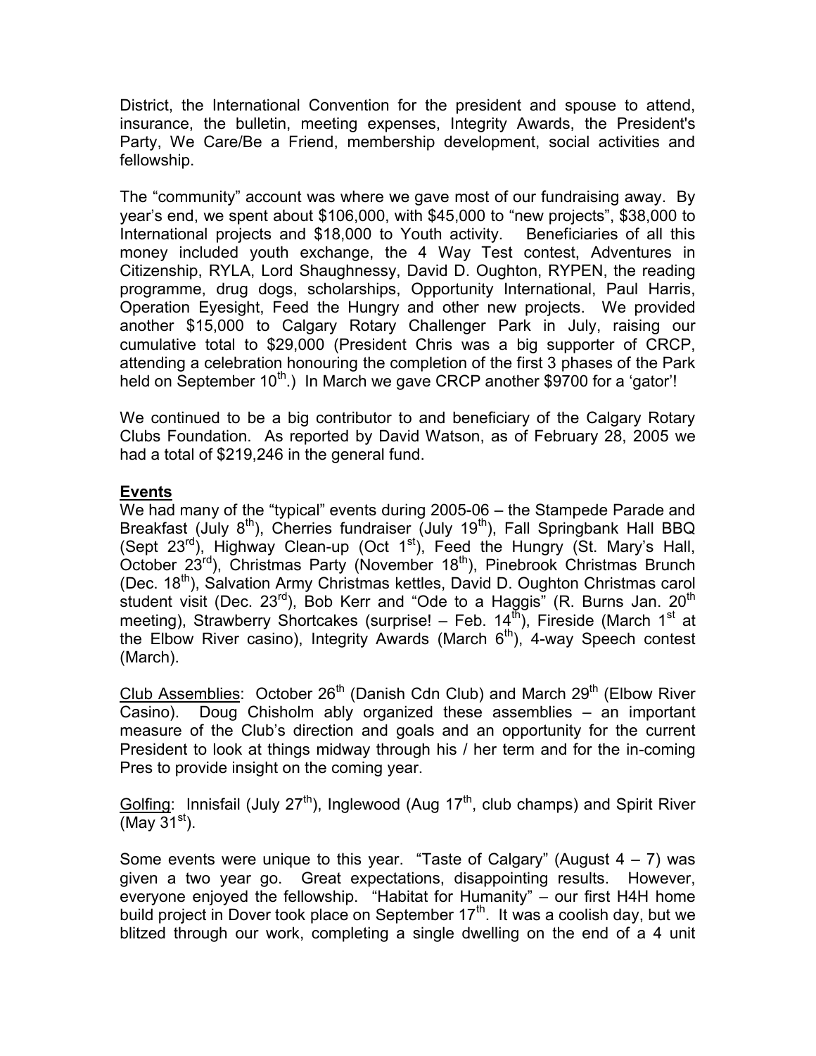District, the International Convention for the president and spouse to attend, insurance, the bulletin, meeting expenses, Integrity Awards, the President's Party, We Care/Be a Friend, membership development, social activities and fellowship.

The "community" account was where we gave most of our fundraising away. By year's end, we spent about $106,000, with $45,000 to "new projects", $38,000 to International projects and $18,000 to Youth activity. Beneficiaries of all this money included youth exchange, the 4 Way Test contest, Adventures in Citizenship, RYLA, Lord Shaughnessy, David D. Oughton, RYPEN, the reading programme, drug dogs, scholarships, Opportunity International, Paul Harris, Operation Eyesight, Feed the Hungry and other new projects. We provided another $15,000 to Calgary Rotary Challenger Park in July, raising our cumulative total to $29,000 (President Chris was a big supporter of CRCP, attending a celebration honouring the completion of the first 3 phases of the Park held on September 10th.) In March we gave CRCP another $9700 for a 'gator'!

We continued to be a big contributor to and beneficiary of the Calgary Rotary Clubs Foundation. As reported by David Watson, as of February 28, 2005 we had a total of $219,246 in the general fund.

**Events**

We had many of the "typical" events during 2005-06 – the Stampede Parade and Breakfast (July 8th), Cherries fundraiser (July 19th), Fall Springbank Hall BBQ (Sept 23rd), Highway Clean-up (Oct 1st), Feed the Hungry (St. Mary's Hall, October 23rd), Christmas Party (November 18th), Pinebrook Christmas Brunch (Dec. 18th), Salvation Army Christmas kettles, David D. Oughton Christmas carol student visit (Dec. 23rd), Bob Kerr and "Ode to a Haggis" (R. Burns Jan. 20th meeting), Strawberry Shortcakes (surprise! – Feb. 14th), Fireside (March 1st at the Elbow River casino), Integrity Awards (March 6th), 4-way Speech contest (March).

Club Assemblies: October 26th (Danish Cdn Club) and March 29th (Elbow River Casino). Doug Chisholm ably organized these assemblies – an important measure of the Club's direction and goals and an opportunity for the current President to look at things midway through his / her term and for the in-coming Pres to provide insight on the coming year.

Golfing: Innisfail (July 27th), Inglewood (Aug 17th, club champs) and Spirit River (May 31st).

Some events were unique to this year. "Taste of Calgary" (August 4 – 7) was given a two year go. Great expectations, disappointing results. However, everyone enjoyed the fellowship. "Habitat for Humanity" – our first H4H home build project in Dover took place on September 17th. It was a coolish day, but we blitzed through our work, completing a single dwelling on the end of a 4 unit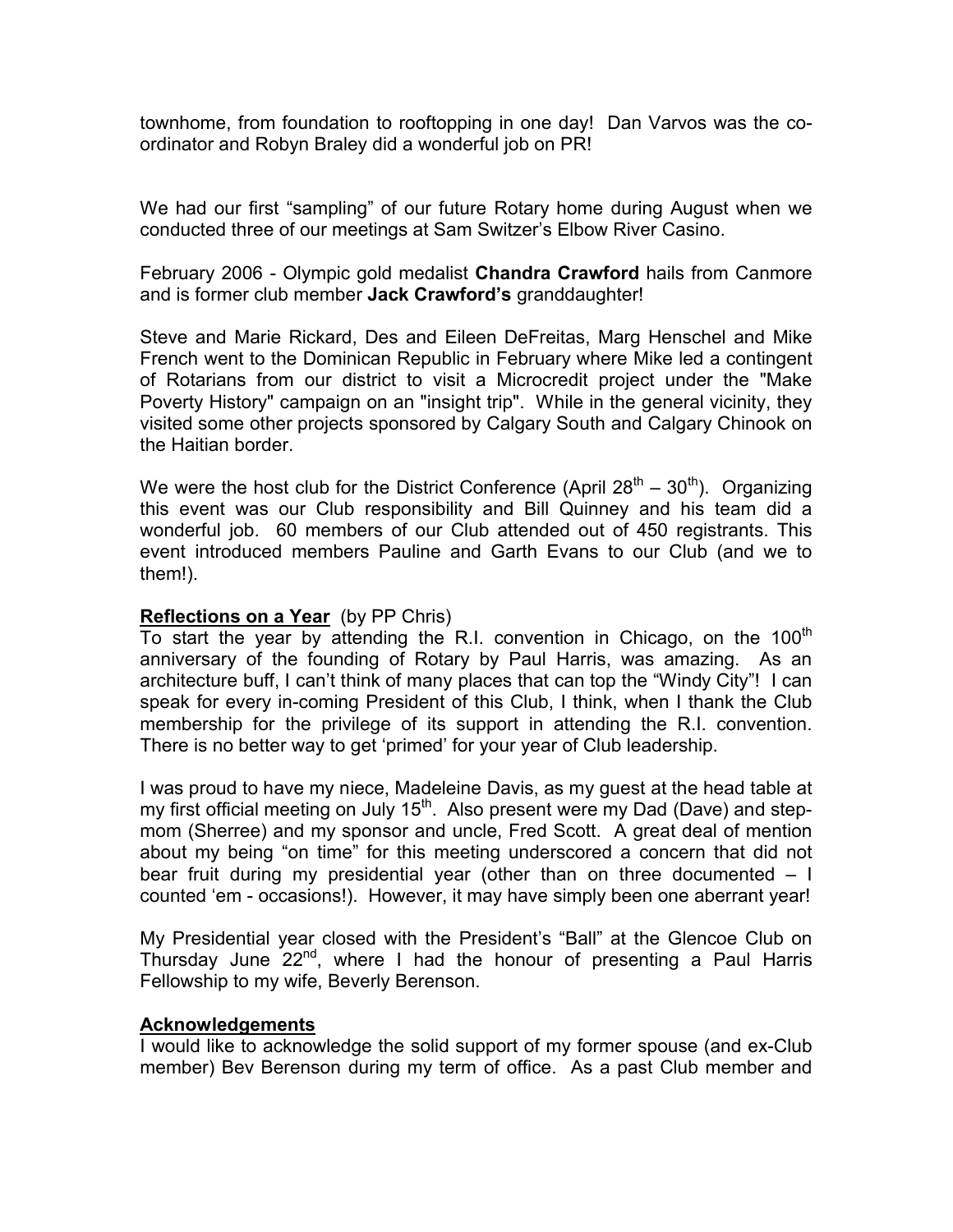townhome, from foundation to rooftopping in one day! Dan Varvos was the co-ordinator and Robyn Braley did a wonderful job on PR!

We had our first "sampling" of our future Rotary home during August when we conducted three of our meetings at Sam Switzer's Elbow River Casino.

February 2006 - Olympic gold medalist **Chandra Crawford** hails from Canmore and is former club member **Jack Crawford's** granddaughter!

Steve and Marie Rickard, Des and Eileen DeFreitas, Marg Henschel and Mike French went to the Dominican Republic in February where Mike led a contingent of Rotarians from our district to visit a Microcredit project under the "Make Poverty History" campaign on an "insight trip". While in the general vicinity, they visited some other projects sponsored by Calgary South and Calgary Chinook on the Haitian border.

We were the host club for the District Conference (April 28th – 30th). Organizing this event was our Club responsibility and Bill Quinney and his team did a wonderful job. 60 members of our Club attended out of 450 registrants. This event introduced members Pauline and Garth Evans to our Club (and we to them!).

**Reflections on a Year** (by PP Chris)

To start the year by attending the R.I. convention in Chicago, on the 100th anniversary of the founding of Rotary by Paul Harris, was amazing. As an architecture buff, I can't think of many places that can top the "Windy City"! I can speak for every in-coming President of this Club, I think, when I thank the Club membership for the privilege of its support in attending the R.I. convention. There is no better way to get 'primed' for your year of Club leadership.

I was proud to have my niece, Madeleine Davis, as my guest at the head table at my first official meeting on July 15th. Also present were my Dad (Dave) and step-mom (Sherree) and my sponsor and uncle, Fred Scott. A great deal of mention about my being "on time" for this meeting underscored a concern that did not bear fruit during my presidential year (other than on three documented – I counted 'em - occasions!). However, it may have simply been one aberrant year!

My Presidential year closed with the President's "Ball" at the Glencoe Club on Thursday June 22nd, where I had the honour of presenting a Paul Harris Fellowship to my wife, Beverly Berenson.

**Acknowledgements**

I would like to acknowledge the solid support of my former spouse (and ex-Club member) Bev Berenson during my term of office. As a past Club member and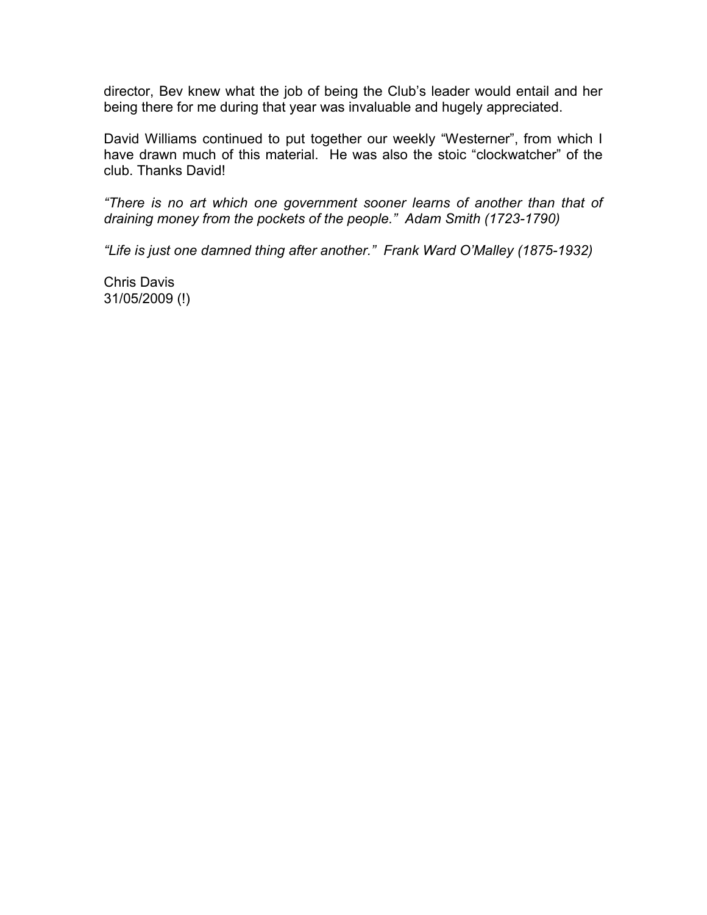director, Bev knew what the job of being the Club's leader would entail and her being there for me during that year was invaluable and hugely appreciated.

David Williams continued to put together our weekly "Westerner", from which I have drawn much of this material. He was also the stoic "clockwatcher" of the club. Thanks David!

*"There is no art which one government sooner learns of another than that of draining money from the pockets of the people." Adam Smith (1723-1790)*

*"Life is just one damned thing after another." Frank Ward O'Malley (1875-1932)*

Chris Davis
31/05/2009 (!)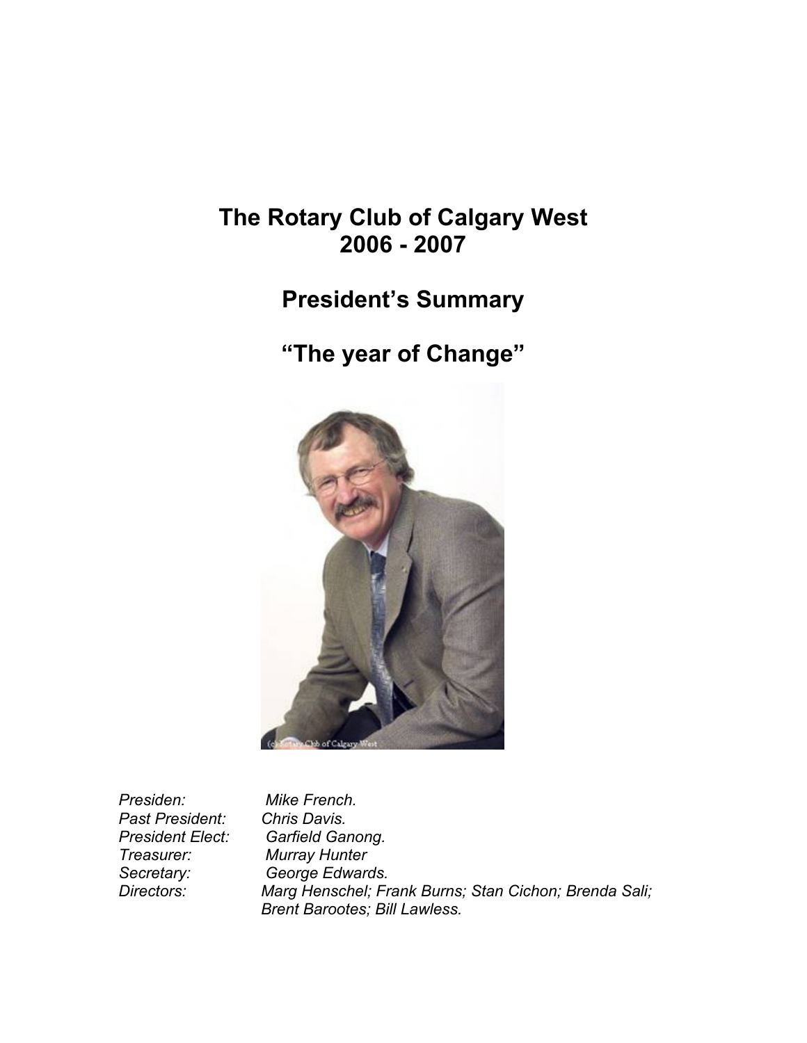# The Rotary Club of Calgary West
# 2006 - 2007

## President's Summary

## "The year of Change"

*Presiden:* *Mike French.*
*Past President:* *Chris Davis.*
*President Elect:* *Garfield Ganong.*
*Treasurer:* *Murray Hunter*
*Secretary:* *George Edwards.*
*Directors:* *Marg Henschel; Frank Burns; Stan Cichon; Brenda Sali; Brent Barootes; Bill Lawless.*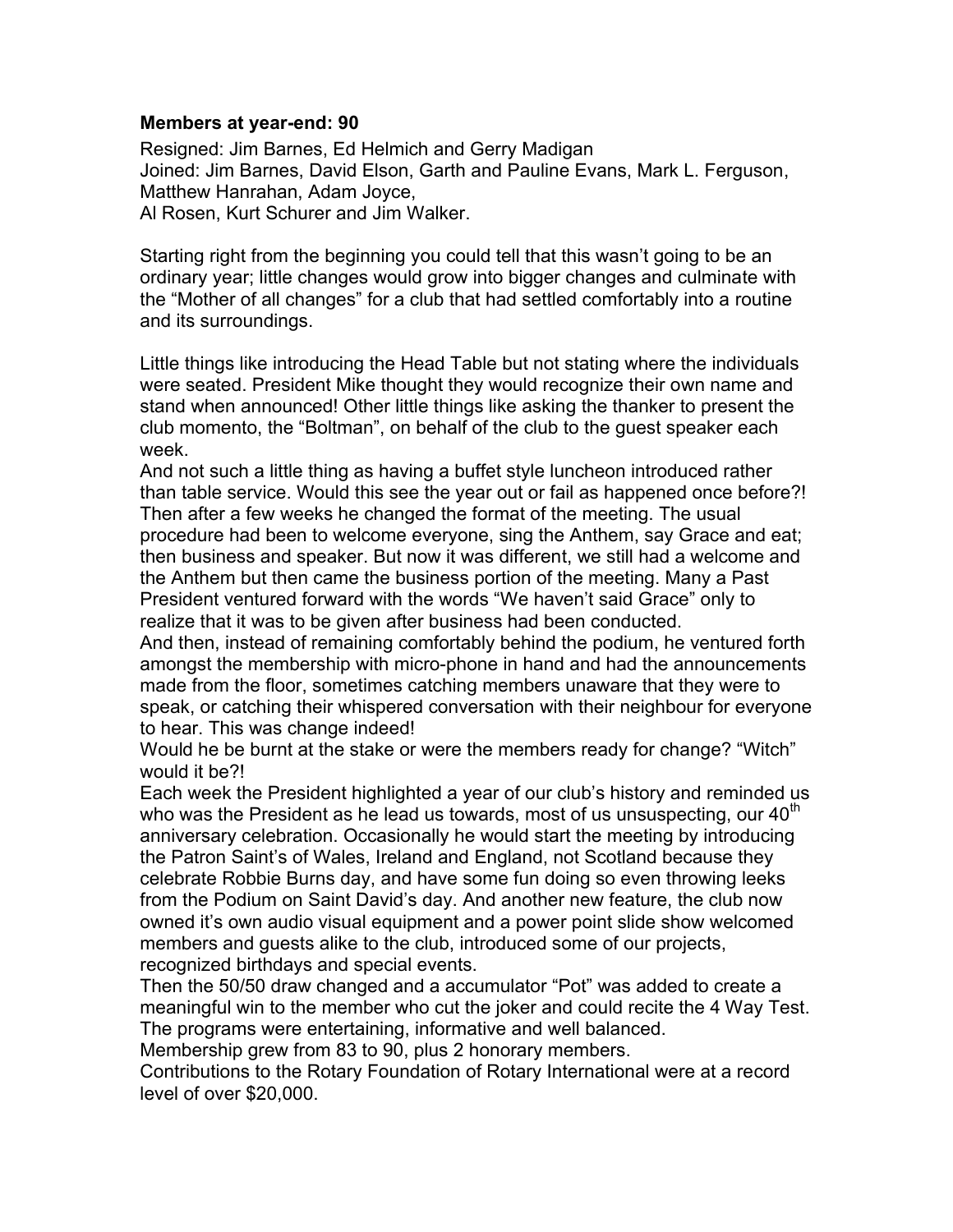**Members at year-end: 90**

Resigned: Jim Barnes, Ed Helmich and Gerry Madigan
Joined: Jim Barnes, David Elson, Garth and Pauline Evans, Mark L. Ferguson, Matthew Hanrahan, Adam Joyce,
Al Rosen, Kurt Schurer and Jim Walker.

Starting right from the beginning you could tell that this wasn't going to be an ordinary year; little changes would grow into bigger changes and culminate with the "Mother of all changes" for a club that had settled comfortably into a routine and its surroundings.

Little things like introducing the Head Table but not stating where the individuals were seated. President Mike thought they would recognize their own name and stand when announced! Other little things like asking the thanker to present the club momento, the "Boltman", on behalf of the club to the guest speaker each week.

And not such a little thing as having a buffet style luncheon introduced rather than table service. Would this see the year out or fail as happened once before?!

Then after a few weeks he changed the format of the meeting. The usual procedure had been to welcome everyone, sing the Anthem, say Grace and eat; then business and speaker. But now it was different, we still had a welcome and the Anthem but then came the business portion of the meeting. Many a Past President ventured forward with the words "We haven't said Grace" only to realize that it was to be given after business had been conducted.

And then, instead of remaining comfortably behind the podium, he ventured forth amongst the membership with micro-phone in hand and had the announcements made from the floor, sometimes catching members unaware that they were to speak, or catching their whispered conversation with their neighbour for everyone to hear. This was change indeed!

Would he be burnt at the stake or were the members ready for change? "Witch" would it be?!

Each week the President highlighted a year of our club's history and reminded us who was the President as he lead us towards, most of us unsuspecting, our 40th anniversary celebration. Occasionally he would start the meeting by introducing the Patron Saint's of Wales, Ireland and England, not Scotland because they celebrate Robbie Burns day, and have some fun doing so even throwing leeks from the Podium on Saint David's day. And another new feature, the club now owned it's own audio visual equipment and a power point slide show welcomed members and guests alike to the club, introduced some of our projects, recognized birthdays and special events.

Then the 50/50 draw changed and a accumulator "Pot" was added to create a meaningful win to the member who cut the joker and could recite the 4 Way Test.

The programs were entertaining, informative and well balanced.

Membership grew from 83 to 90, plus 2 honorary members.

Contributions to the Rotary Foundation of Rotary International were at a record level of over $20,000.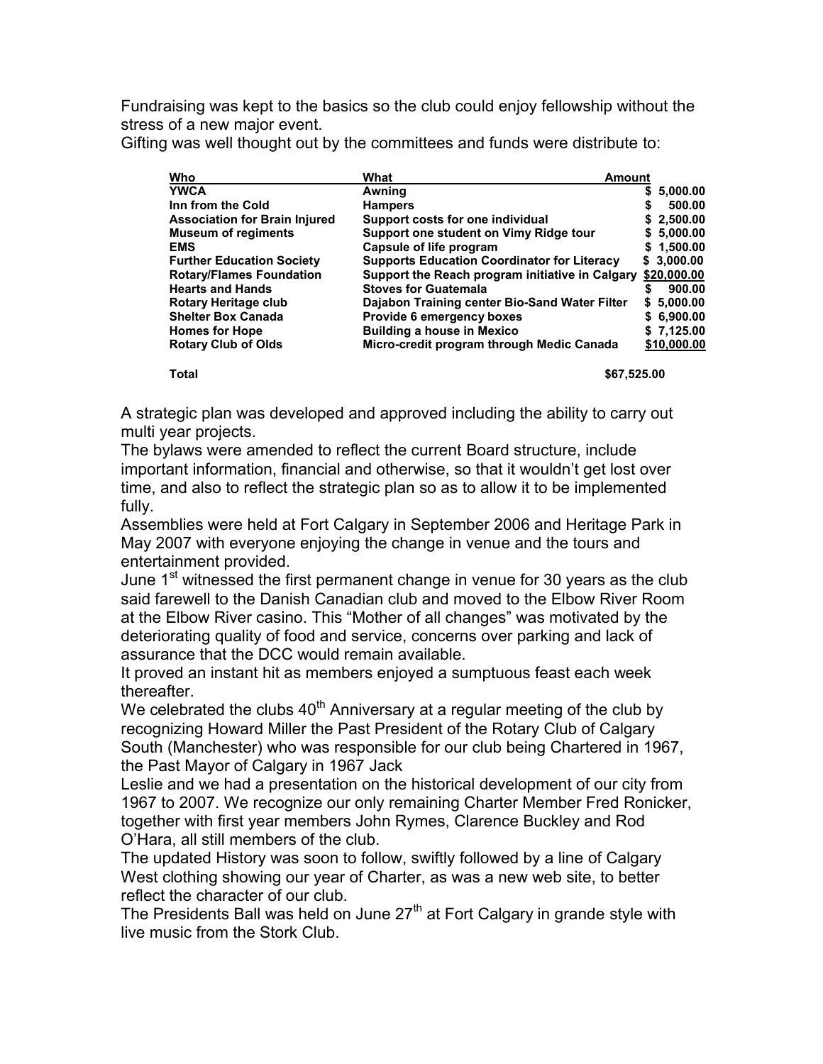Fundraising was kept to the basics so the club could enjoy fellowship without the stress of a new major event.

Gifting was well thought out by the committees and funds were distribute to:

| Who | What | Amount |
|---|---|---|
| **YWCA** | **Awning** | **$ 5,000.00** |
| **Inn from the Cold** | **Hampers** | **$ 500.00** |
| **Association for Brain Injured** | **Support costs for one individual** | **$ 2,500.00** |
| **Museum of regiments** | **Support one student on Vimy Ridge tour** | **$ 5,000.00** |
| **EMS** | **Capsule of life program** | **$ 1,500.00** |
| **Further Education Society** | **Supports Education Coordinator for Literacy** | **$ 3,000.00** |
| **Rotary/Flames Foundation** | **Support the Reach program initiative in Calgary** | **$20,000.00** |
| **Hearts and Hands** | **Stoves for Guatemala** | **$ 900.00** |
| **Rotary Heritage club** | **Dajabon Training center Bio-Sand Water Filter** | **$ 5,000.00** |
| **Shelter Box Canada** | **Provide 6 emergency boxes** | **$ 6,900.00** |
| **Homes for Hope** | **Building a house in Mexico** | **$ 7,125.00** |
| **Rotary Club of Olds** | **Micro-credit program through Medic Canada** | **$10,000.00** |
| **Total** | | **$67,525.00** |

A strategic plan was developed and approved including the ability to carry out multi year projects.

The bylaws were amended to reflect the current Board structure, include important information, financial and otherwise, so that it wouldn't get lost over time, and also to reflect the strategic plan so as to allow it to be implemented fully.

Assemblies were held at Fort Calgary in September 2006 and Heritage Park in May 2007 with everyone enjoying the change in venue and the tours and entertainment provided.

June 1st witnessed the first permanent change in venue for 30 years as the club said farewell to the Danish Canadian club and moved to the Elbow River Room at the Elbow River casino. This "Mother of all changes" was motivated by the deteriorating quality of food and service, concerns over parking and lack of assurance that the DCC would remain available.

It proved an instant hit as members enjoyed a sumptuous feast each week thereafter.

We celebrated the clubs 40th Anniversary at a regular meeting of the club by recognizing Howard Miller the Past President of the Rotary Club of Calgary South (Manchester) who was responsible for our club being Chartered in 1967, the Past Mayor of Calgary in 1967 Jack Leslie and we had a presentation on the historical development of our city from 1967 to 2007. We recognize our only remaining Charter Member Fred Ronicker, together with first year members John Rymes, Clarence Buckley and Rod O'Hara, all still members of the club.

The updated History was soon to follow, swiftly followed by a line of Calgary West clothing showing our year of Charter, as was a new web site, to better reflect the character of our club.

The Presidents Ball was held on June 27th at Fort Calgary in grande style with live music from the Stork Club.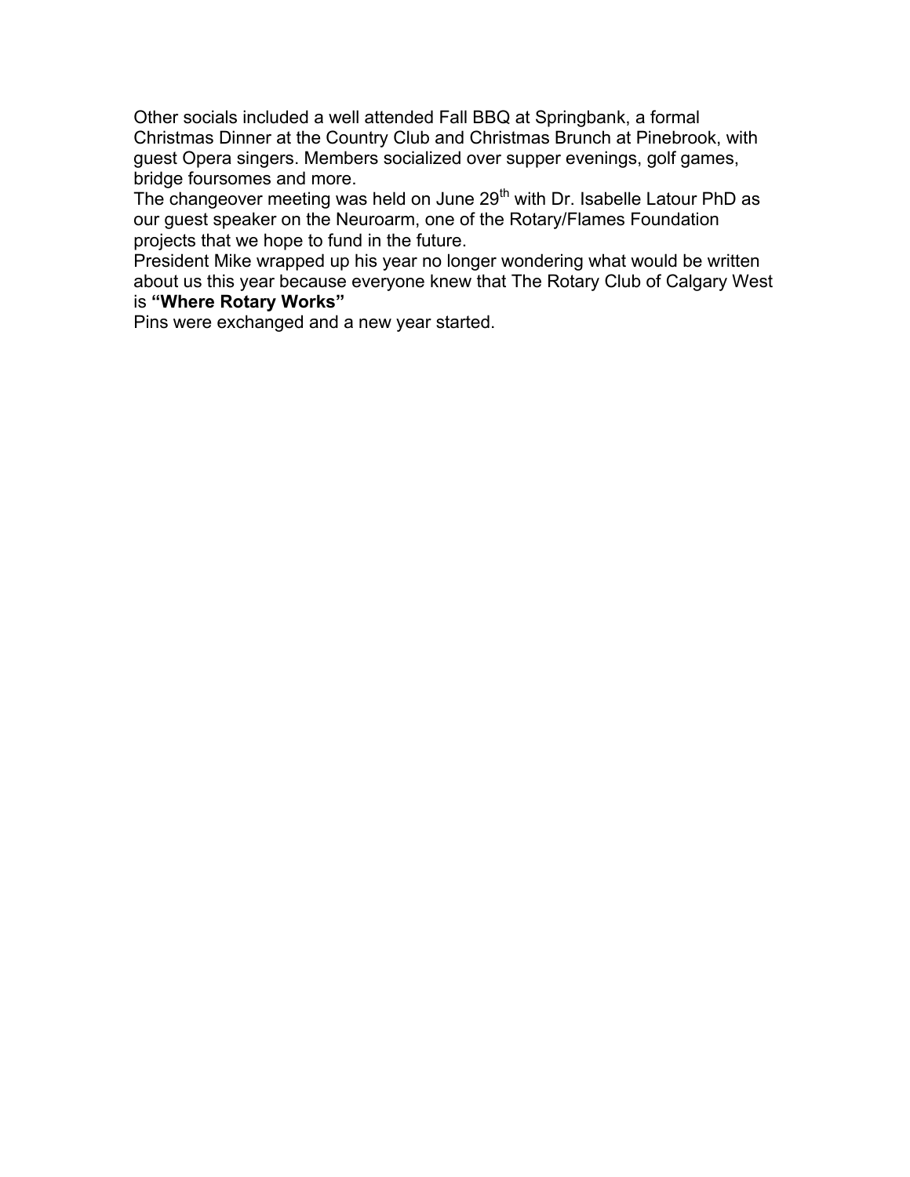Other socials included a well attended Fall BBQ at Springbank, a formal Christmas Dinner at the Country Club and Christmas Brunch at Pinebrook, with guest Opera singers. Members socialized over supper evenings, golf games, bridge foursomes and more.

The changeover meeting was held on June 29th with Dr. Isabelle Latour PhD as our guest speaker on the Neuroarm, one of the Rotary/Flames Foundation projects that we hope to fund in the future.

President Mike wrapped up his year no longer wondering what would be written about us this year because everyone knew that The Rotary Club of Calgary West is **“Where Rotary Works”**

Pins were exchanged and a new year started.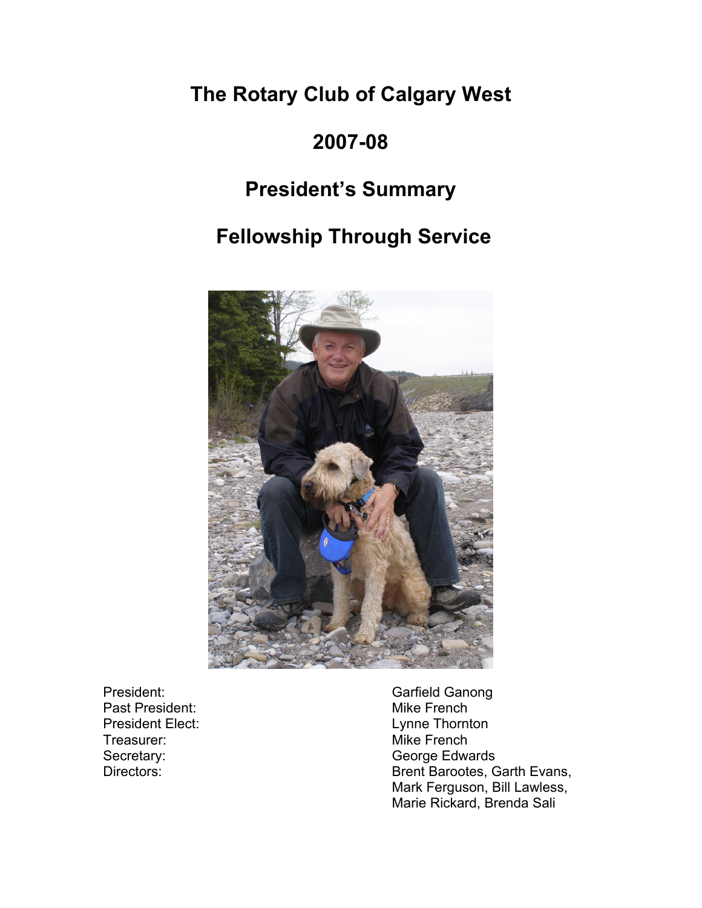# The Rotary Club of Calgary West

# 2007-08

# President's Summary

# Fellowship Through Service

| | |
|---|---|
| President: | Garfield Ganong |
| Past President: | Mike French |
| President Elect: | Lynne Thornton |
| Treasurer: | Mike French |
| Secretary: | George Edwards |
| Directors: | Brent Barootes, Garth Evans, Mark Ferguson, Bill Lawless, Marie Rickard, Brenda Sali |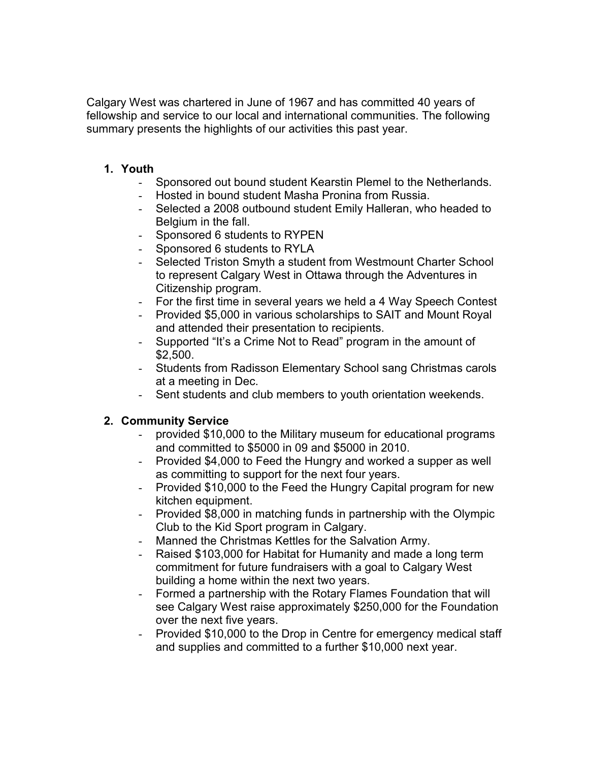Calgary West was chartered in June of 1967 and has committed 40 years of fellowship and service to our local and international communities. The following summary presents the highlights of our activities this past year.

1. **Youth**
   - Sponsored out bound student Kearstin Plemel to the Netherlands.
   - Hosted in bound student Masha Pronina from Russia.
   - Selected a 2008 outbound student Emily Halleran, who headed to Belgium in the fall.
   - Sponsored 6 students to RYPEN
   - Sponsored 6 students to RYLA
   - Selected Triston Smyth a student from Westmount Charter School to represent Calgary West in Ottawa through the Adventures in Citizenship program.
   - For the first time in several years we held a 4 Way Speech Contest
   - Provided $5,000 in various scholarships to SAIT and Mount Royal and attended their presentation to recipients.
   - Supported "It's a Crime Not to Read" program in the amount of $2,500.
   - Students from Radisson Elementary School sang Christmas carols at a meeting in Dec.
   - Sent students and club members to youth orientation weekends.

2. **Community Service**
   - provided $10,000 to the Military museum for educational programs and committed to $5000 in 09 and $5000 in 2010.
   - Provided $4,000 to Feed the Hungry and worked a supper as well as committing to support for the next four years.
   - Provided $10,000 to the Feed the Hungry Capital program for new kitchen equipment.
   - Provided $8,000 in matching funds in partnership with the Olympic Club to the Kid Sport program in Calgary.
   - Manned the Christmas Kettles for the Salvation Army.
   - Raised $103,000 for Habitat for Humanity and made a long term commitment for future fundraisers with a goal to Calgary West building a home within the next two years.
   - Formed a partnership with the Rotary Flames Foundation that will see Calgary West raise approximately $250,000 for the Foundation over the next five years.
   - Provided $10,000 to the Drop in Centre for emergency medical staff and supplies and committed to a further $10,000 next year.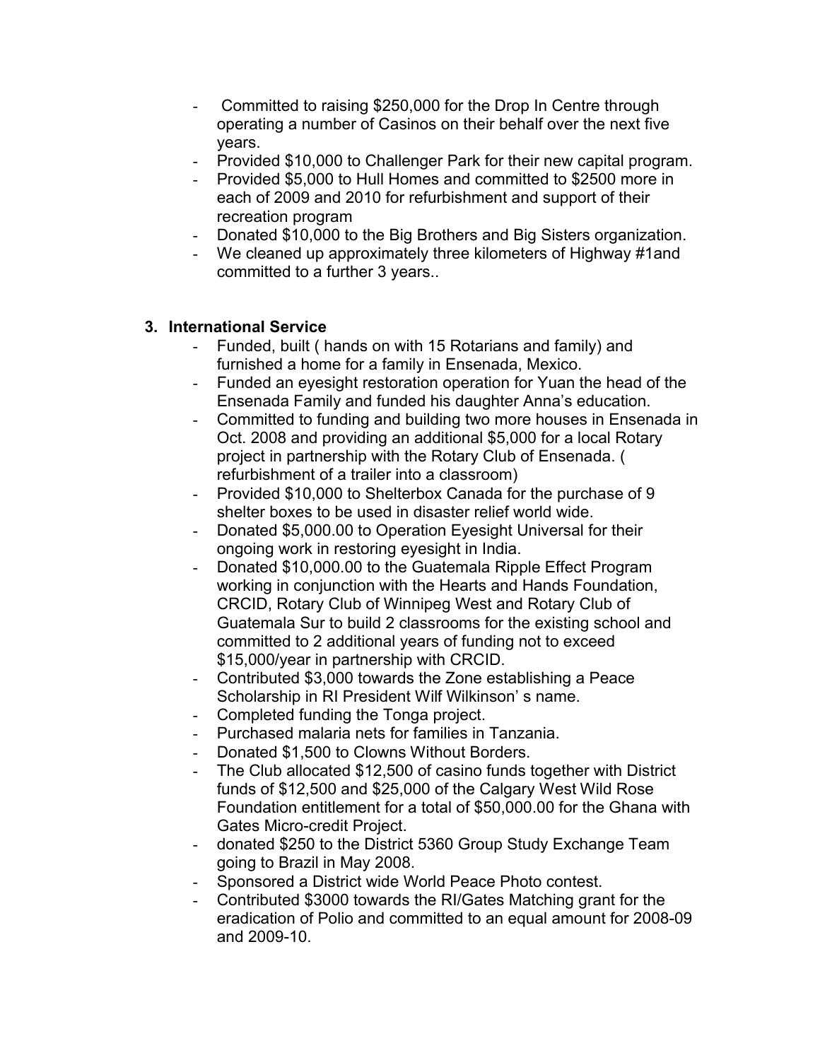- Committed to raising $250,000 for the Drop In Centre through operating a number of Casinos on their behalf over the next five years.
- Provided $10,000 to Challenger Park for their new capital program.
- Provided $5,000 to Hull Homes and committed to $2500 more in each of 2009 and 2010 for refurbishment and support of their recreation program
- Donated $10,000 to the Big Brothers and Big Sisters organization.
- We cleaned up approximately three kilometers of Highway #1and committed to a further 3 years..

### 3. International Service

- Funded, built ( hands on with 15 Rotarians and family) and furnished a home for a family in Ensenada, Mexico.
- Funded an eyesight restoration operation for Yuan the head of the Ensenada Family and funded his daughter Anna's education.
- Committed to funding and building two more houses in Ensenada in Oct. 2008 and providing an additional $5,000 for a local Rotary project in partnership with the Rotary Club of Ensenada. ( refurbishment of a trailer into a classroom)
- Provided $10,000 to Shelterbox Canada for the purchase of 9 shelter boxes to be used in disaster relief world wide.
- Donated $5,000.00 to Operation Eyesight Universal for their ongoing work in restoring eyesight in India.
- Donated $10,000.00 to the Guatemala Ripple Effect Program working in conjunction with the Hearts and Hands Foundation, CRCID, Rotary Club of Winnipeg West and Rotary Club of Guatemala Sur to build 2 classrooms for the existing school and committed to 2 additional years of funding not to exceed $15,000/year in partnership with CRCID.
- Contributed $3,000 towards the Zone establishing a Peace Scholarship in RI President Wilf Wilkinson' s name.
- Completed funding the Tonga project.
- Purchased malaria nets for families in Tanzania.
- Donated $1,500 to Clowns Without Borders.
- The Club allocated $12,500 of casino funds together with District funds of $12,500 and $25,000 of the Calgary West Wild Rose Foundation entitlement for a total of $50,000.00 for the Ghana with Gates Micro-credit Project.
- donated $250 to the District 5360 Group Study Exchange Team going to Brazil in May 2008.
- Sponsored a District wide World Peace Photo contest.
- Contributed $3000 towards the RI/Gates Matching grant for the eradication of Polio and committed to an equal amount for 2008-09 and 2009-10.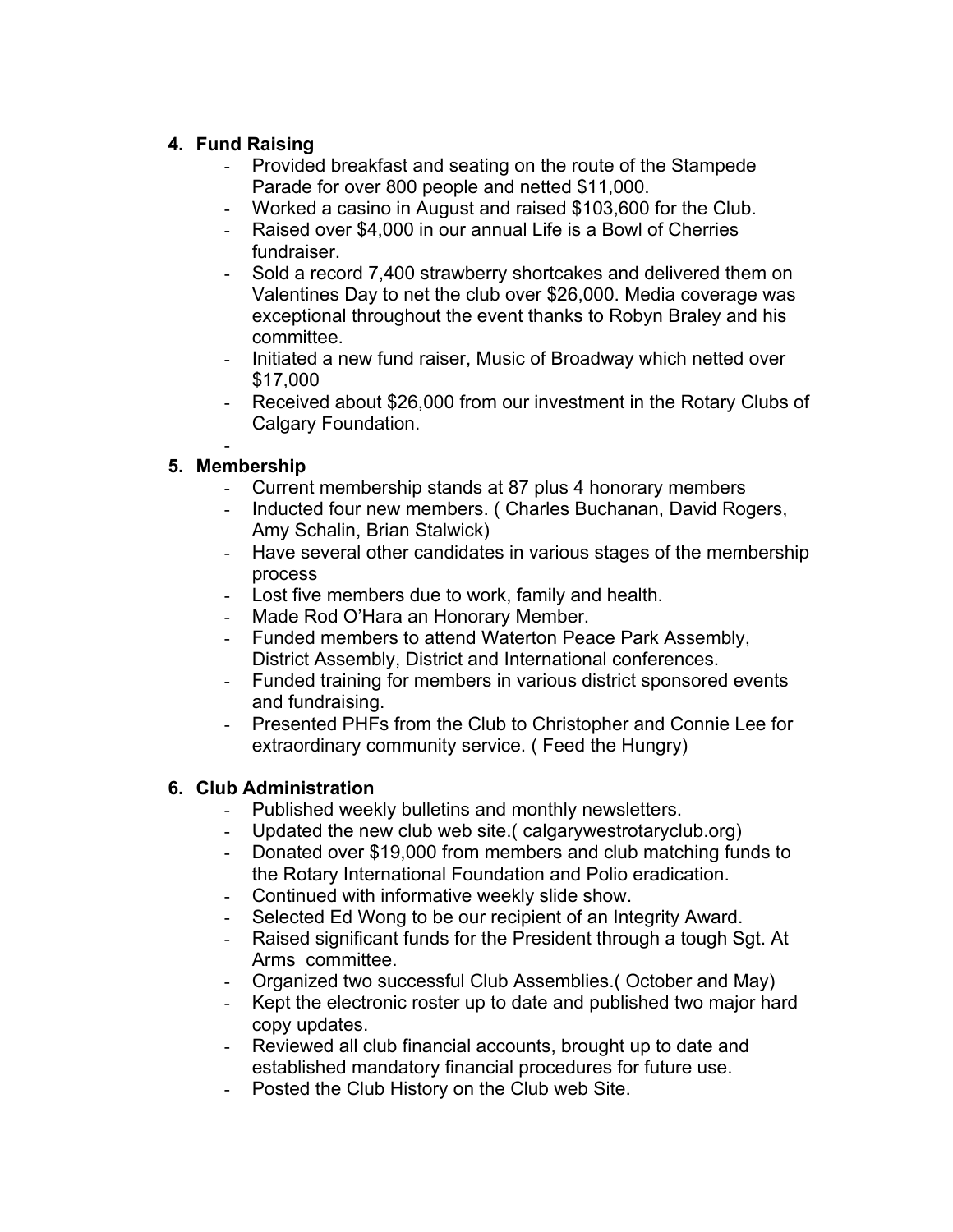4. **Fund Raising**
    - Provided breakfast and seating on the route of the Stampede Parade for over 800 people and netted $11,000.
    - Worked a casino in August and raised $103,600 for the Club.
    - Raised over $4,000 in our annual Life is a Bowl of Cherries fundraiser.
    - Sold a record 7,400 strawberry shortcakes and delivered them on Valentines Day to net the club over $26,000. Media coverage was exceptional throughout the event thanks to Robyn Braley and his committee.
    - Initiated a new fund raiser, Music of Broadway which netted over $17,000
    - Received about $26,000 from our investment in the Rotary Clubs of Calgary Foundation.
    -
5. **Membership**
    - Current membership stands at 87 plus 4 honorary members
    - Inducted four new members. ( Charles Buchanan, David Rogers, Amy Schalin, Brian Stalwick)
    - Have several other candidates in various stages of the membership process
    - Lost five members due to work, family and health.
    - Made Rod O'Hara an Honorary Member.
    - Funded members to attend Waterton Peace Park Assembly, District Assembly, District and International conferences.
    - Funded training for members in various district sponsored events and fundraising.
    - Presented PHFs from the Club to Christopher and Connie Lee for extraordinary community service. ( Feed the Hungry)

6. **Club Administration**
    - Published weekly bulletins and monthly newsletters.
    - Updated the new club web site.( calgarywestrotaryclub.org)
    - Donated over $19,000 from members and club matching funds to the Rotary International Foundation and Polio eradication.
    - Continued with informative weekly slide show.
    - Selected Ed Wong to be our recipient of an Integrity Award.
    - Raised significant funds for the President through a tough Sgt. At Arms committee.
    - Organized two successful Club Assemblies.( October and May)
    - Kept the electronic roster up to date and published two major hard copy updates.
    - Reviewed all club financial accounts, brought up to date and established mandatory financial procedures for future use.
    - Posted the Club History on the Club web Site.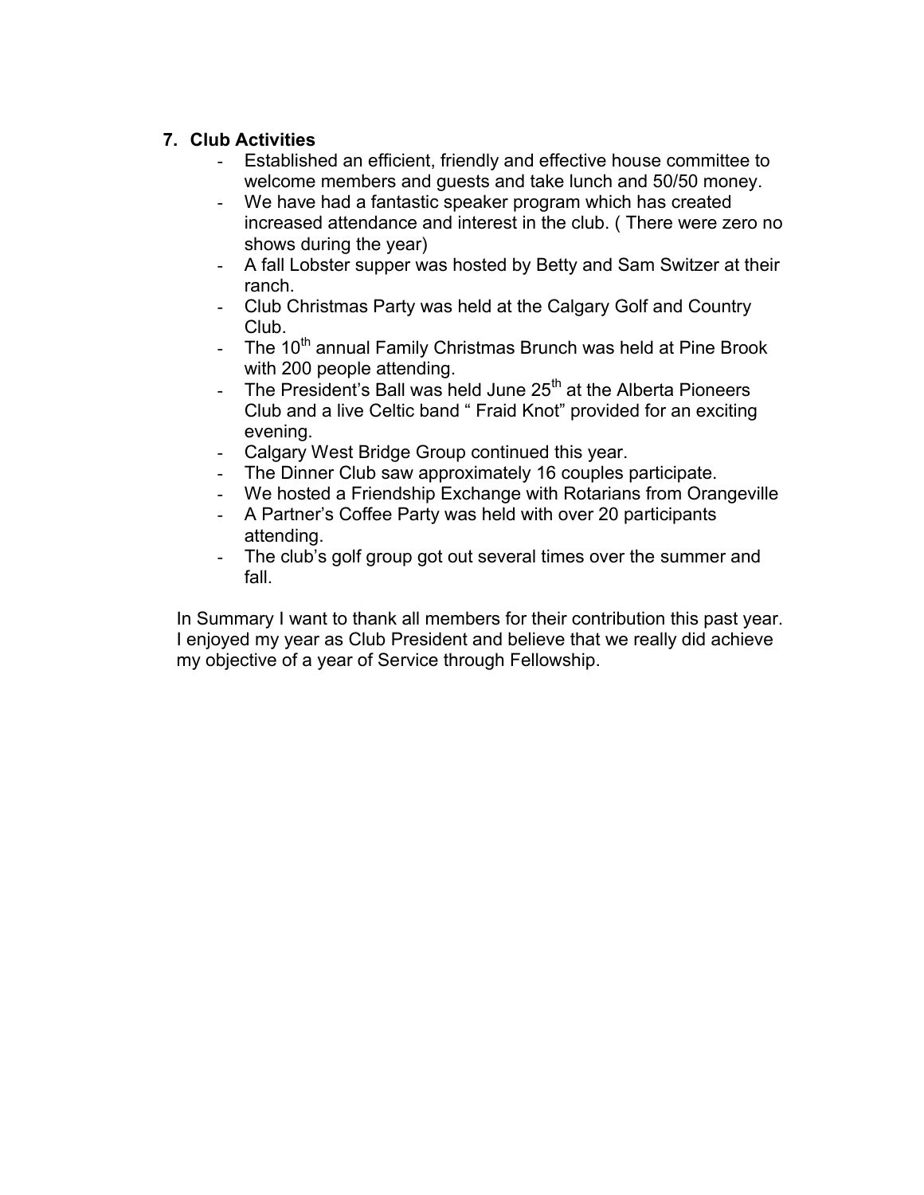### 7. Club Activities

- Established an efficient, friendly and effective house committee to welcome members and guests and take lunch and 50/50 money.
- We have had a fantastic speaker program which has created increased attendance and interest in the club. ( There were zero no shows during the year)
- A fall Lobster supper was hosted by Betty and Sam Switzer at their ranch.
- Club Christmas Party was held at the Calgary Golf and Country Club.
- The 10th annual Family Christmas Brunch was held at Pine Brook with 200 people attending.
- The President's Ball was held June 25th at the Alberta Pioneers Club and a live Celtic band " Fraid Knot" provided for an exciting evening.
- Calgary West Bridge Group continued this year.
- The Dinner Club saw approximately 16 couples participate.
- We hosted a Friendship Exchange with Rotarians from Orangeville
- A Partner's Coffee Party was held with over 20 participants attending.
- The club's golf group got out several times over the summer and fall.

In Summary I want to thank all members for their contribution this past year. I enjoyed my year as Club President and believe that we really did achieve my objective of a year of Service through Fellowship.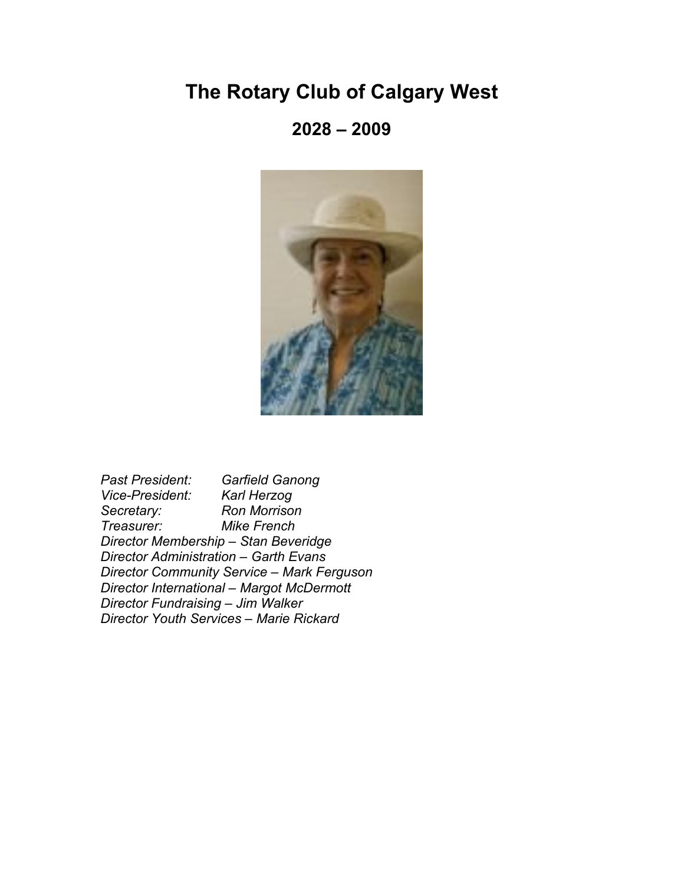# The Rotary Club of Calgary West

## 2028 – 2009

*Past President: Garfield Ganong*
*Vice-President: Karl Herzog*
*Secretary: Ron Morrison*
*Treasurer: Mike French*
*Director Membership – Stan Beveridge*
*Director Administration – Garth Evans*
*Director Community Service – Mark Ferguson*
*Director International – Margot McDermott*
*Director Fundraising – Jim Walker*
*Director Youth Services – Marie Rickard*